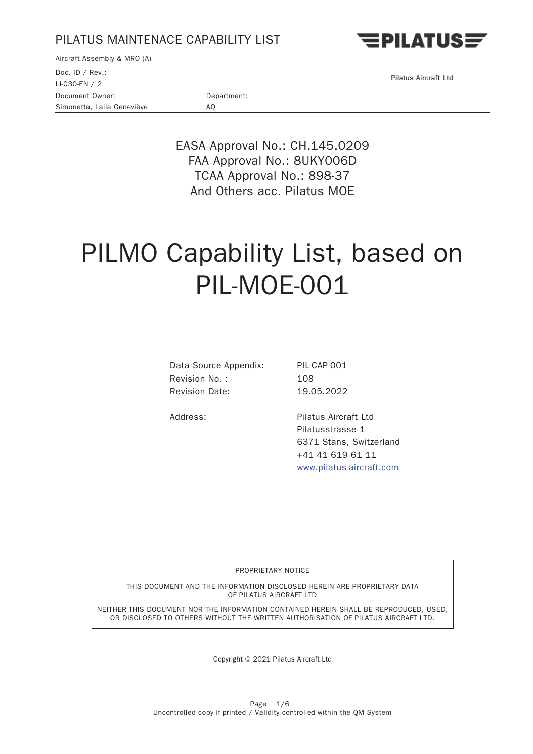PILATUS MAINTENACE CAPABILITY LIST

Aircraft Assembly & MRO (A)

Pilatus Aircraft Ltd

| Doc. ID / Rev.: | |
|---|---|
| LI-030-EN / 2 | |
| Document Owner: | Department: |
| Simonetta, Laila Geneviève | AQ |

EASA Approval No.: CH.145.0209
FAA Approval No.: 8UKY006D
TCAA Approval No.: 898-37
And Others acc. Pilatus MOE

# PILMO Capability List, based on PIL-MOE-001

| | |
|---|---|
| Data Source Appendix: | PIL-CAP-001 |
| Revision No. : | 108 |
| Revision Date: | 19.05.2022 |
| Address: | Pilatus Aircraft Ltd<br>Pilatusstrasse 1<br>6371 Stans, Switzerland<br>+41 41 619 61 11<br>www.pilatus-aircraft.com |

PROPRIETARY NOTICE

THIS DOCUMENT AND THE INFORMATION DISCLOSED HEREIN ARE PROPRIETARY DATA OF PILATUS AIRCRAFT LTD

NEITHER THIS DOCUMENT NOR THE INFORMATION CONTAINED HEREIN SHALL BE REPRODUCED, USED, OR DISCLOSED TO OTHERS WITHOUT THE WRITTEN AUTHORISATION OF PILATUS AIRCRAFT LTD.

Copyright © 2021 Pilatus Aircraft Ltd

Uncontrolled copy if printed / Validity controlled within the QM System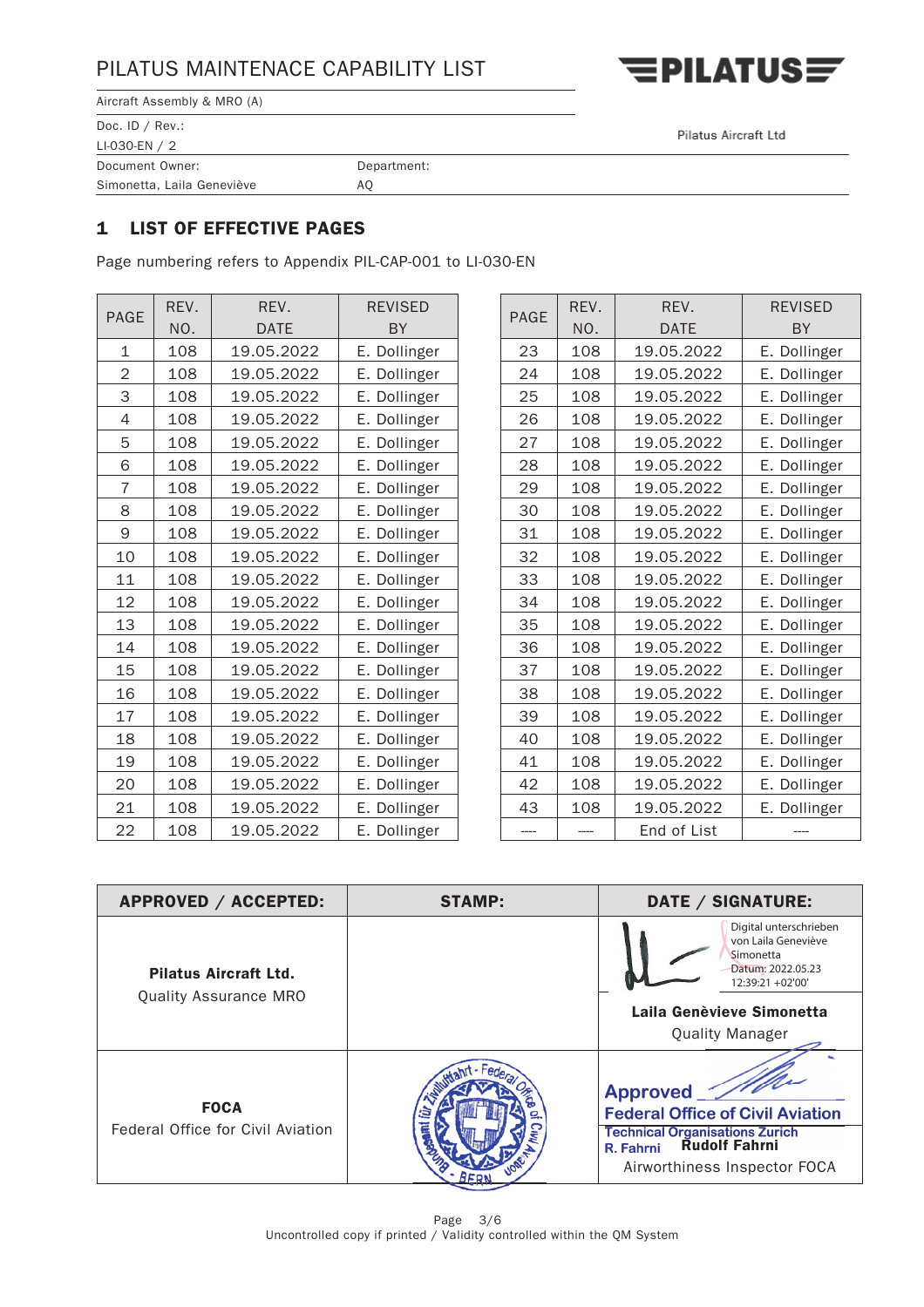PILATUS MAINTENACE CAPABILITY LIST

Aircraft Assembly & MRO (A)

Doc. ID / Rev.:
LI-030-EN / 2

Pilatus Aircraft Ltd

Document Owner: Simonetta, Laila Geneviève

Department: AQ

## 1 LIST OF EFFECTIVE PAGES

Page numbering refers to Appendix PIL-CAP-001 to LI-030-EN

| PAGE | REV. NO. | REV. DATE | REVISED BY |
|---|---|---|---|
| 1 | 108 | 19.05.2022 | E. Dollinger |
| 2 | 108 | 19.05.2022 | E. Dollinger |
| 3 | 108 | 19.05.2022 | E. Dollinger |
| 4 | 108 | 19.05.2022 | E. Dollinger |
| 5 | 108 | 19.05.2022 | E. Dollinger |
| 6 | 108 | 19.05.2022 | E. Dollinger |
| 7 | 108 | 19.05.2022 | E. Dollinger |
| 8 | 108 | 19.05.2022 | E. Dollinger |
| 9 | 108 | 19.05.2022 | E. Dollinger |
| 10 | 108 | 19.05.2022 | E. Dollinger |
| 11 | 108 | 19.05.2022 | E. Dollinger |
| 12 | 108 | 19.05.2022 | E. Dollinger |
| 13 | 108 | 19.05.2022 | E. Dollinger |
| 14 | 108 | 19.05.2022 | E. Dollinger |
| 15 | 108 | 19.05.2022 | E. Dollinger |
| 16 | 108 | 19.05.2022 | E. Dollinger |
| 17 | 108 | 19.05.2022 | E. Dollinger |
| 18 | 108 | 19.05.2022 | E. Dollinger |
| 19 | 108 | 19.05.2022 | E. Dollinger |
| 20 | 108 | 19.05.2022 | E. Dollinger |
| 21 | 108 | 19.05.2022 | E. Dollinger |
| 22 | 108 | 19.05.2022 | E. Dollinger |
| 23 | 108 | 19.05.2022 | E. Dollinger |
| 24 | 108 | 19.05.2022 | E. Dollinger |
| 25 | 108 | 19.05.2022 | E. Dollinger |
| 26 | 108 | 19.05.2022 | E. Dollinger |
| 27 | 108 | 19.05.2022 | E. Dollinger |
| 28 | 108 | 19.05.2022 | E. Dollinger |
| 29 | 108 | 19.05.2022 | E. Dollinger |
| 30 | 108 | 19.05.2022 | E. Dollinger |
| 31 | 108 | 19.05.2022 | E. Dollinger |
| 32 | 108 | 19.05.2022 | E. Dollinger |
| 33 | 108 | 19.05.2022 | E. Dollinger |
| 34 | 108 | 19.05.2022 | E. Dollinger |
| 35 | 108 | 19.05.2022 | E. Dollinger |
| 36 | 108 | 19.05.2022 | E. Dollinger |
| 37 | 108 | 19.05.2022 | E. Dollinger |
| 38 | 108 | 19.05.2022 | E. Dollinger |
| 39 | 108 | 19.05.2022 | E. Dollinger |
| 40 | 108 | 19.05.2022 | E. Dollinger |
| 41 | 108 | 19.05.2022 | E. Dollinger |
| 42 | 108 | 19.05.2022 | E. Dollinger |
| 43 | 108 | 19.05.2022 | E. Dollinger |
| ---- | ---- | End of List | ---- |

| APPROVED / ACCEPTED: | STAMP: | DATE / SIGNATURE: |
|---|---|---|
| **Pilatus Aircraft Ltd.** Quality Assurance MRO | | Digital unterschrieben von Laila Geneviève Simonetta Datum: 2022.05.23 12:39:21 +02'00' **Laila Genèvieve Simonetta** Quality Manager |
| **FOCA** Federal Office for Civil Aviation | Bundesamt für Zivilluftfahrt - Federal Office of Civil Aviation - BERN | Approved Federal Office of Civil Aviation Technical Organisations Zurich R. Fahrni **Rudolf Fahrni** Airworthiness Inspector FOCA |

Uncontrolled copy if printed / Validity controlled within the QM System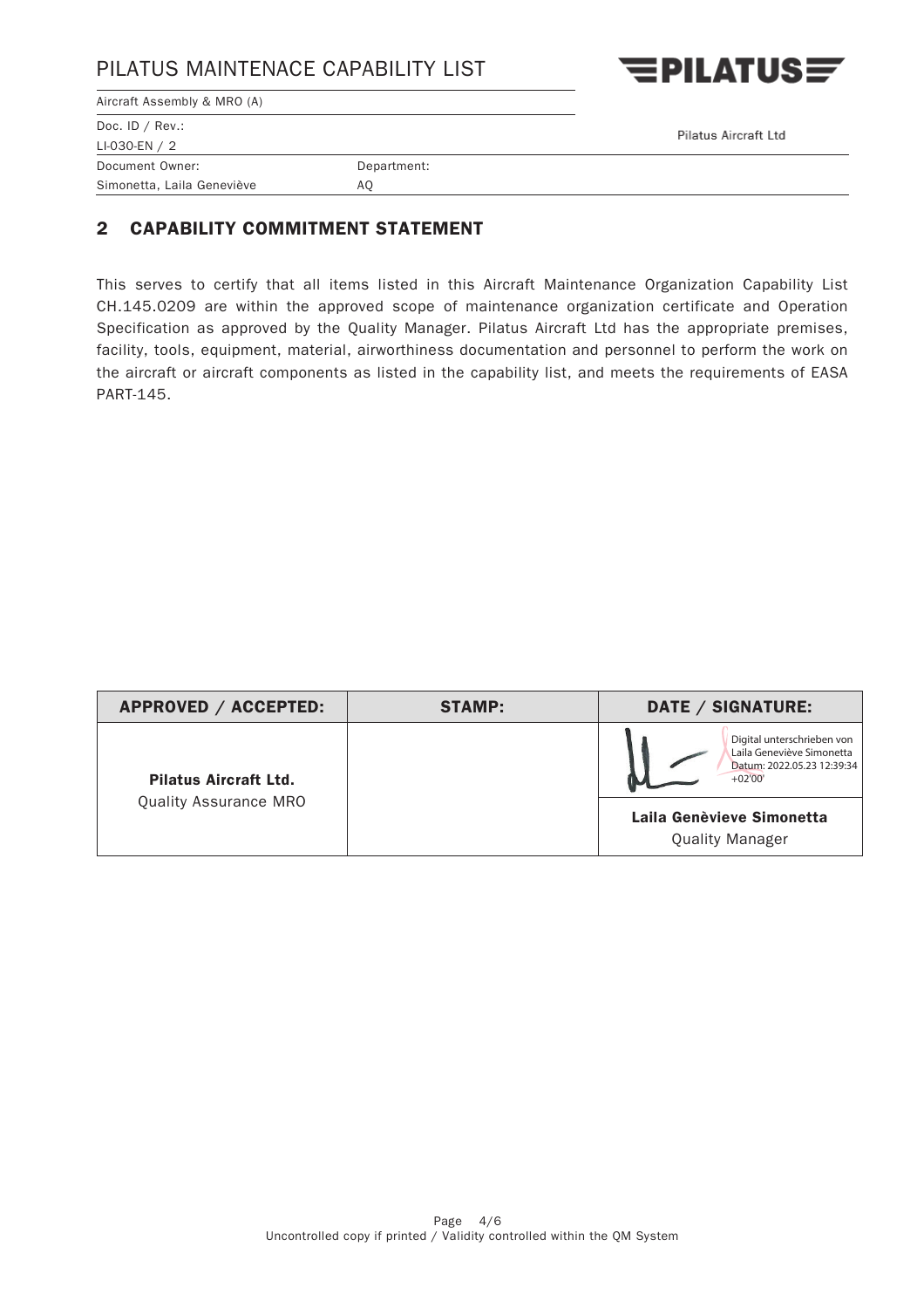## 2 CAPABILITY COMMITMENT STATEMENT

This serves to certify that all items listed in this Aircraft Maintenance Organization Capability List CH.145.0209 are within the approved scope of maintenance organization certificate and Operation Specification as approved by the Quality Manager. Pilatus Aircraft Ltd has the appropriate premises, facility, tools, equipment, material, airworthiness documentation and personnel to perform the work on the aircraft or aircraft components as listed in the capability list, and meets the requirements of EASA PART-145.

| APPROVED / ACCEPTED: | STAMP: | DATE / SIGNATURE: |
|---|---|---|
| **Pilatus Aircraft Ltd.**<br>Quality Assurance MRO | | Digital unterschrieben von Laila Geneviève Simonetta Datum: 2022.05.23 12:39:34 +02'00'<br>**Laila Genèvieve Simonetta**<br>Quality Manager |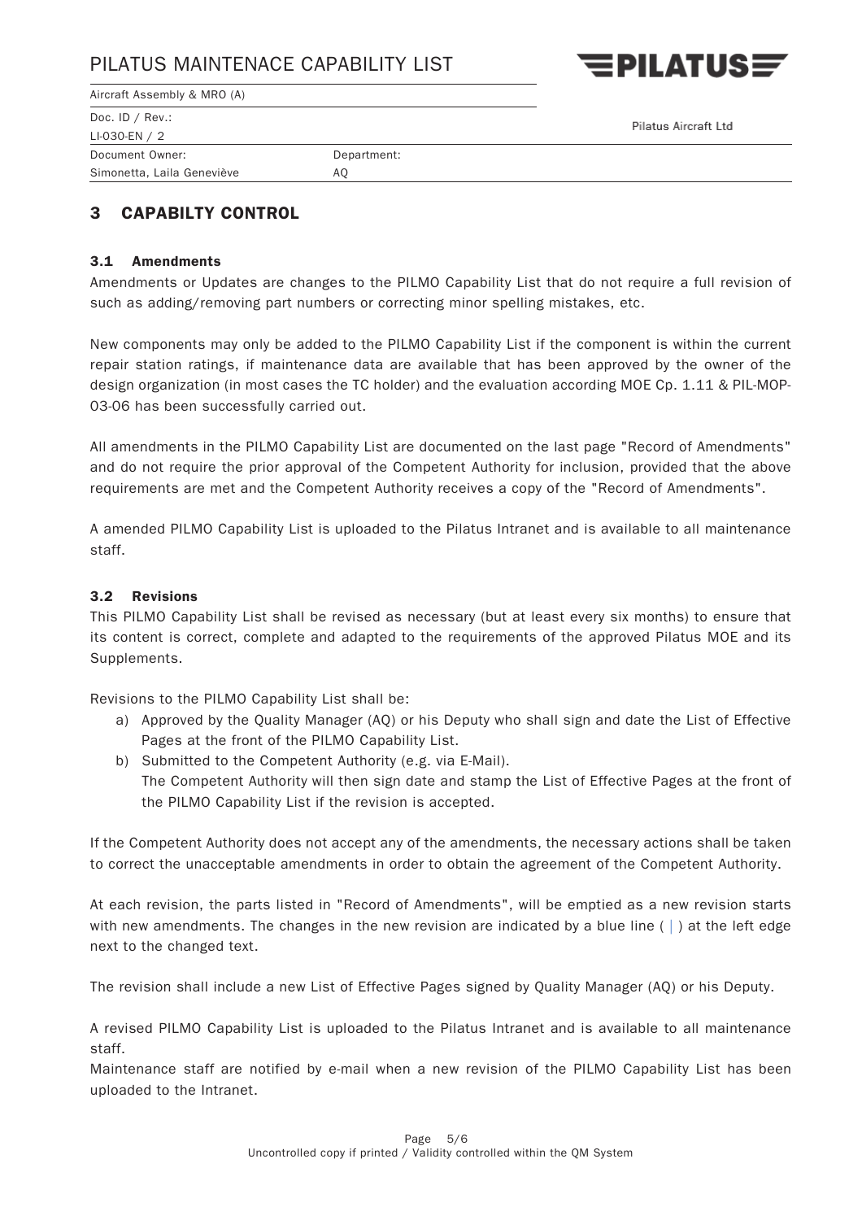## 3 CAPABILTY CONTROL

### 3.1 Amendments

Amendments or Updates are changes to the PILMO Capability List that do not require a full revision of such as adding/removing part numbers or correcting minor spelling mistakes, etc.

New components may only be added to the PILMO Capability List if the component is within the current repair station ratings, if maintenance data are available that has been approved by the owner of the design organization (in most cases the TC holder) and the evaluation according MOE Cp. 1.11 & PIL-MOP-03-06 has been successfully carried out.

All amendments in the PILMO Capability List are documented on the last page "Record of Amendments" and do not require the prior approval of the Competent Authority for inclusion, provided that the above requirements are met and the Competent Authority receives a copy of the "Record of Amendments".

A amended PILMO Capability List is uploaded to the Pilatus Intranet and is available to all maintenance staff.

### 3.2 Revisions

This PILMO Capability List shall be revised as necessary (but at least every six months) to ensure that its content is correct, complete and adapted to the requirements of the approved Pilatus MOE and its Supplements.

Revisions to the PILMO Capability List shall be:

a) Approved by the Quality Manager (AQ) or his Deputy who shall sign and date the List of Effective Pages at the front of the PILMO Capability List.
b) Submitted to the Competent Authority (e.g. via E-Mail).
   The Competent Authority will then sign date and stamp the List of Effective Pages at the front of the PILMO Capability List if the revision is accepted.

If the Competent Authority does not accept any of the amendments, the necessary actions shall be taken to correct the unacceptable amendments in order to obtain the agreement of the Competent Authority.

At each revision, the parts listed in "Record of Amendments", will be emptied as a new revision starts with new amendments. The changes in the new revision are indicated by a blue line ( | ) at the left edge next to the changed text.

The revision shall include a new List of Effective Pages signed by Quality Manager (AQ) or his Deputy.

A revised PILMO Capability List is uploaded to the Pilatus Intranet and is available to all maintenance staff.
Maintenance staff are notified by e-mail when a new revision of the PILMO Capability List has been uploaded to the Intranet.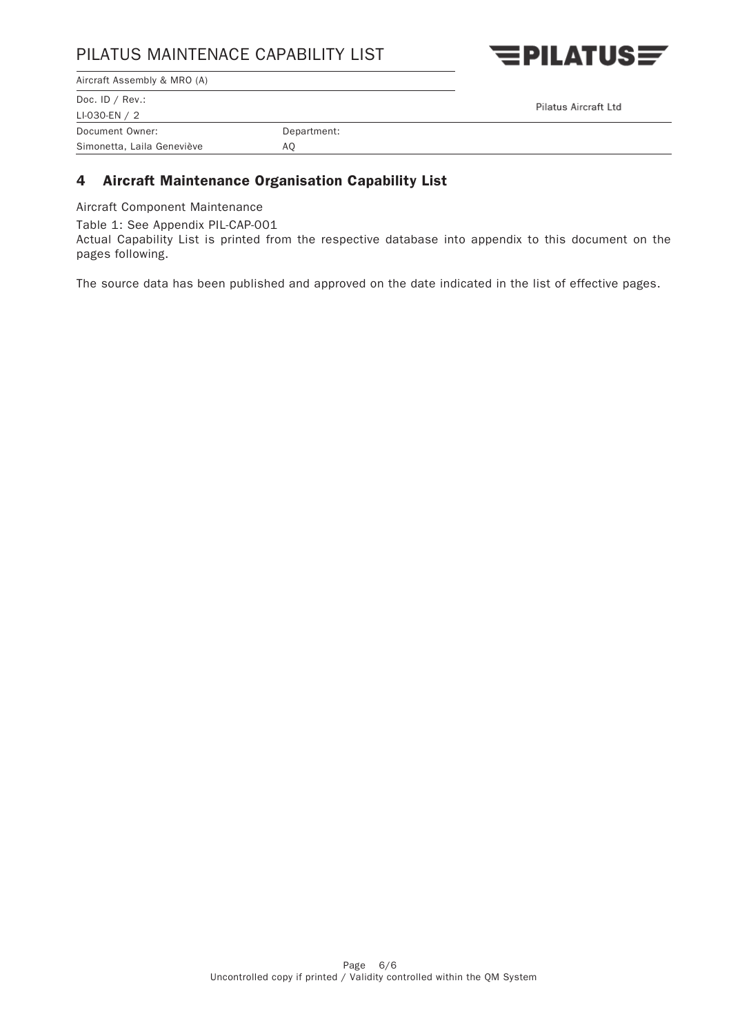## 4 Aircraft Maintenance Organisation Capability List

Aircraft Component Maintenance

Table 1: See Appendix PIL-CAP-001
Actual Capability List is printed from the respective database into appendix to this document on the pages following.

The source data has been published and approved on the date indicated in the list of effective pages.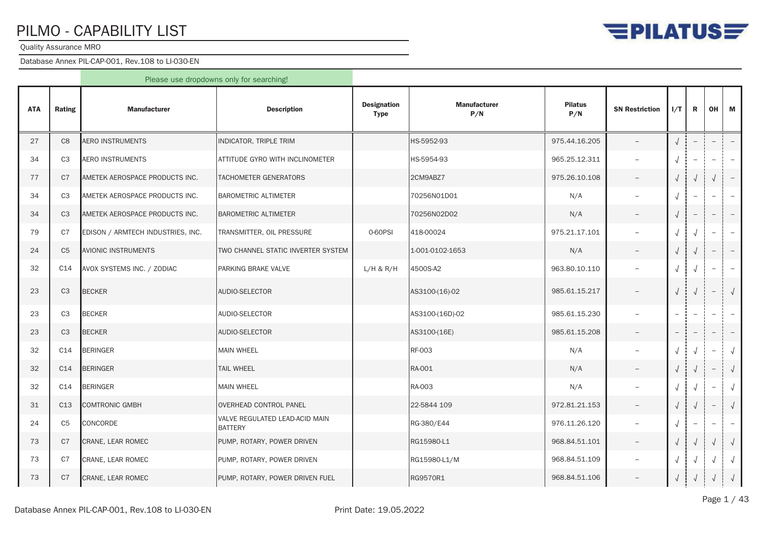# PILMO - CAPABILITY LIST

Quality Assurance MRO

Database Annex PIL-CAP-001, Rev.108 to LI-030-EN

Please use dropdowns only for searching!

| ATA | Rating | Manufacturer | Description | Designation Type | Manufacturer P/N | Pilatus P/N | SN Restriction | I/T | R | OH | M |
|---|---|---|---|---|---|---|---|---|---|---|---|
| 27 | C8 | AERO INSTRUMENTS | INDICATOR, TRIPLE TRIM | | HS-5952-93 | 975.44.16.205 | – | √ | – | – | – |
| 34 | C3 | AERO INSTRUMENTS | ATTITUDE GYRO WITH INCLINOMETER | | HS-5954-93 | 965.25.12.311 | – | √ | – | – | – |
| 77 | C7 | AMETEK AEROSPACE PRODUCTS INC. | TACHOMETER GENERATORS | | 2CM9ABZ7 | 975.26.10.108 | – | √ | √ | √ | – |
| 34 | C3 | AMETEK AEROSPACE PRODUCTS INC. | BAROMETRIC ALTIMETER | | 70256N01D01 | N/A | – | √ | – | – | – |
| 34 | C3 | AMETEK AEROSPACE PRODUCTS INC. | BAROMETRIC ALTIMETER | | 70256N02D02 | N/A | – | √ | – | – | – |
| 79 | C7 | EDISON / ARMTECH INDUSTRIES, INC. | TRANSMITTER, OIL PRESSURE | 0-60PSI | 418-00024 | 975.21.17.101 | – | √ | √ | – | – |
| 24 | C5 | AVIONIC INSTRUMENTS | TWO CHANNEL STATIC INVERTER SYSTEM | | 1-001-0102-1653 | N/A | – | √ | √ | – | – |
| 32 | C14 | AVOX SYSTEMS INC. / ZODIAC | PARKING BRAKE VALVE | L/H & R/H | 4500S-A2 | 963.80.10.110 | – | √ | √ | – | – |
| 23 | C3 | BECKER | AUDIO-SELECTOR | | AS3100-(16)-02 | 985.61.15.217 | – | √ | √ | – | √ |
| 23 | C3 | BECKER | AUDIO-SELECTOR | | AS3100-(16D)-02 | 985.61.15.230 | – | – | – | – | – |
| 23 | C3 | BECKER | AUDIO-SELECTOR | | AS3100-(16E) | 985.61.15.208 | – | – | – | – | – |
| 32 | C14 | BERINGER | MAIN WHEEL | | RF-003 | N/A | – | √ | √ | – | √ |
| 32 | C14 | BERINGER | TAIL WHEEL | | RA-001 | N/A | – | √ | √ | – | √ |
| 32 | C14 | BERINGER | MAIN WHEEL | | RA-003 | N/A | – | √ | √ | – | √ |
| 31 | C13 | COMTRONIC GMBH | OVERHEAD CONTROL PANEL | | 22-5844 109 | 972.81.21.153 | – | √ | √ | – | √ |
| 24 | C5 | CONCORDE | VALVE REGULATED LEAD-ACID MAIN BATTERY | | RG-380/E44 | 976.11.26.120 | – | √ | – | – | – |
| 73 | C7 | CRANE, LEAR ROMEC | PUMP, ROTARY, POWER DRIVEN | | RG15980-L1 | 968.84.51.101 | – | √ | √ | √ | √ |
| 73 | C7 | CRANE, LEAR ROMEC | PUMP, ROTARY, POWER DRIVEN | | RG15980-L1/M | 968.84.51.109 | – | √ | √ | √ | √ |
| 73 | C7 | CRANE, LEAR ROMEC | PUMP, ROTARY, POWER DRIVEN FUEL | | RG9570R1 | 968.84.51.106 | – | √ | √ | √ | √ |

Database Annex PIL-CAP-001, Rev.108 to LI-030-EN Print Date: 19.05.2022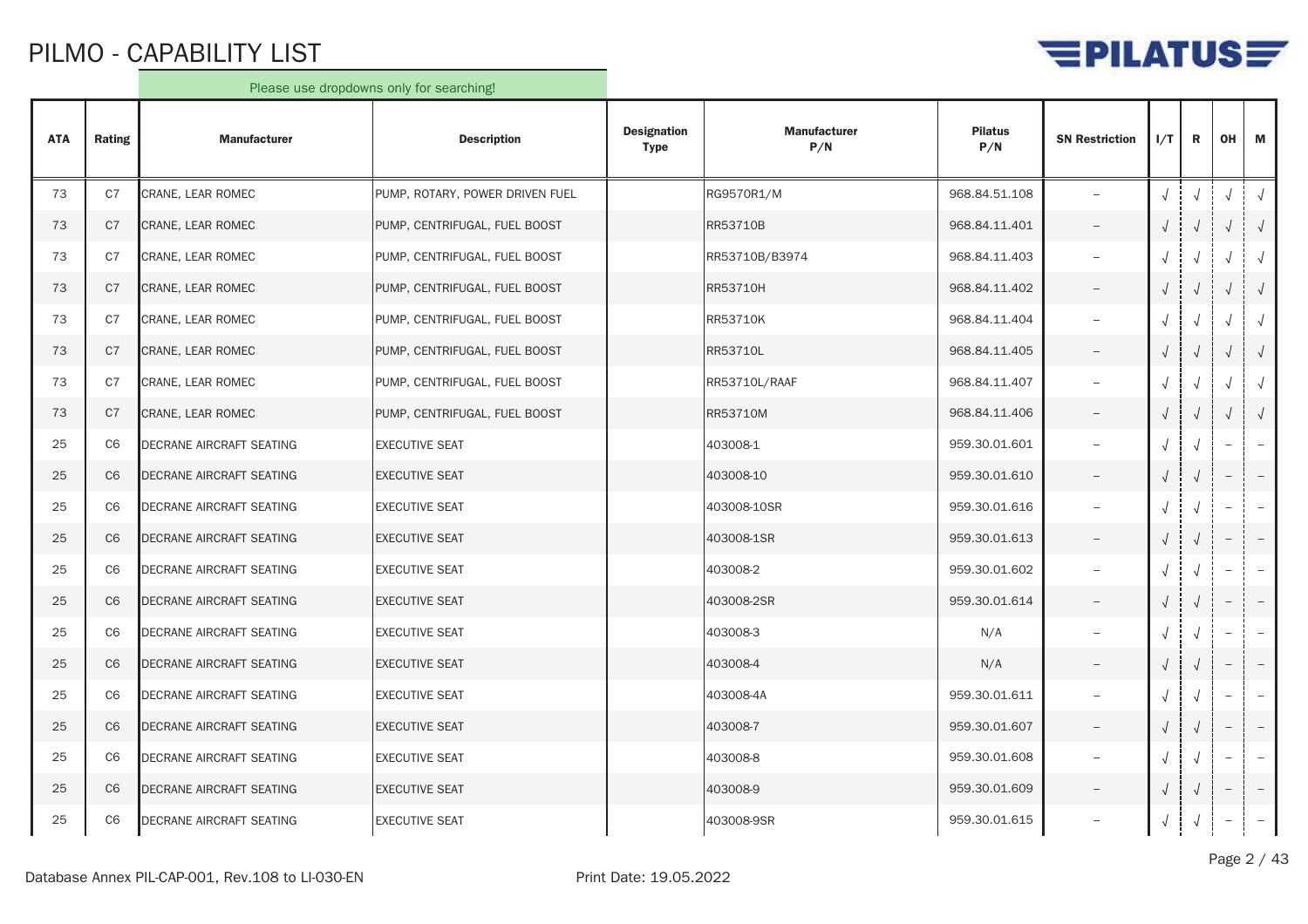# PILMO - CAPABILITY LIST

Please use dropdowns only for searching!

| ATA | Rating | Manufacturer | Description | Designation Type | Manufacturer P/N | Pilatus P/N | SN Restriction | I/T | R | OH | M |
|---|---|---|---|---|---|---|---|---|---|---|---|
| 73 | C7 | CRANE, LEAR ROMEC | PUMP, ROTARY, POWER DRIVEN FUEL | | RG9570R1/M | 968.84.51.108 | – | √ | √ | √ | √ |
| 73 | C7 | CRANE, LEAR ROMEC | PUMP, CENTRIFUGAL, FUEL BOOST | | RR53710B | 968.84.11.401 | – | √ | √ | √ | √ |
| 73 | C7 | CRANE, LEAR ROMEC | PUMP, CENTRIFUGAL, FUEL BOOST | | RR53710B/B3974 | 968.84.11.403 | – | √ | √ | √ | √ |
| 73 | C7 | CRANE, LEAR ROMEC | PUMP, CENTRIFUGAL, FUEL BOOST | | RR53710H | 968.84.11.402 | – | √ | √ | √ | √ |
| 73 | C7 | CRANE, LEAR ROMEC | PUMP, CENTRIFUGAL, FUEL BOOST | | RR53710K | 968.84.11.404 | – | √ | √ | √ | √ |
| 73 | C7 | CRANE, LEAR ROMEC | PUMP, CENTRIFUGAL, FUEL BOOST | | RR53710L | 968.84.11.405 | – | √ | √ | √ | √ |
| 73 | C7 | CRANE, LEAR ROMEC | PUMP, CENTRIFUGAL, FUEL BOOST | | RR53710L/RAAF | 968.84.11.407 | – | √ | √ | √ | √ |
| 73 | C7 | CRANE, LEAR ROMEC | PUMP, CENTRIFUGAL, FUEL BOOST | | RR53710M | 968.84.11.406 | – | √ | √ | √ | √ |
| 25 | C6 | DECRANE AIRCRAFT SEATING | EXECUTIVE SEAT | | 403008-1 | 959.30.01.601 | – | √ | √ | – | – |
| 25 | C6 | DECRANE AIRCRAFT SEATING | EXECUTIVE SEAT | | 403008-10 | 959.30.01.610 | – | √ | √ | – | – |
| 25 | C6 | DECRANE AIRCRAFT SEATING | EXECUTIVE SEAT | | 403008-10SR | 959.30.01.616 | – | √ | √ | – | – |
| 25 | C6 | DECRANE AIRCRAFT SEATING | EXECUTIVE SEAT | | 403008-1SR | 959.30.01.613 | – | √ | √ | – | – |
| 25 | C6 | DECRANE AIRCRAFT SEATING | EXECUTIVE SEAT | | 403008-2 | 959.30.01.602 | – | √ | √ | – | – |
| 25 | C6 | DECRANE AIRCRAFT SEATING | EXECUTIVE SEAT | | 403008-2SR | 959.30.01.614 | – | √ | √ | – | – |
| 25 | C6 | DECRANE AIRCRAFT SEATING | EXECUTIVE SEAT | | 403008-3 | N/A | – | √ | √ | – | – |
| 25 | C6 | DECRANE AIRCRAFT SEATING | EXECUTIVE SEAT | | 403008-4 | N/A | – | √ | √ | – | – |
| 25 | C6 | DECRANE AIRCRAFT SEATING | EXECUTIVE SEAT | | 403008-4A | 959.30.01.611 | – | √ | √ | – | – |
| 25 | C6 | DECRANE AIRCRAFT SEATING | EXECUTIVE SEAT | | 403008-7 | 959.30.01.607 | – | √ | √ | – | – |
| 25 | C6 | DECRANE AIRCRAFT SEATING | EXECUTIVE SEAT | | 403008-8 | 959.30.01.608 | – | √ | √ | – | – |
| 25 | C6 | DECRANE AIRCRAFT SEATING | EXECUTIVE SEAT | | 403008-9 | 959.30.01.609 | – | √ | √ | – | – |
| 25 | C6 | DECRANE AIRCRAFT SEATING | EXECUTIVE SEAT | | 403008-9SR | 959.30.01.615 | – | √ | √ | – | – |

Database Annex PIL-CAP-001, Rev.108 to LI-030-EN

Print Date: 19.05.2022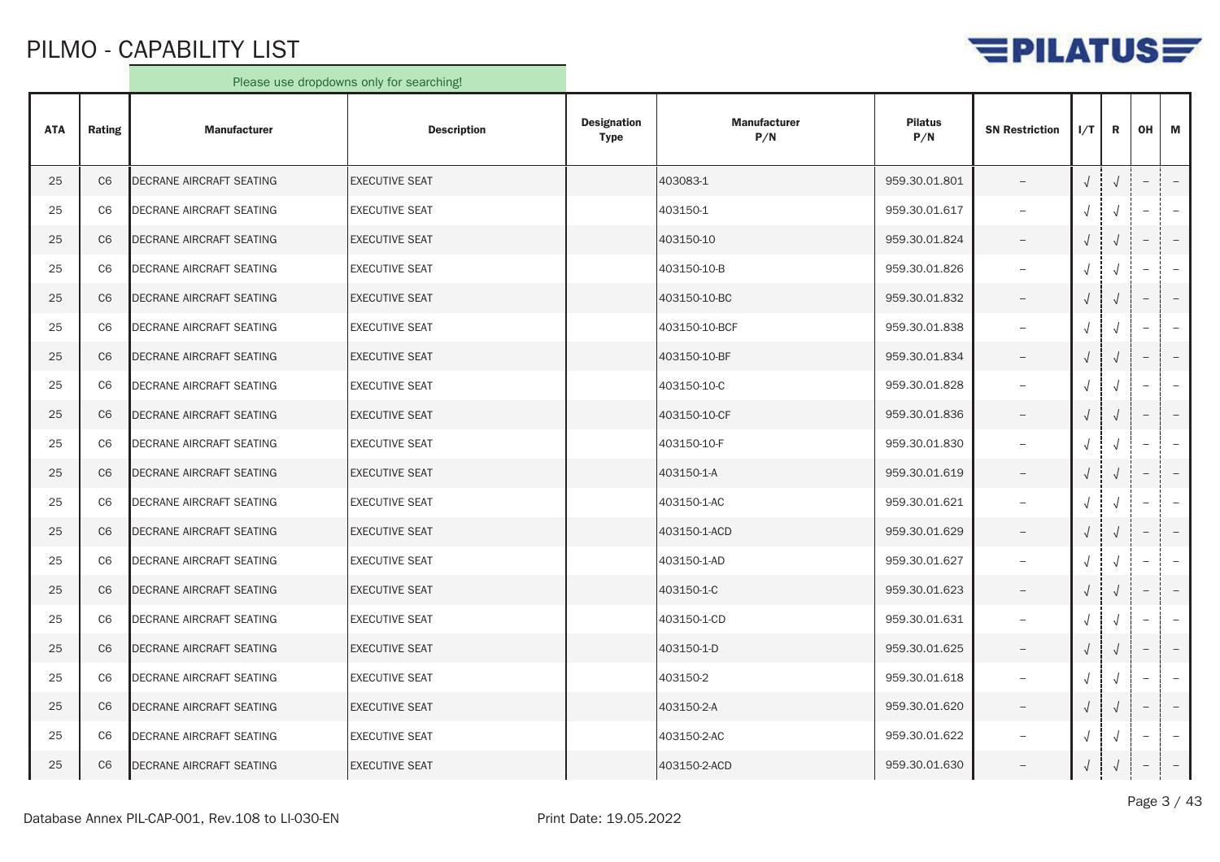# PILMO - CAPABILITY LIST

Please use dropdowns only for searching!

| ATA | Rating | Manufacturer | Description | Designation Type | Manufacturer P/N | Pilatus P/N | SN Restriction | I/T | R | OH | M |
|---|---|---|---|---|---|---|---|---|---|---|---|
| 25 | C6 | DECRANE AIRCRAFT SEATING | EXECUTIVE SEAT | | 403083-1 | 959.30.01.801 | – | √ | √ | – | – |
| 25 | C6 | DECRANE AIRCRAFT SEATING | EXECUTIVE SEAT | | 403150-1 | 959.30.01.617 | – | √ | √ | – | – |
| 25 | C6 | DECRANE AIRCRAFT SEATING | EXECUTIVE SEAT | | 403150-10 | 959.30.01.824 | – | √ | √ | – | – |
| 25 | C6 | DECRANE AIRCRAFT SEATING | EXECUTIVE SEAT | | 403150-10-B | 959.30.01.826 | – | √ | √ | – | – |
| 25 | C6 | DECRANE AIRCRAFT SEATING | EXECUTIVE SEAT | | 403150-10-BC | 959.30.01.832 | – | √ | √ | – | – |
| 25 | C6 | DECRANE AIRCRAFT SEATING | EXECUTIVE SEAT | | 403150-10-BCF | 959.30.01.838 | – | √ | √ | – | – |
| 25 | C6 | DECRANE AIRCRAFT SEATING | EXECUTIVE SEAT | | 403150-10-BF | 959.30.01.834 | – | √ | √ | – | – |
| 25 | C6 | DECRANE AIRCRAFT SEATING | EXECUTIVE SEAT | | 403150-10-C | 959.30.01.828 | – | √ | √ | – | – |
| 25 | C6 | DECRANE AIRCRAFT SEATING | EXECUTIVE SEAT | | 403150-10-CF | 959.30.01.836 | – | √ | √ | – | – |
| 25 | C6 | DECRANE AIRCRAFT SEATING | EXECUTIVE SEAT | | 403150-10-F | 959.30.01.830 | – | √ | √ | – | – |
| 25 | C6 | DECRANE AIRCRAFT SEATING | EXECUTIVE SEAT | | 403150-1-A | 959.30.01.619 | – | √ | √ | – | – |
| 25 | C6 | DECRANE AIRCRAFT SEATING | EXECUTIVE SEAT | | 403150-1-AC | 959.30.01.621 | – | √ | √ | – | – |
| 25 | C6 | DECRANE AIRCRAFT SEATING | EXECUTIVE SEAT | | 403150-1-ACD | 959.30.01.629 | – | √ | √ | – | – |
| 25 | C6 | DECRANE AIRCRAFT SEATING | EXECUTIVE SEAT | | 403150-1-AD | 959.30.01.627 | – | √ | √ | – | – |
| 25 | C6 | DECRANE AIRCRAFT SEATING | EXECUTIVE SEAT | | 403150-1-C | 959.30.01.623 | – | √ | √ | – | – |
| 25 | C6 | DECRANE AIRCRAFT SEATING | EXECUTIVE SEAT | | 403150-1-CD | 959.30.01.631 | – | √ | √ | – | – |
| 25 | C6 | DECRANE AIRCRAFT SEATING | EXECUTIVE SEAT | | 403150-1-D | 959.30.01.625 | – | √ | √ | – | – |
| 25 | C6 | DECRANE AIRCRAFT SEATING | EXECUTIVE SEAT | | 403150-2 | 959.30.01.618 | – | √ | √ | – | – |
| 25 | C6 | DECRANE AIRCRAFT SEATING | EXECUTIVE SEAT | | 403150-2-A | 959.30.01.620 | – | √ | √ | – | – |
| 25 | C6 | DECRANE AIRCRAFT SEATING | EXECUTIVE SEAT | | 403150-2-AC | 959.30.01.622 | – | √ | √ | – | – |
| 25 | C6 | DECRANE AIRCRAFT SEATING | EXECUTIVE SEAT | | 403150-2-ACD | 959.30.01.630 | – | √ | √ | – | – |

Database Annex PIL-CAP-001, Rev.108 to LI-030-EN — Print Date: 19.05.2022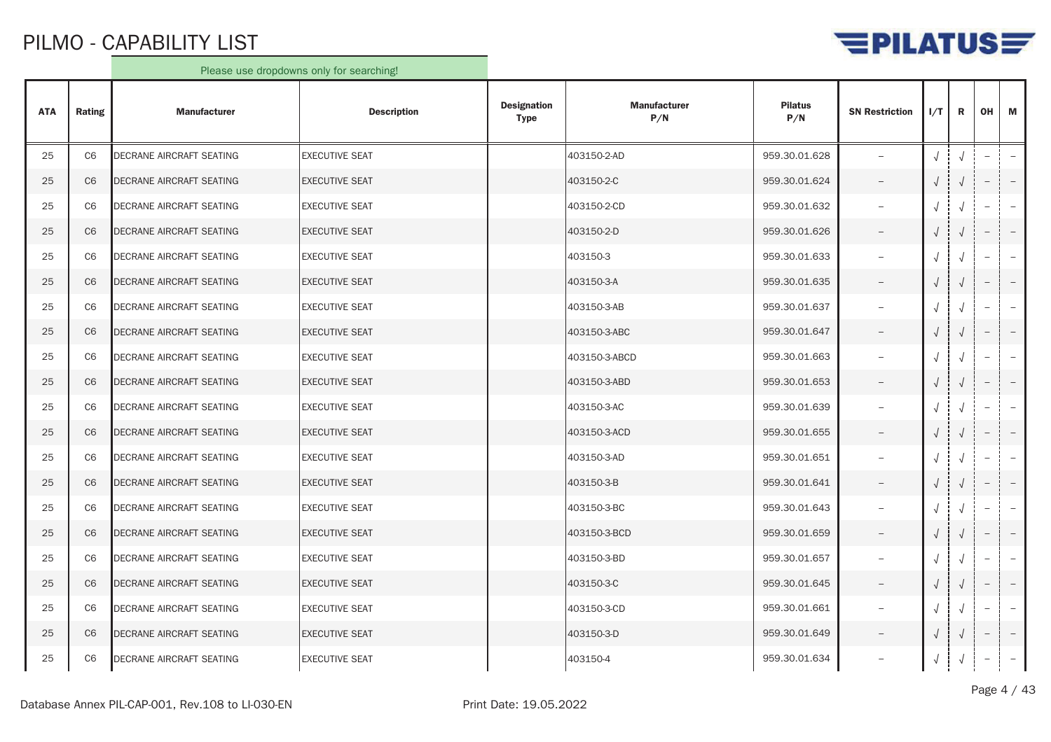# PILMO - CAPABILITY LIST

Please use dropdowns only for searching!

| ATA | Rating | Manufacturer | Description | Designation Type | Manufacturer P/N | Pilatus P/N | SN Restriction | I/T | R | OH | M |
|---|---|---|---|---|---|---|---|---|---|---|---|
| 25 | C6 | DECRANE AIRCRAFT SEATING | EXECUTIVE SEAT | | 403150-2-AD | 959.30.01.628 | – | √ | √ | – | – |
| 25 | C6 | DECRANE AIRCRAFT SEATING | EXECUTIVE SEAT | | 403150-2-C | 959.30.01.624 | – | √ | √ | – | – |
| 25 | C6 | DECRANE AIRCRAFT SEATING | EXECUTIVE SEAT | | 403150-2-CD | 959.30.01.632 | – | √ | √ | – | – |
| 25 | C6 | DECRANE AIRCRAFT SEATING | EXECUTIVE SEAT | | 403150-2-D | 959.30.01.626 | – | √ | √ | – | – |
| 25 | C6 | DECRANE AIRCRAFT SEATING | EXECUTIVE SEAT | | 403150-3 | 959.30.01.633 | – | √ | √ | – | – |
| 25 | C6 | DECRANE AIRCRAFT SEATING | EXECUTIVE SEAT | | 403150-3-A | 959.30.01.635 | – | √ | √ | – | – |
| 25 | C6 | DECRANE AIRCRAFT SEATING | EXECUTIVE SEAT | | 403150-3-AB | 959.30.01.637 | – | √ | √ | – | – |
| 25 | C6 | DECRANE AIRCRAFT SEATING | EXECUTIVE SEAT | | 403150-3-ABC | 959.30.01.647 | – | √ | √ | – | – |
| 25 | C6 | DECRANE AIRCRAFT SEATING | EXECUTIVE SEAT | | 403150-3-ABCD | 959.30.01.663 | – | √ | √ | – | – |
| 25 | C6 | DECRANE AIRCRAFT SEATING | EXECUTIVE SEAT | | 403150-3-ABD | 959.30.01.653 | – | √ | √ | – | – |
| 25 | C6 | DECRANE AIRCRAFT SEATING | EXECUTIVE SEAT | | 403150-3-AC | 959.30.01.639 | – | √ | √ | – | – |
| 25 | C6 | DECRANE AIRCRAFT SEATING | EXECUTIVE SEAT | | 403150-3-ACD | 959.30.01.655 | – | √ | √ | – | – |
| 25 | C6 | DECRANE AIRCRAFT SEATING | EXECUTIVE SEAT | | 403150-3-AD | 959.30.01.651 | – | √ | √ | – | – |
| 25 | C6 | DECRANE AIRCRAFT SEATING | EXECUTIVE SEAT | | 403150-3-B | 959.30.01.641 | – | √ | √ | – | – |
| 25 | C6 | DECRANE AIRCRAFT SEATING | EXECUTIVE SEAT | | 403150-3-BC | 959.30.01.643 | – | √ | √ | – | – |
| 25 | C6 | DECRANE AIRCRAFT SEATING | EXECUTIVE SEAT | | 403150-3-BCD | 959.30.01.659 | – | √ | √ | – | – |
| 25 | C6 | DECRANE AIRCRAFT SEATING | EXECUTIVE SEAT | | 403150-3-BD | 959.30.01.657 | – | √ | √ | – | – |
| 25 | C6 | DECRANE AIRCRAFT SEATING | EXECUTIVE SEAT | | 403150-3-C | 959.30.01.645 | – | √ | √ | – | – |
| 25 | C6 | DECRANE AIRCRAFT SEATING | EXECUTIVE SEAT | | 403150-3-CD | 959.30.01.661 | – | √ | √ | – | – |
| 25 | C6 | DECRANE AIRCRAFT SEATING | EXECUTIVE SEAT | | 403150-3-D | 959.30.01.649 | – | √ | √ | – | – |
| 25 | C6 | DECRANE AIRCRAFT SEATING | EXECUTIVE SEAT | | 403150-4 | 959.30.01.634 | – | √ | √ | – | – |

Database Annex PIL-CAP-001, Rev.108 to LI-030-EN

Print Date: 19.05.2022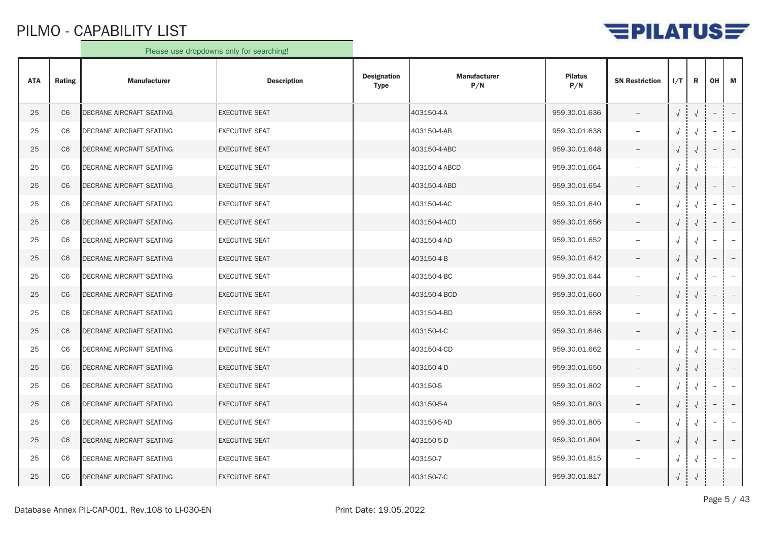# PILMO - CAPABILITY LIST

Please use dropdowns only for searching!

| ATA | Rating | Manufacturer | Description | Designation Type | Manufacturer P/N | Pilatus P/N | SN Restriction | I/T | R | OH | M |
|---|---|---|---|---|---|---|---|---|---|---|---|
| 25 | C6 | DECRANE AIRCRAFT SEATING | EXECUTIVE SEAT | | 403150-4-A | 959.30.01.636 | – | √ | √ | – | – |
| 25 | C6 | DECRANE AIRCRAFT SEATING | EXECUTIVE SEAT | | 403150-4-AB | 959.30.01.638 | – | √ | √ | – | – |
| 25 | C6 | DECRANE AIRCRAFT SEATING | EXECUTIVE SEAT | | 403150-4-ABC | 959.30.01.648 | – | √ | √ | – | – |
| 25 | C6 | DECRANE AIRCRAFT SEATING | EXECUTIVE SEAT | | 403150-4-ABCD | 959.30.01.664 | – | √ | √ | – | – |
| 25 | C6 | DECRANE AIRCRAFT SEATING | EXECUTIVE SEAT | | 403150-4-ABD | 959.30.01.654 | – | √ | √ | – | – |
| 25 | C6 | DECRANE AIRCRAFT SEATING | EXECUTIVE SEAT | | 403150-4-AC | 959.30.01.640 | – | √ | √ | – | – |
| 25 | C6 | DECRANE AIRCRAFT SEATING | EXECUTIVE SEAT | | 403150-4-ACD | 959.30.01.656 | – | √ | √ | – | – |
| 25 | C6 | DECRANE AIRCRAFT SEATING | EXECUTIVE SEAT | | 403150-4-AD | 959.30.01.652 | – | √ | √ | – | – |
| 25 | C6 | DECRANE AIRCRAFT SEATING | EXECUTIVE SEAT | | 403150-4-B | 959.30.01.642 | – | √ | √ | – | – |
| 25 | C6 | DECRANE AIRCRAFT SEATING | EXECUTIVE SEAT | | 403150-4-BC | 959.30.01.644 | – | √ | √ | – | – |
| 25 | C6 | DECRANE AIRCRAFT SEATING | EXECUTIVE SEAT | | 403150-4-BCD | 959.30.01.660 | – | √ | √ | – | – |
| 25 | C6 | DECRANE AIRCRAFT SEATING | EXECUTIVE SEAT | | 403150-4-BD | 959.30.01.658 | – | √ | √ | – | – |
| 25 | C6 | DECRANE AIRCRAFT SEATING | EXECUTIVE SEAT | | 403150-4-C | 959.30.01.646 | – | √ | √ | – | – |
| 25 | C6 | DECRANE AIRCRAFT SEATING | EXECUTIVE SEAT | | 403150-4-CD | 959.30.01.662 | – | √ | √ | – | – |
| 25 | C6 | DECRANE AIRCRAFT SEATING | EXECUTIVE SEAT | | 403150-4-D | 959.30.01.650 | – | √ | √ | – | – |
| 25 | C6 | DECRANE AIRCRAFT SEATING | EXECUTIVE SEAT | | 403150-5 | 959.30.01.802 | – | √ | √ | – | – |
| 25 | C6 | DECRANE AIRCRAFT SEATING | EXECUTIVE SEAT | | 403150-5-A | 959.30.01.803 | – | √ | √ | – | – |
| 25 | C6 | DECRANE AIRCRAFT SEATING | EXECUTIVE SEAT | | 403150-5-AD | 959.30.01.805 | – | √ | √ | – | – |
| 25 | C6 | DECRANE AIRCRAFT SEATING | EXECUTIVE SEAT | | 403150-5-D | 959.30.01.804 | – | √ | √ | – | – |
| 25 | C6 | DECRANE AIRCRAFT SEATING | EXECUTIVE SEAT | | 403150-7 | 959.30.01.815 | – | √ | √ | – | – |
| 25 | C6 | DECRANE AIRCRAFT SEATING | EXECUTIVE SEAT | | 403150-7-C | 959.30.01.817 | – | √ | √ | – | – |

Database Annex PIL-CAP-001, Rev.108 to LI-030-EN Print Date: 19.05.2022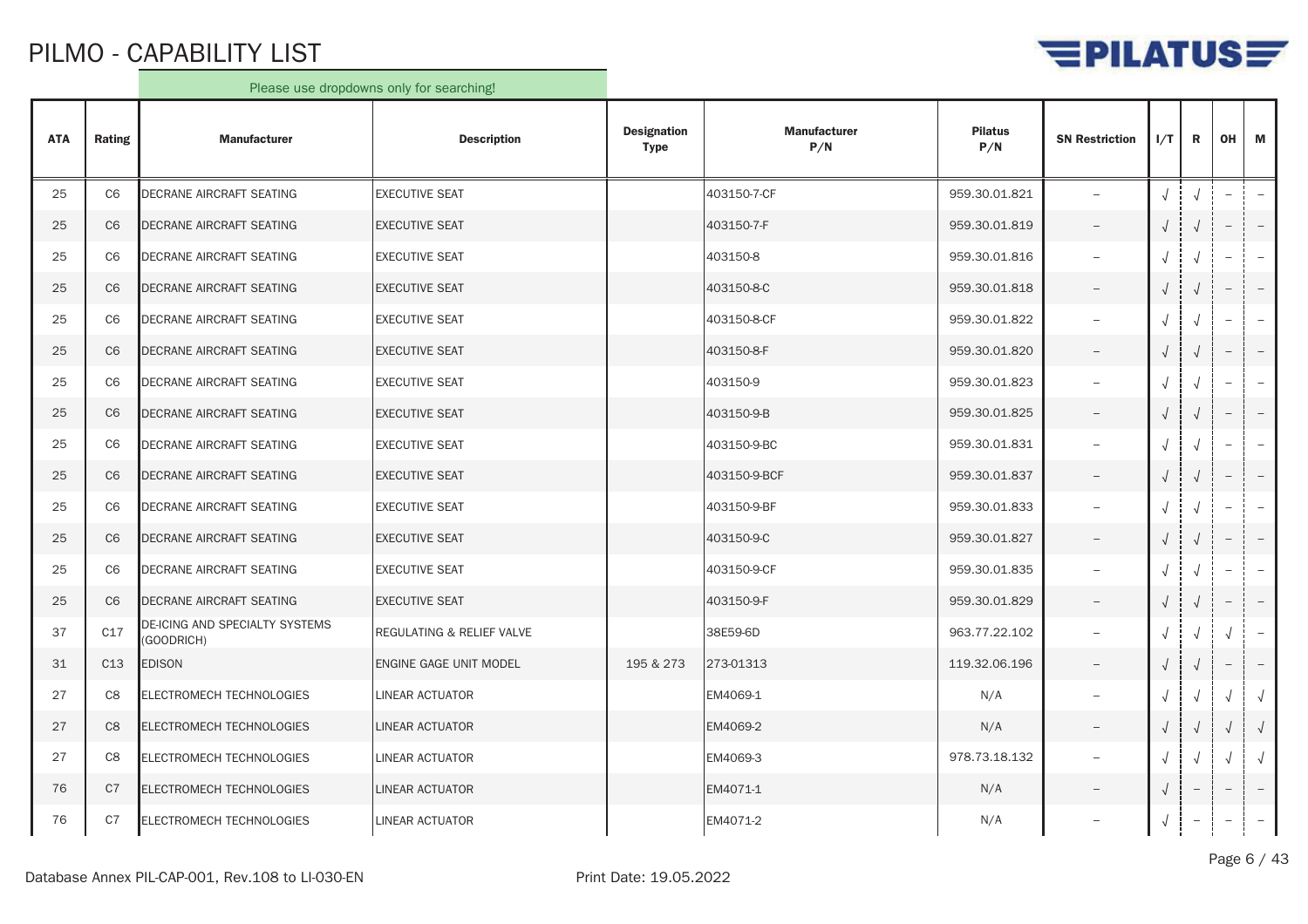# PILMO - CAPABILITY LIST

Please use dropdowns only for searching!

| ATA | Rating | Manufacturer | Description | Designation Type | Manufacturer P/N | Pilatus P/N | SN Restriction | I/T | R | OH | M |
|---|---|---|---|---|---|---|---|---|---|---|---|
| 25 | C6 | DECRANE AIRCRAFT SEATING | EXECUTIVE SEAT | | 403150-7-CF | 959.30.01.821 | – | √ | √ | – | – |
| 25 | C6 | DECRANE AIRCRAFT SEATING | EXECUTIVE SEAT | | 403150-7-F | 959.30.01.819 | – | √ | √ | – | – |
| 25 | C6 | DECRANE AIRCRAFT SEATING | EXECUTIVE SEAT | | 403150-8 | 959.30.01.816 | – | √ | √ | – | – |
| 25 | C6 | DECRANE AIRCRAFT SEATING | EXECUTIVE SEAT | | 403150-8-C | 959.30.01.818 | – | √ | √ | – | – |
| 25 | C6 | DECRANE AIRCRAFT SEATING | EXECUTIVE SEAT | | 403150-8-CF | 959.30.01.822 | – | √ | √ | – | – |
| 25 | C6 | DECRANE AIRCRAFT SEATING | EXECUTIVE SEAT | | 403150-8-F | 959.30.01.820 | – | √ | √ | – | – |
| 25 | C6 | DECRANE AIRCRAFT SEATING | EXECUTIVE SEAT | | 403150-9 | 959.30.01.823 | – | √ | √ | – | – |
| 25 | C6 | DECRANE AIRCRAFT SEATING | EXECUTIVE SEAT | | 403150-9-B | 959.30.01.825 | – | √ | √ | – | – |
| 25 | C6 | DECRANE AIRCRAFT SEATING | EXECUTIVE SEAT | | 403150-9-BC | 959.30.01.831 | – | √ | √ | – | – |
| 25 | C6 | DECRANE AIRCRAFT SEATING | EXECUTIVE SEAT | | 403150-9-BCF | 959.30.01.837 | – | √ | √ | – | – |
| 25 | C6 | DECRANE AIRCRAFT SEATING | EXECUTIVE SEAT | | 403150-9-BF | 959.30.01.833 | – | √ | √ | – | – |
| 25 | C6 | DECRANE AIRCRAFT SEATING | EXECUTIVE SEAT | | 403150-9-C | 959.30.01.827 | – | √ | √ | – | – |
| 25 | C6 | DECRANE AIRCRAFT SEATING | EXECUTIVE SEAT | | 403150-9-CF | 959.30.01.835 | – | √ | √ | – | – |
| 25 | C6 | DECRANE AIRCRAFT SEATING | EXECUTIVE SEAT | | 403150-9-F | 959.30.01.829 | – | √ | √ | – | – |
| 37 | C17 | DE-ICING AND SPECIALTY SYSTEMS (GOODRICH) | REGULATING & RELIEF VALVE | | 38E59-6D | 963.77.22.102 | – | √ | √ | √ | – |
| 31 | C13 | EDISON | ENGINE GAGE UNIT MODEL | 195 & 273 | 273-01313 | 119.32.06.196 | – | √ | √ | – | – |
| 27 | C8 | ELECTROMECH TECHNOLOGIES | LINEAR ACTUATOR | | EM4069-1 | N/A | – | √ | √ | √ | √ |
| 27 | C8 | ELECTROMECH TECHNOLOGIES | LINEAR ACTUATOR | | EM4069-2 | N/A | – | √ | √ | √ | √ |
| 27 | C8 | ELECTROMECH TECHNOLOGIES | LINEAR ACTUATOR | | EM4069-3 | 978.73.18.132 | – | √ | √ | √ | √ |
| 76 | C7 | ELECTROMECH TECHNOLOGIES | LINEAR ACTUATOR | | EM4071-1 | N/A | – | √ | – | – | – |
| 76 | C7 | ELECTROMECH TECHNOLOGIES | LINEAR ACTUATOR | | EM4071-2 | N/A | – | √ | – | – | – |

Database Annex PIL-CAP-001, Rev.108 to LI-030-EN    Print Date: 19.05.2022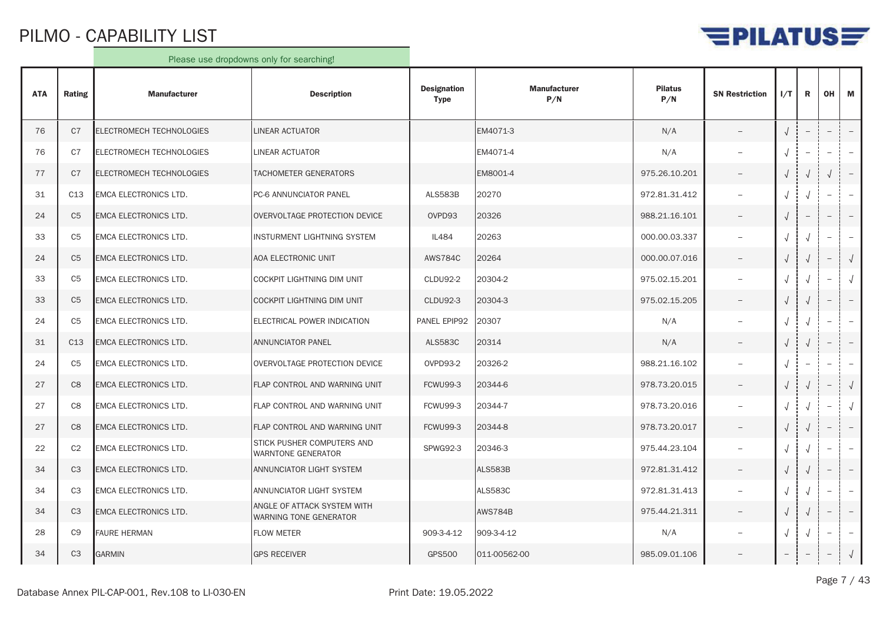# PILMO - CAPABILITY LIST

Please use dropdowns only for searching!

| ATA | Rating | Manufacturer | Description | Designation Type | Manufacturer P/N | Pilatus P/N | SN Restriction | I/T | R | OH | M |
|---|---|---|---|---|---|---|---|---|---|---|---|
| 76 | C7 | ELECTROMECH TECHNOLOGIES | LINEAR ACTUATOR | | EM4071-3 | N/A | – | √ | – | – | – |
| 76 | C7 | ELECTROMECH TECHNOLOGIES | LINEAR ACTUATOR | | EM4071-4 | N/A | – | √ | – | – | – |
| 77 | C7 | ELECTROMECH TECHNOLOGIES | TACHOMETER GENERATORS | | EM8001-4 | 975.26.10.201 | – | √ | √ | √ | – |
| 31 | C13 | EMCA ELECTRONICS LTD. | PC-6 ANNUNCIATOR PANEL | ALS583B | 20270 | 972.81.31.412 | – | √ | √ | – | – |
| 24 | C5 | EMCA ELECTRONICS LTD. | OVERVOLTAGE PROTECTION DEVICE | OVPD93 | 20326 | 988.21.16.101 | – | √ | – | – | – |
| 33 | C5 | EMCA ELECTRONICS LTD. | INSTURMENT LIGHTNING SYSTEM | IL484 | 20263 | 000.00.03.337 | – | √ | √ | – | – |
| 24 | C5 | EMCA ELECTRONICS LTD. | AOA ELECTRONIC UNIT | AWS784C | 20264 | 000.00.07.016 | – | √ | √ | – | √ |
| 33 | C5 | EMCA ELECTRONICS LTD. | COCKPIT LIGHTNING DIM UNIT | CLDU92-2 | 20304-2 | 975.02.15.201 | – | √ | √ | – | √ |
| 33 | C5 | EMCA ELECTRONICS LTD. | COCKPIT LIGHTNING DIM UNIT | CLDU92-3 | 20304-3 | 975.02.15.205 | – | √ | √ | – | – |
| 24 | C5 | EMCA ELECTRONICS LTD. | ELECTRICAL POWER INDICATION | PANEL EPIP92 | 20307 | N/A | – | √ | √ | – | – |
| 31 | C13 | EMCA ELECTRONICS LTD. | ANNUNCIATOR PANEL | ALS583C | 20314 | N/A | – | √ | √ | – | – |
| 24 | C5 | EMCA ELECTRONICS LTD. | OVERVOLTAGE PROTECTION DEVICE | OVPD93-2 | 20326-2 | 988.21.16.102 | – | √ | – | – | – |
| 27 | C8 | EMCA ELECTRONICS LTD. | FLAP CONTROL AND WARNING UNIT | FCWU99-3 | 20344-6 | 978.73.20.015 | – | √ | √ | – | √ |
| 27 | C8 | EMCA ELECTRONICS LTD. | FLAP CONTROL AND WARNING UNIT | FCWU99-3 | 20344-7 | 978.73.20.016 | – | √ | √ | – | √ |
| 27 | C8 | EMCA ELECTRONICS LTD. | FLAP CONTROL AND WARNING UNIT | FCWU99-3 | 20344-8 | 978.73.20.017 | – | √ | √ | – | – |
| 22 | C2 | EMCA ELECTRONICS LTD. | STICK PUSHER COMPUTERS AND WARNTONE GENERATOR | SPWG92-3 | 20346-3 | 975.44.23.104 | – | √ | √ | – | – |
| 34 | C3 | EMCA ELECTRONICS LTD. | ANNUNCIATOR LIGHT SYSTEM | | ALS583B | 972.81.31.412 | – | √ | √ | – | – |
| 34 | C3 | EMCA ELECTRONICS LTD. | ANNUNCIATOR LIGHT SYSTEM | | ALS583C | 972.81.31.413 | – | √ | √ | – | – |
| 34 | C3 | EMCA ELECTRONICS LTD. | ANGLE OF ATTACK SYSTEM WITH WARNING TONE GENERATOR | | AWS784B | 975.44.21.311 | – | √ | √ | – | – |
| 28 | C9 | FAURE HERMAN | FLOW METER | 909-3-4-12 | 909-3-4-12 | N/A | – | √ | √ | – | – |
| 34 | C3 | GARMIN | GPS RECEIVER | GPS500 | 011-00562-00 | 985.09.01.106 | – | – | – | – | √ |

Database Annex PIL-CAP-001, Rev.108 to LI-030-EN

Print Date: 19.05.2022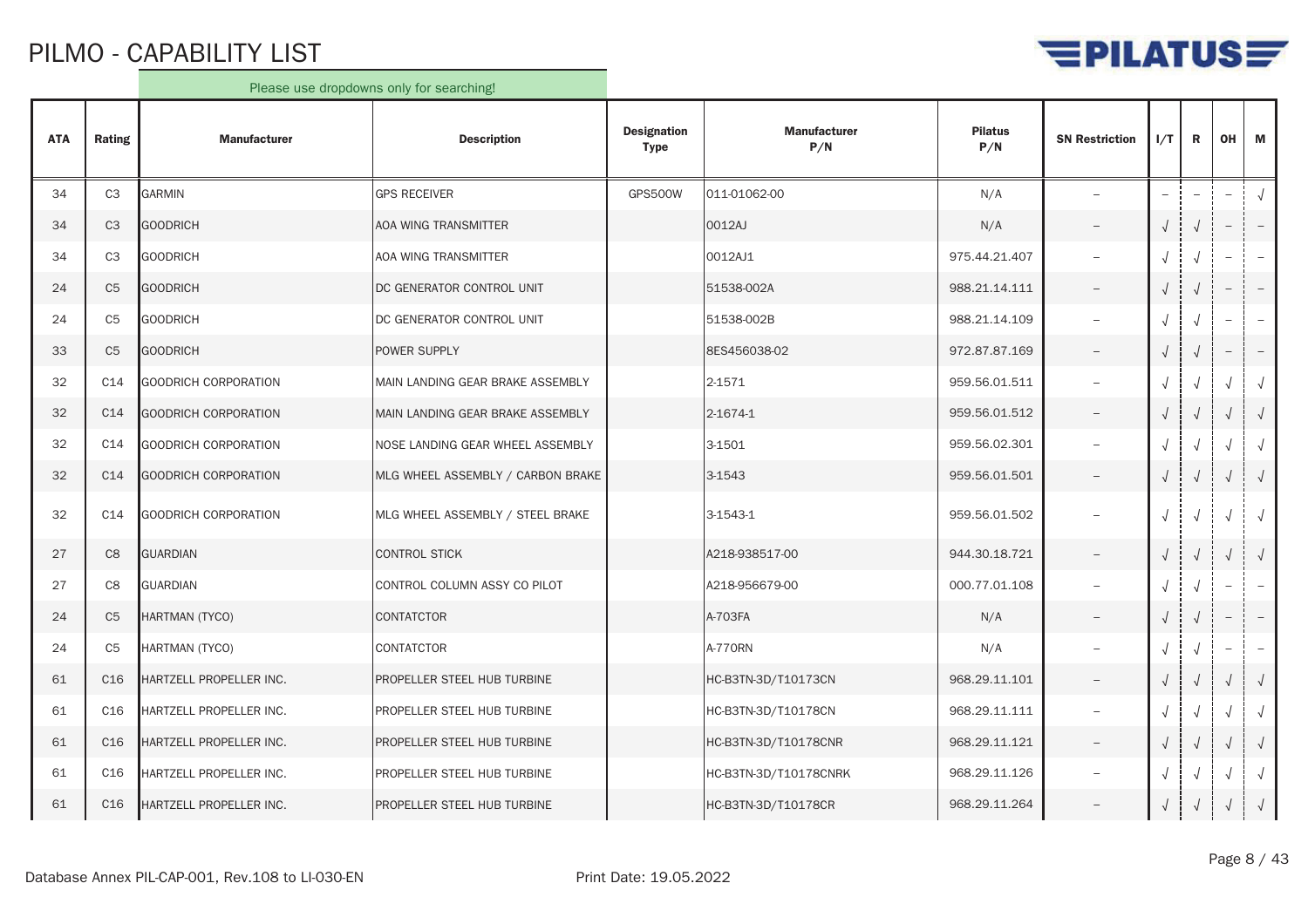# PILMO - CAPABILITY LIST

Please use dropdowns only for searching!

| ATA | Rating | Manufacturer | Description | Designation Type | Manufacturer P/N | Pilatus P/N | SN Restriction | I/T | R | OH | M |
|---|---|---|---|---|---|---|---|---|---|---|---|
| 34 | C3 | GARMIN | GPS RECEIVER | GPS500W | 011-01062-00 | N/A | – | – | – | – | √ |
| 34 | C3 | GOODRICH | AOA WING TRANSMITTER | | 0012AJ | N/A | – | √ | √ | – | – |
| 34 | C3 | GOODRICH | AOA WING TRANSMITTER | | 0012AJ1 | 975.44.21.407 | – | √ | √ | – | – |
| 24 | C5 | GOODRICH | DC GENERATOR CONTROL UNIT | | 51538-002A | 988.21.14.111 | – | √ | √ | – | – |
| 24 | C5 | GOODRICH | DC GENERATOR CONTROL UNIT | | 51538-002B | 988.21.14.109 | – | √ | √ | – | – |
| 33 | C5 | GOODRICH | POWER SUPPLY | | 8ES456038-02 | 972.87.87.169 | – | √ | √ | – | – |
| 32 | C14 | GOODRICH CORPORATION | MAIN LANDING GEAR BRAKE ASSEMBLY | | 2-1571 | 959.56.01.511 | – | √ | √ | √ | √ |
| 32 | C14 | GOODRICH CORPORATION | MAIN LANDING GEAR BRAKE ASSEMBLY | | 2-1674-1 | 959.56.01.512 | – | √ | √ | √ | √ |
| 32 | C14 | GOODRICH CORPORATION | NOSE LANDING GEAR WHEEL ASSEMBLY | | 3-1501 | 959.56.02.301 | – | √ | √ | √ | √ |
| 32 | C14 | GOODRICH CORPORATION | MLG WHEEL ASSEMBLY / CARBON BRAKE | | 3-1543 | 959.56.01.501 | – | √ | √ | √ | √ |
| 32 | C14 | GOODRICH CORPORATION | MLG WHEEL ASSEMBLY / STEEL BRAKE | | 3-1543-1 | 959.56.01.502 | – | √ | √ | √ | √ |
| 27 | C8 | GUARDIAN | CONTROL STICK | | A218-938517-00 | 944.30.18.721 | – | √ | √ | √ | √ |
| 27 | C8 | GUARDIAN | CONTROL COLUMN ASSY CO PILOT | | A218-956679-00 | 000.77.01.108 | – | √ | √ | – | – |
| 24 | C5 | HARTMAN (TYCO) | CONTATCTOR | | A-703FA | N/A | – | √ | √ | – | – |
| 24 | C5 | HARTMAN (TYCO) | CONTATCTOR | | A-770RN | N/A | – | √ | √ | – | – |
| 61 | C16 | HARTZELL PROPELLER INC. | PROPELLER STEEL HUB TURBINE | | HC-B3TN-3D/T10173CN | 968.29.11.101 | – | √ | √ | √ | √ |
| 61 | C16 | HARTZELL PROPELLER INC. | PROPELLER STEEL HUB TURBINE | | HC-B3TN-3D/T10178CN | 968.29.11.111 | – | √ | √ | √ | √ |
| 61 | C16 | HARTZELL PROPELLER INC. | PROPELLER STEEL HUB TURBINE | | HC-B3TN-3D/T10178CNR | 968.29.11.121 | – | √ | √ | √ | √ |
| 61 | C16 | HARTZELL PROPELLER INC. | PROPELLER STEEL HUB TURBINE | | HC-B3TN-3D/T10178CNRK | 968.29.11.126 | – | √ | √ | √ | √ |
| 61 | C16 | HARTZELL PROPELLER INC. | PROPELLER STEEL HUB TURBINE | | HC-B3TN-3D/T10178CR | 968.29.11.264 | – | √ | √ | √ | √ |

Database Annex PIL-CAP-001, Rev.108 to LI-030-EN

Print Date: 19.05.2022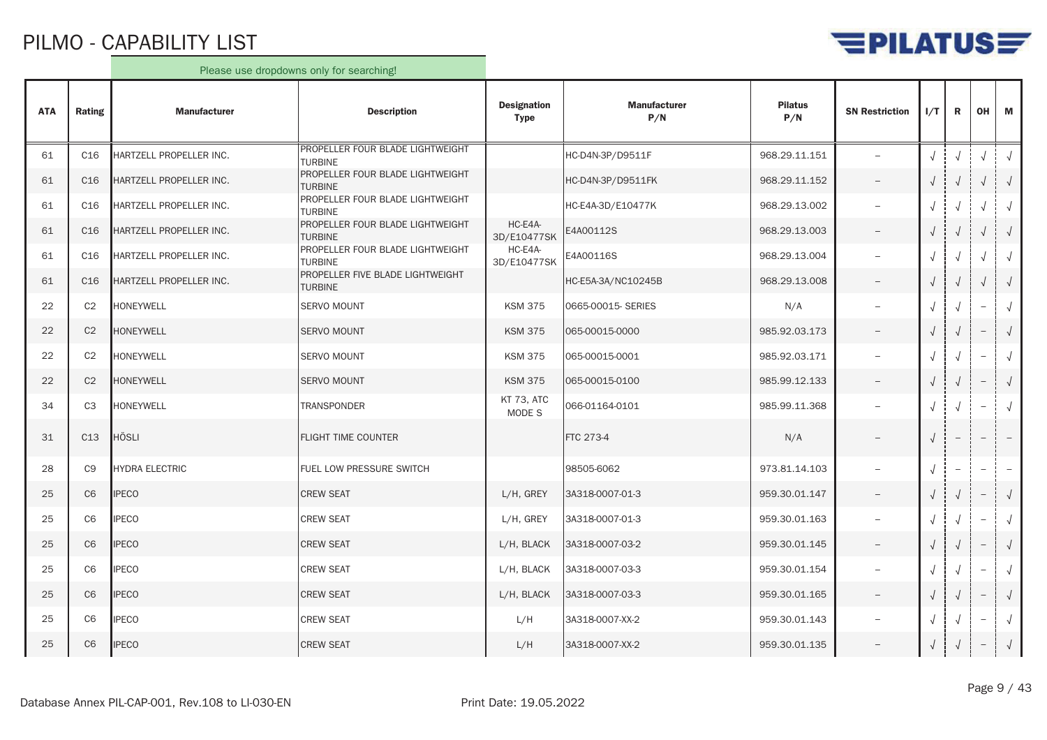# PILMO - CAPABILITY LIST

Please use dropdowns only for searching!

| ATA | Rating | Manufacturer | Description | Designation Type | Manufacturer P/N | Pilatus P/N | SN Restriction | I/T | R | OH | M |
|---|---|---|---|---|---|---|---|---|---|---|---|
| 61 | C16 | HARTZELL PROPELLER INC. | PROPELLER FOUR BLADE LIGHTWEIGHT TURBINE | | HC-D4N-3P/D9511F | 968.29.11.151 | – | √ | √ | √ | √ |
| 61 | C16 | HARTZELL PROPELLER INC. | PROPELLER FOUR BLADE LIGHTWEIGHT TURBINE | | HC-D4N-3P/D9511FK | 968.29.11.152 | – | √ | √ | √ | √ |
| 61 | C16 | HARTZELL PROPELLER INC. | PROPELLER FOUR BLADE LIGHTWEIGHT TURBINE | | HC-E4A-3D/E10477K | 968.29.13.002 | – | √ | √ | √ | √ |
| 61 | C16 | HARTZELL PROPELLER INC. | PROPELLER FOUR BLADE LIGHTWEIGHT TURBINE | HC-E4A-3D/E10477SK | E4A00112S | 968.29.13.003 | – | √ | √ | √ | √ |
| 61 | C16 | HARTZELL PROPELLER INC. | PROPELLER FOUR BLADE LIGHTWEIGHT TURBINE | HC-E4A-3D/E10477SK | E4A00116S | 968.29.13.004 | – | √ | √ | √ | √ |
| 61 | C16 | HARTZELL PROPELLER INC. | PROPELLER FIVE BLADE LIGHTWEIGHT TURBINE | | HC-E5A-3A/NC10245B | 968.29.13.008 | – | √ | √ | √ | √ |
| 22 | C2 | HONEYWELL | SERVO MOUNT | KSM 375 | 0665-00015- SERIES | N/A | – | √ | √ | – | √ |
| 22 | C2 | HONEYWELL | SERVO MOUNT | KSM 375 | 065-00015-0000 | 985.92.03.173 | – | √ | √ | – | √ |
| 22 | C2 | HONEYWELL | SERVO MOUNT | KSM 375 | 065-00015-0001 | 985.92.03.171 | – | √ | √ | – | √ |
| 22 | C2 | HONEYWELL | SERVO MOUNT | KSM 375 | 065-00015-0100 | 985.99.12.133 | – | √ | √ | – | √ |
| 34 | C3 | HONEYWELL | TRANSPONDER | KT 73, ATC MODE S | 066-01164-0101 | 985.99.11.368 | – | √ | √ | – | √ |
| 31 | C13 | HÖSLI | FLIGHT TIME COUNTER | | FTC 273-4 | N/A | – | √ | – | – | – |
| 28 | C9 | HYDRA ELECTRIC | FUEL LOW PRESSURE SWITCH | | 98505-6062 | 973.81.14.103 | – | √ | – | – | – |
| 25 | C6 | IPECO | CREW SEAT | L/H, GREY | 3A318-0007-01-3 | 959.30.01.147 | – | √ | √ | – | √ |
| 25 | C6 | IPECO | CREW SEAT | L/H, GREY | 3A318-0007-01-3 | 959.30.01.163 | – | √ | √ | – | √ |
| 25 | C6 | IPECO | CREW SEAT | L/H, BLACK | 3A318-0007-03-2 | 959.30.01.145 | – | √ | √ | – | √ |
| 25 | C6 | IPECO | CREW SEAT | L/H, BLACK | 3A318-0007-03-3 | 959.30.01.154 | – | √ | √ | – | √ |
| 25 | C6 | IPECO | CREW SEAT | L/H, BLACK | 3A318-0007-03-3 | 959.30.01.165 | – | √ | √ | – | √ |
| 25 | C6 | IPECO | CREW SEAT | L/H | 3A318-0007-XX-2 | 959.30.01.143 | – | √ | √ | – | √ |
| 25 | C6 | IPECO | CREW SEAT | L/H | 3A318-0007-XX-2 | 959.30.01.135 | – | √ | √ | – | √ |

Database Annex PIL-CAP-001, Rev.108 to LI-030-EN Print Date: 19.05.2022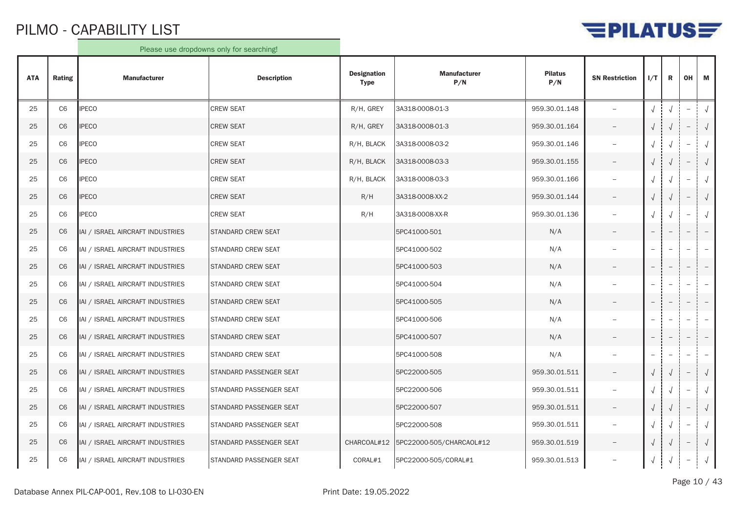# PILMO - CAPABILITY LIST

Please use dropdowns only for searching!

| ATA | Rating | Manufacturer | Description | Designation Type | Manufacturer P/N | Pilatus P/N | SN Restriction | I/T | R | OH | M |
|---|---|---|---|---|---|---|---|---|---|---|---|
| 25 | C6 | IPECO | CREW SEAT | R/H, GREY | 3A318-0008-01-3 | 959.30.01.148 | – | √ | √ | – | √ |
| 25 | C6 | IPECO | CREW SEAT | R/H, GREY | 3A318-0008-01-3 | 959.30.01.164 | – | √ | √ | – | √ |
| 25 | C6 | IPECO | CREW SEAT | R/H, BLACK | 3A318-0008-03-2 | 959.30.01.146 | – | √ | √ | – | √ |
| 25 | C6 | IPECO | CREW SEAT | R/H, BLACK | 3A318-0008-03-3 | 959.30.01.155 | – | √ | √ | – | √ |
| 25 | C6 | IPECO | CREW SEAT | R/H, BLACK | 3A318-0008-03-3 | 959.30.01.166 | – | √ | √ | – | √ |
| 25 | C6 | IPECO | CREW SEAT | R/H | 3A318-0008-XX-2 | 959.30.01.144 | – | √ | √ | – | √ |
| 25 | C6 | IPECO | CREW SEAT | R/H | 3A318-0008-XX-R | 959.30.01.136 | – | √ | √ | – | √ |
| 25 | C6 | IAI / ISRAEL AIRCRAFT INDUSTRIES | STANDARD CREW SEAT | | 5PC41000-501 | N/A | – | – | – | – | – |
| 25 | C6 | IAI / ISRAEL AIRCRAFT INDUSTRIES | STANDARD CREW SEAT | | 5PC41000-502 | N/A | – | – | – | – | – |
| 25 | C6 | IAI / ISRAEL AIRCRAFT INDUSTRIES | STANDARD CREW SEAT | | 5PC41000-503 | N/A | – | – | – | – | – |
| 25 | C6 | IAI / ISRAEL AIRCRAFT INDUSTRIES | STANDARD CREW SEAT | | 5PC41000-504 | N/A | – | – | – | – | – |
| 25 | C6 | IAI / ISRAEL AIRCRAFT INDUSTRIES | STANDARD CREW SEAT | | 5PC41000-505 | N/A | – | – | – | – | – |
| 25 | C6 | IAI / ISRAEL AIRCRAFT INDUSTRIES | STANDARD CREW SEAT | | 5PC41000-506 | N/A | – | – | – | – | – |
| 25 | C6 | IAI / ISRAEL AIRCRAFT INDUSTRIES | STANDARD CREW SEAT | | 5PC41000-507 | N/A | – | – | – | – | – |
| 25 | C6 | IAI / ISRAEL AIRCRAFT INDUSTRIES | STANDARD CREW SEAT | | 5PC41000-508 | N/A | – | – | – | – | – |
| 25 | C6 | IAI / ISRAEL AIRCRAFT INDUSTRIES | STANDARD PASSENGER SEAT | | 5PC22000-505 | 959.30.01.511 | – | √ | √ | – | √ |
| 25 | C6 | IAI / ISRAEL AIRCRAFT INDUSTRIES | STANDARD PASSENGER SEAT | | 5PC22000-506 | 959.30.01.511 | – | √ | √ | – | √ |
| 25 | C6 | IAI / ISRAEL AIRCRAFT INDUSTRIES | STANDARD PASSENGER SEAT | | 5PC22000-507 | 959.30.01.511 | – | √ | √ | – | √ |
| 25 | C6 | IAI / ISRAEL AIRCRAFT INDUSTRIES | STANDARD PASSENGER SEAT | | 5PC22000-508 | 959.30.01.511 | – | √ | √ | – | √ |
| 25 | C6 | IAI / ISRAEL AIRCRAFT INDUSTRIES | STANDARD PASSENGER SEAT | CHARCOAL#12 | 5PC22000-505/CHARCAOL#12 | 959.30.01.519 | – | √ | √ | – | √ |
| 25 | C6 | IAI / ISRAEL AIRCRAFT INDUSTRIES | STANDARD PASSENGER SEAT | CORAL#1 | 5PC22000-505/CORAL#1 | 959.30.01.513 | – | √ | √ | – | √ |

Database Annex PIL-CAP-001, Rev.108 to LI-030-EN    Print Date: 19.05.2022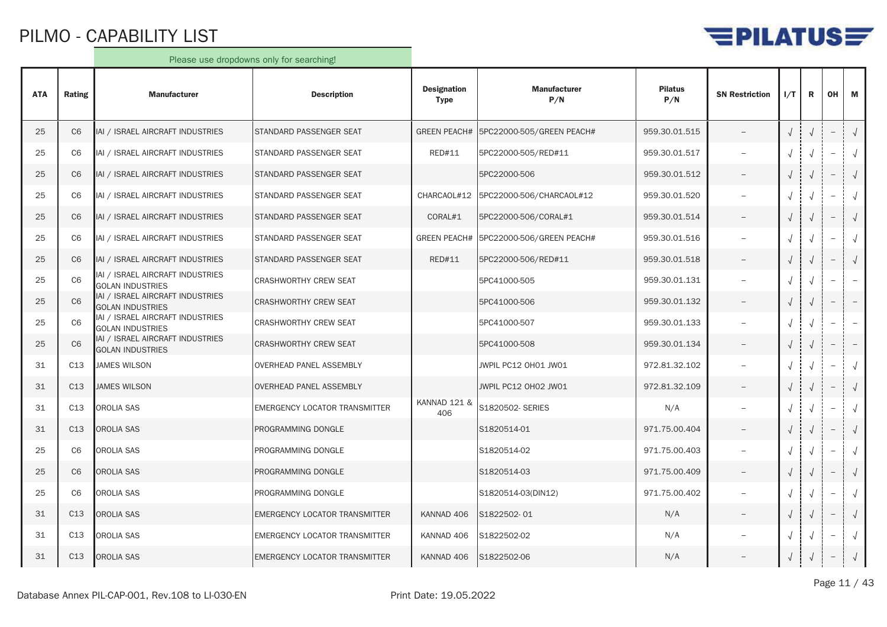# PILMO - CAPABILITY LIST

Please use dropdowns only for searching!

| ATA | Rating | Manufacturer | Description | Designation Type | Manufacturer P/N | Pilatus P/N | SN Restriction | I/T | R | OH | M |
|---|---|---|---|---|---|---|---|---|---|---|---|
| 25 | C6 | IAI / ISRAEL AIRCRAFT INDUSTRIES | STANDARD PASSENGER SEAT | GREEN PEACH# | 5PC22000-505/GREEN PEACH# | 959.30.01.515 | – | √ | √ | – | √ |
| 25 | C6 | IAI / ISRAEL AIRCRAFT INDUSTRIES | STANDARD PASSENGER SEAT | RED#11 | 5PC22000-505/RED#11 | 959.30.01.517 | – | √ | √ | – | √ |
| 25 | C6 | IAI / ISRAEL AIRCRAFT INDUSTRIES | STANDARD PASSENGER SEAT | | 5PC22000-506 | 959.30.01.512 | – | √ | √ | – | √ |
| 25 | C6 | IAI / ISRAEL AIRCRAFT INDUSTRIES | STANDARD PASSENGER SEAT | CHARCAOL#12 | 5PC22000-506/CHARCAOL#12 | 959.30.01.520 | – | √ | √ | – | √ |
| 25 | C6 | IAI / ISRAEL AIRCRAFT INDUSTRIES | STANDARD PASSENGER SEAT | CORAL#1 | 5PC22000-506/CORAL#1 | 959.30.01.514 | – | √ | √ | – | √ |
| 25 | C6 | IAI / ISRAEL AIRCRAFT INDUSTRIES | STANDARD PASSENGER SEAT | GREEN PEACH# | 5PC22000-506/GREEN PEACH# | 959.30.01.516 | – | √ | √ | – | √ |
| 25 | C6 | IAI / ISRAEL AIRCRAFT INDUSTRIES | STANDARD PASSENGER SEAT | RED#11 | 5PC22000-506/RED#11 | 959.30.01.518 | – | √ | √ | – | √ |
| 25 | C6 | IAI / ISRAEL AIRCRAFT INDUSTRIES GOLAN INDUSTRIES | CRASHWORTHY CREW SEAT | | 5PC41000-505 | 959.30.01.131 | – | √ | √ | – | – |
| 25 | C6 | IAI / ISRAEL AIRCRAFT INDUSTRIES GOLAN INDUSTRIES | CRASHWORTHY CREW SEAT | | 5PC41000-506 | 959.30.01.132 | – | √ | √ | – | – |
| 25 | C6 | IAI / ISRAEL AIRCRAFT INDUSTRIES GOLAN INDUSTRIES | CRASHWORTHY CREW SEAT | | 5PC41000-507 | 959.30.01.133 | – | √ | √ | – | – |
| 25 | C6 | IAI / ISRAEL AIRCRAFT INDUSTRIES GOLAN INDUSTRIES | CRASHWORTHY CREW SEAT | | 5PC41000-508 | 959.30.01.134 | – | √ | √ | – | – |
| 31 | C13 | JAMES WILSON | OVERHEAD PANEL ASSEMBLY | | JWPIL PC12 OH01 JW01 | 972.81.32.102 | – | √ | √ | – | √ |
| 31 | C13 | JAMES WILSON | OVERHEAD PANEL ASSEMBLY | | JWPIL PC12 OH02 JW01 | 972.81.32.109 | – | √ | √ | – | √ |
| 31 | C13 | OROLIA SAS | EMERGENCY LOCATOR TRANSMITTER | KANNAD 121 & 406 | S1820502- SERIES | N/A | – | √ | √ | – | √ |
| 31 | C13 | OROLIA SAS | PROGRAMMING DONGLE | | S1820514-01 | 971.75.00.404 | – | √ | √ | – | √ |
| 25 | C6 | OROLIA SAS | PROGRAMMING DONGLE | | S1820514-02 | 971.75.00.403 | – | √ | √ | – | √ |
| 25 | C6 | OROLIA SAS | PROGRAMMING DONGLE | | S1820514-03 | 971.75.00.409 | – | √ | √ | – | √ |
| 25 | C6 | OROLIA SAS | PROGRAMMING DONGLE | | S1820514-03(DIN12) | 971.75.00.402 | – | √ | √ | – | √ |
| 31 | C13 | OROLIA SAS | EMERGENCY LOCATOR TRANSMITTER | KANNAD 406 | S1822502- 01 | N/A | – | √ | √ | – | √ |
| 31 | C13 | OROLIA SAS | EMERGENCY LOCATOR TRANSMITTER | KANNAD 406 | S1822502-02 | N/A | – | √ | √ | – | √ |
| 31 | C13 | OROLIA SAS | EMERGENCY LOCATOR TRANSMITTER | KANNAD 406 | S1822502-06 | N/A | – | √ | √ | – | √ |

Database Annex PIL-CAP-001, Rev.108 to LI-030-EN

Print Date: 19.05.2022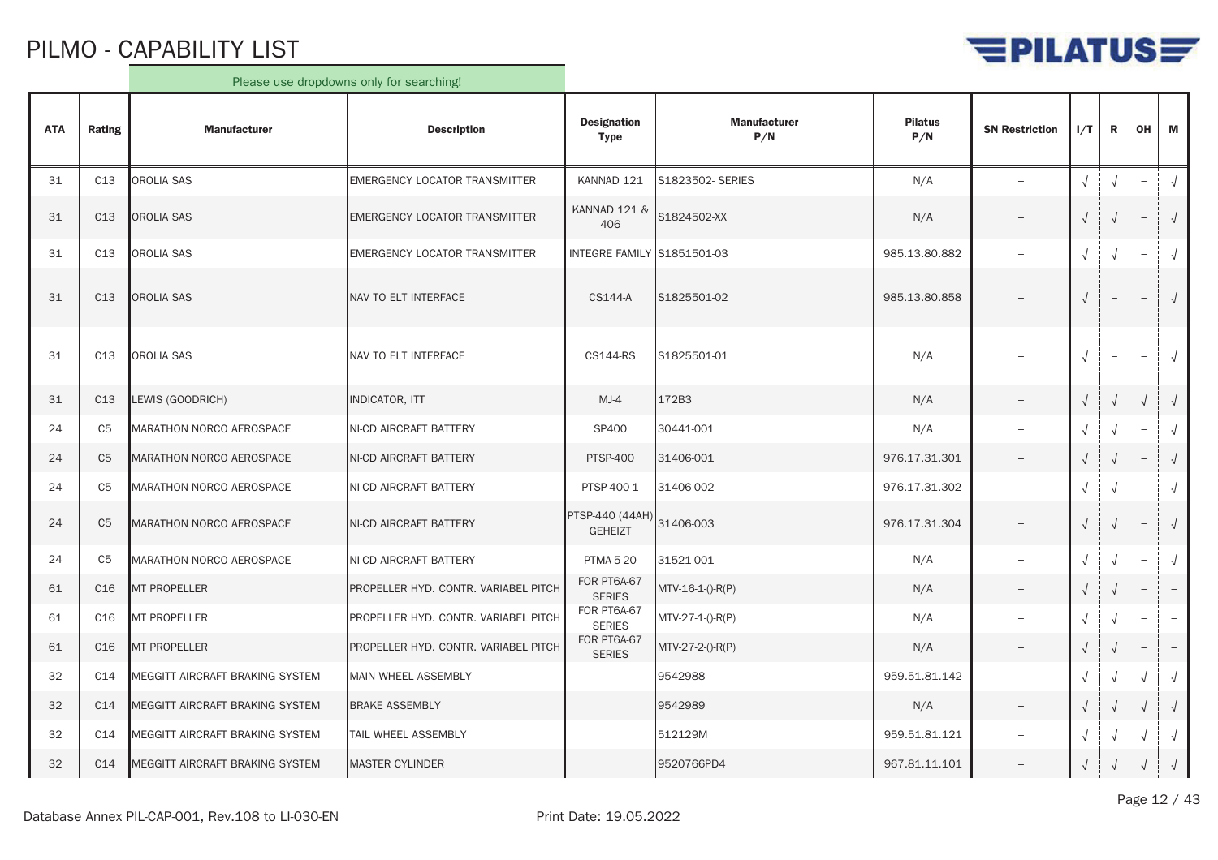# PILMO - CAPABILITY LIST

Please use dropdowns only for searching!

| ATA | Rating | Manufacturer | Description | Designation Type | Manufacturer P/N | Pilatus P/N | SN Restriction | I/T | R | OH | M |
|---|---|---|---|---|---|---|---|---|---|---|---|
| 31 | C13 | OROLIA SAS | EMERGENCY LOCATOR TRANSMITTER | KANNAD 121 | S1823502- SERIES | N/A | – | √ | √ | – | √ |
| 31 | C13 | OROLIA SAS | EMERGENCY LOCATOR TRANSMITTER | KANNAD 121 & 406 | S1824502-XX | N/A | – | √ | √ | – | √ |
| 31 | C13 | OROLIA SAS | EMERGENCY LOCATOR TRANSMITTER | INTEGRE FAMILY | S1851501-03 | 985.13.80.882 | – | √ | √ | – | √ |
| 31 | C13 | OROLIA SAS | NAV TO ELT INTERFACE | CS144-A | S1825501-02 | 985.13.80.858 | – | √ | – | – | √ |
| 31 | C13 | OROLIA SAS | NAV TO ELT INTERFACE | CS144-RS | S1825501-01 | N/A | – | √ | – | – | √ |
| 31 | C13 | LEWIS (GOODRICH) | INDICATOR, ITT | MJ-4 | 172B3 | N/A | – | √ | √ | √ | √ |
| 24 | C5 | MARATHON NORCO AEROSPACE | NI-CD AIRCRAFT BATTERY | SP400 | 30441-001 | N/A | – | √ | √ | – | √ |
| 24 | C5 | MARATHON NORCO AEROSPACE | NI-CD AIRCRAFT BATTERY | PTSP-400 | 31406-001 | 976.17.31.301 | – | √ | √ | – | √ |
| 24 | C5 | MARATHON NORCO AEROSPACE | NI-CD AIRCRAFT BATTERY | PTSP-400-1 | 31406-002 | 976.17.31.302 | – | √ | √ | – | √ |
| 24 | C5 | MARATHON NORCO AEROSPACE | NI-CD AIRCRAFT BATTERY | PTSP-440 (44AH) GEHEIZT | 31406-003 | 976.17.31.304 | – | √ | √ | – | √ |
| 24 | C5 | MARATHON NORCO AEROSPACE | NI-CD AIRCRAFT BATTERY | PTMA-5-20 | 31521-001 | N/A | – | √ | √ | – | √ |
| 61 | C16 | MT PROPELLER | PROPELLER HYD. CONTR. VARIABEL PITCH | FOR PT6A-67 SERIES | MTV-16-1-()-R(P) | N/A | – | √ | √ | – | – |
| 61 | C16 | MT PROPELLER | PROPELLER HYD. CONTR. VARIABEL PITCH | FOR PT6A-67 SERIES | MTV-27-1-()-R(P) | N/A | – | √ | √ | – | – |
| 61 | C16 | MT PROPELLER | PROPELLER HYD. CONTR. VARIABEL PITCH | FOR PT6A-67 SERIES | MTV-27-2-()-R(P) | N/A | – | √ | √ | – | – |
| 32 | C14 | MEGGITT AIRCRAFT BRAKING SYSTEM | MAIN WHEEL ASSEMBLY | | 9542988 | 959.51.81.142 | – | √ | √ | √ | √ |
| 32 | C14 | MEGGITT AIRCRAFT BRAKING SYSTEM | BRAKE ASSEMBLY | | 9542989 | N/A | – | √ | √ | √ | √ |
| 32 | C14 | MEGGITT AIRCRAFT BRAKING SYSTEM | TAIL WHEEL ASSEMBLY | | 512129M | 959.51.81.121 | – | √ | √ | √ | √ |
| 32 | C14 | MEGGITT AIRCRAFT BRAKING SYSTEM | MASTER CYLINDER | | 9520766PD4 | 967.81.11.101 | – | √ | √ | √ | √ |

Database Annex PIL-CAP-001, Rev.108 to LI-030-EN    Print Date: 19.05.2022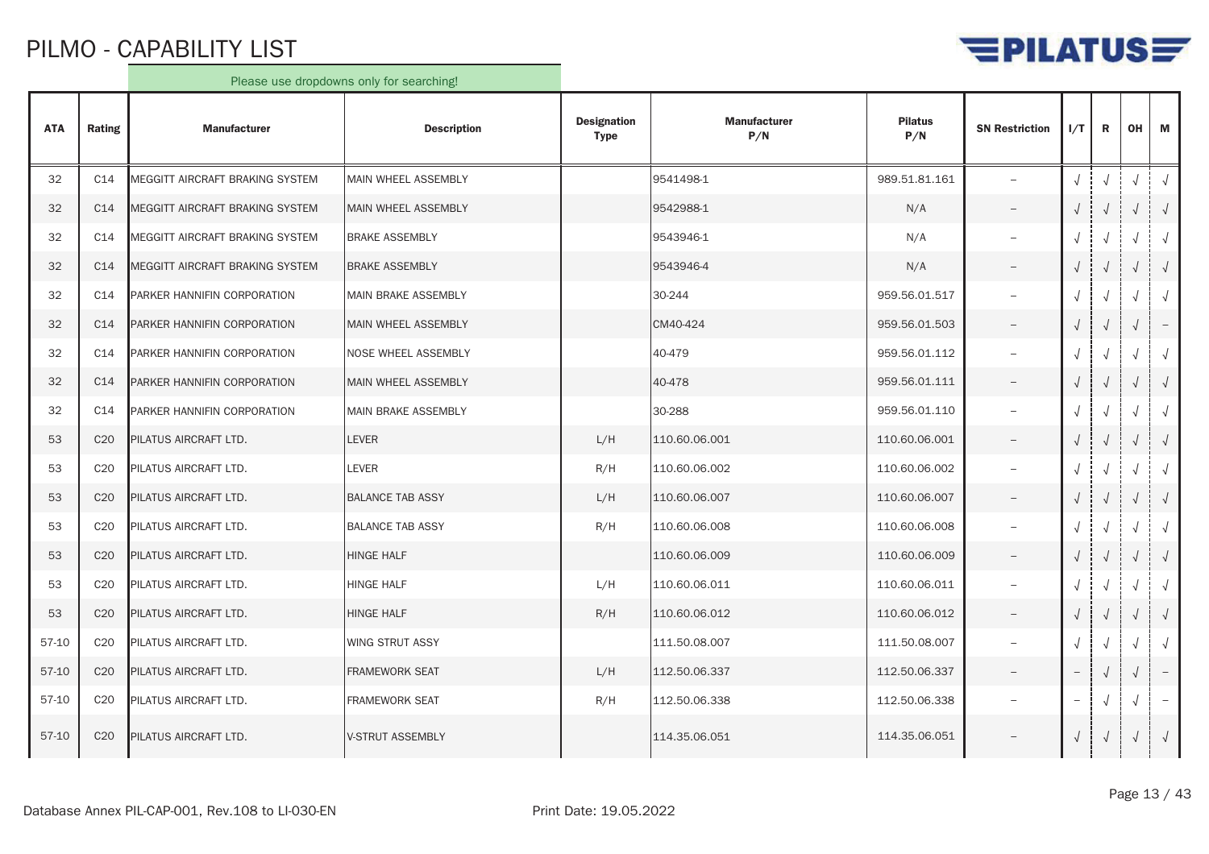# PILMO - CAPABILITY LIST

Please use dropdowns only for searching!

| ATA | Rating | Manufacturer | Description | Designation Type | Manufacturer P/N | Pilatus P/N | SN Restriction | I/T | R | OH | M |
|---|---|---|---|---|---|---|---|---|---|---|---|
| 32 | C14 | MEGGITT AIRCRAFT BRAKING SYSTEM | MAIN WHEEL ASSEMBLY | | 9541498-1 | 989.51.81.161 | – | √ | √ | √ | √ |
| 32 | C14 | MEGGITT AIRCRAFT BRAKING SYSTEM | MAIN WHEEL ASSEMBLY | | 9542988-1 | N/A | – | √ | √ | √ | √ |
| 32 | C14 | MEGGITT AIRCRAFT BRAKING SYSTEM | BRAKE ASSEMBLY | | 9543946-1 | N/A | – | √ | √ | √ | √ |
| 32 | C14 | MEGGITT AIRCRAFT BRAKING SYSTEM | BRAKE ASSEMBLY | | 9543946-4 | N/A | – | √ | √ | √ | √ |
| 32 | C14 | PARKER HANNIFIN CORPORATION | MAIN BRAKE ASSEMBLY | | 30-244 | 959.56.01.517 | – | √ | √ | √ | √ |
| 32 | C14 | PARKER HANNIFIN CORPORATION | MAIN WHEEL ASSEMBLY | | CM40-424 | 959.56.01.503 | – | √ | √ | √ | – |
| 32 | C14 | PARKER HANNIFIN CORPORATION | NOSE WHEEL ASSEMBLY | | 40-479 | 959.56.01.112 | – | √ | √ | √ | √ |
| 32 | C14 | PARKER HANNIFIN CORPORATION | MAIN WHEEL ASSEMBLY | | 40-478 | 959.56.01.111 | – | √ | √ | √ | √ |
| 32 | C14 | PARKER HANNIFIN CORPORATION | MAIN BRAKE ASSEMBLY | | 30-288 | 959.56.01.110 | – | √ | √ | √ | √ |
| 53 | C20 | PILATUS AIRCRAFT LTD. | LEVER | L/H | 110.60.06.001 | 110.60.06.001 | – | √ | √ | √ | √ |
| 53 | C20 | PILATUS AIRCRAFT LTD. | LEVER | R/H | 110.60.06.002 | 110.60.06.002 | – | √ | √ | √ | √ |
| 53 | C20 | PILATUS AIRCRAFT LTD. | BALANCE TAB ASSY | L/H | 110.60.06.007 | 110.60.06.007 | – | √ | √ | √ | √ |
| 53 | C20 | PILATUS AIRCRAFT LTD. | BALANCE TAB ASSY | R/H | 110.60.06.008 | 110.60.06.008 | – | √ | √ | √ | √ |
| 53 | C20 | PILATUS AIRCRAFT LTD. | HINGE HALF | | 110.60.06.009 | 110.60.06.009 | – | √ | √ | √ | √ |
| 53 | C20 | PILATUS AIRCRAFT LTD. | HINGE HALF | L/H | 110.60.06.011 | 110.60.06.011 | – | √ | √ | √ | √ |
| 53 | C20 | PILATUS AIRCRAFT LTD. | HINGE HALF | R/H | 110.60.06.012 | 110.60.06.012 | – | √ | √ | √ | √ |
| 57-10 | C20 | PILATUS AIRCRAFT LTD. | WING STRUT ASSY | | 111.50.08.007 | 111.50.08.007 | – | √ | √ | √ | √ |
| 57-10 | C20 | PILATUS AIRCRAFT LTD. | FRAMEWORK SEAT | L/H | 112.50.06.337 | 112.50.06.337 | – | – | √ | √ | – |
| 57-10 | C20 | PILATUS AIRCRAFT LTD. | FRAMEWORK SEAT | R/H | 112.50.06.338 | 112.50.06.338 | – | – | √ | √ | – |
| 57-10 | C20 | PILATUS AIRCRAFT LTD. | V-STRUT ASSEMBLY | | 114.35.06.051 | 114.35.06.051 | – | √ | √ | √ | √ |

Database Annex PIL-CAP-001, Rev.108 to LI-030-EN

Print Date: 19.05.2022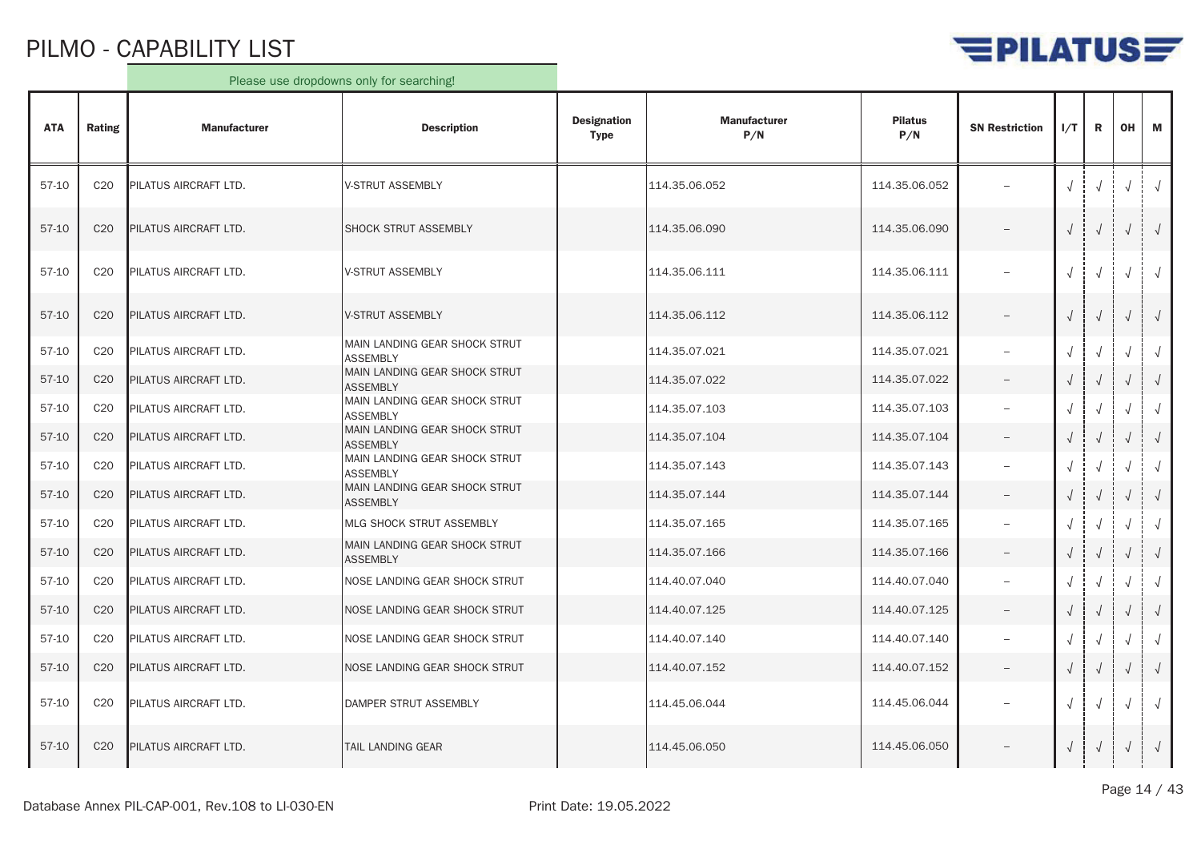# PILMO - CAPABILITY LIST

Please use dropdowns only for searching!

| ATA | Rating | Manufacturer | Description | Designation Type | Manufacturer P/N | Pilatus P/N | SN Restriction | I/T | R | OH | M |
|---|---|---|---|---|---|---|---|---|---|---|---|
| 57-10 | C20 | PILATUS AIRCRAFT LTD. | V-STRUT ASSEMBLY | | 114.35.06.052 | 114.35.06.052 | – | √ | √ | √ | √ |
| 57-10 | C20 | PILATUS AIRCRAFT LTD. | SHOCK STRUT ASSEMBLY | | 114.35.06.090 | 114.35.06.090 | – | √ | √ | √ | √ |
| 57-10 | C20 | PILATUS AIRCRAFT LTD. | V-STRUT ASSEMBLY | | 114.35.06.111 | 114.35.06.111 | – | √ | √ | √ | √ |
| 57-10 | C20 | PILATUS AIRCRAFT LTD. | V-STRUT ASSEMBLY | | 114.35.06.112 | 114.35.06.112 | – | √ | √ | √ | √ |
| 57-10 | C20 | PILATUS AIRCRAFT LTD. | MAIN LANDING GEAR SHOCK STRUT ASSEMBLY | | 114.35.07.021 | 114.35.07.021 | – | √ | √ | √ | √ |
| 57-10 | C20 | PILATUS AIRCRAFT LTD. | MAIN LANDING GEAR SHOCK STRUT ASSEMBLY | | 114.35.07.022 | 114.35.07.022 | – | √ | √ | √ | √ |
| 57-10 | C20 | PILATUS AIRCRAFT LTD. | MAIN LANDING GEAR SHOCK STRUT ASSEMBLY | | 114.35.07.103 | 114.35.07.103 | – | √ | √ | √ | √ |
| 57-10 | C20 | PILATUS AIRCRAFT LTD. | MAIN LANDING GEAR SHOCK STRUT ASSEMBLY | | 114.35.07.104 | 114.35.07.104 | – | √ | √ | √ | √ |
| 57-10 | C20 | PILATUS AIRCRAFT LTD. | MAIN LANDING GEAR SHOCK STRUT ASSEMBLY | | 114.35.07.143 | 114.35.07.143 | – | √ | √ | √ | √ |
| 57-10 | C20 | PILATUS AIRCRAFT LTD. | MAIN LANDING GEAR SHOCK STRUT ASSEMBLY | | 114.35.07.144 | 114.35.07.144 | – | √ | √ | √ | √ |
| 57-10 | C20 | PILATUS AIRCRAFT LTD. | MLG SHOCK STRUT ASSEMBLY | | 114.35.07.165 | 114.35.07.165 | – | √ | √ | √ | √ |
| 57-10 | C20 | PILATUS AIRCRAFT LTD. | MAIN LANDING GEAR SHOCK STRUT ASSEMBLY | | 114.35.07.166 | 114.35.07.166 | – | √ | √ | √ | √ |
| 57-10 | C20 | PILATUS AIRCRAFT LTD. | NOSE LANDING GEAR SHOCK STRUT | | 114.40.07.040 | 114.40.07.040 | – | √ | √ | √ | √ |
| 57-10 | C20 | PILATUS AIRCRAFT LTD. | NOSE LANDING GEAR SHOCK STRUT | | 114.40.07.125 | 114.40.07.125 | – | √ | √ | √ | √ |
| 57-10 | C20 | PILATUS AIRCRAFT LTD. | NOSE LANDING GEAR SHOCK STRUT | | 114.40.07.140 | 114.40.07.140 | – | √ | √ | √ | √ |
| 57-10 | C20 | PILATUS AIRCRAFT LTD. | NOSE LANDING GEAR SHOCK STRUT | | 114.40.07.152 | 114.40.07.152 | – | √ | √ | √ | √ |
| 57-10 | C20 | PILATUS AIRCRAFT LTD. | DAMPER STRUT ASSEMBLY | | 114.45.06.044 | 114.45.06.044 | – | √ | √ | √ | √ |
| 57-10 | C20 | PILATUS AIRCRAFT LTD. | TAIL LANDING GEAR | | 114.45.06.050 | 114.45.06.050 | – | √ | √ | √ | √ |

Database Annex PIL-CAP-001, Rev.108 to LI-030-EN

Print Date: 19.05.2022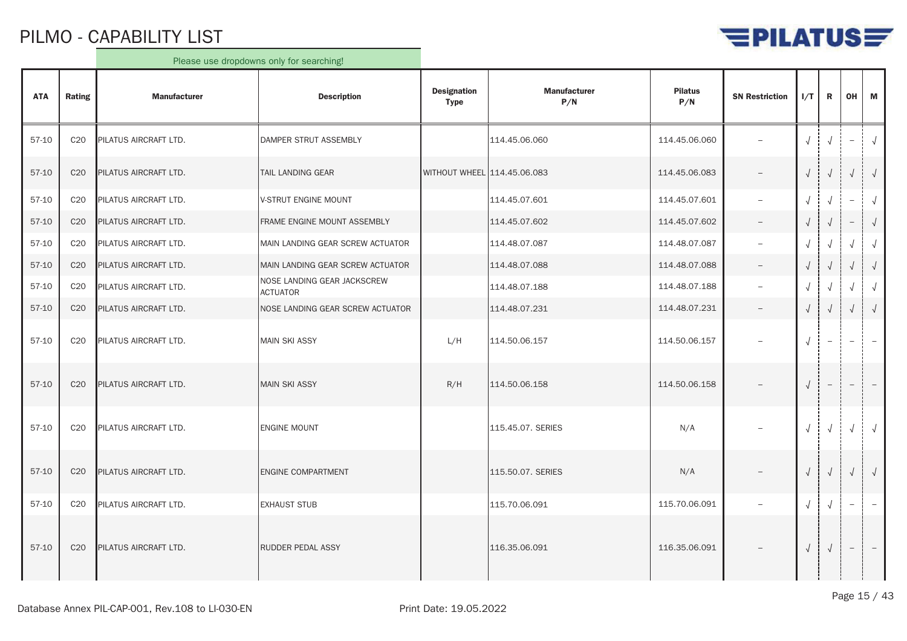# PILMO - CAPABILITY LIST

Please use dropdowns only for searching!

| ATA | Rating | Manufacturer | Description | Designation Type | Manufacturer P/N | Pilatus P/N | SN Restriction | I/T | R | OH | M |
|---|---|---|---|---|---|---|---|---|---|---|---|
| 57-10 | C20 | PILATUS AIRCRAFT LTD. | DAMPER STRUT ASSEMBLY | | 114.45.06.060 | 114.45.06.060 | – | √ | √ | – | √ |
| 57-10 | C20 | PILATUS AIRCRAFT LTD. | TAIL LANDING GEAR | WITHOUT WHEEL | 114.45.06.083 | 114.45.06.083 | – | √ | √ | √ | √ |
| 57-10 | C20 | PILATUS AIRCRAFT LTD. | V-STRUT ENGINE MOUNT | | 114.45.07.601 | 114.45.07.601 | – | √ | √ | – | √ |
| 57-10 | C20 | PILATUS AIRCRAFT LTD. | FRAME ENGINE MOUNT ASSEMBLY | | 114.45.07.602 | 114.45.07.602 | – | √ | √ | – | √ |
| 57-10 | C20 | PILATUS AIRCRAFT LTD. | MAIN LANDING GEAR SCREW ACTUATOR | | 114.48.07.087 | 114.48.07.087 | – | √ | √ | √ | √ |
| 57-10 | C20 | PILATUS AIRCRAFT LTD. | MAIN LANDING GEAR SCREW ACTUATOR | | 114.48.07.088 | 114.48.07.088 | – | √ | √ | √ | √ |
| 57-10 | C20 | PILATUS AIRCRAFT LTD. | NOSE LANDING GEAR JACKSCREW ACTUATOR | | 114.48.07.188 | 114.48.07.188 | – | √ | √ | √ | √ |
| 57-10 | C20 | PILATUS AIRCRAFT LTD. | NOSE LANDING GEAR SCREW ACTUATOR | | 114.48.07.231 | 114.48.07.231 | – | √ | √ | √ | √ |
| 57-10 | C20 | PILATUS AIRCRAFT LTD. | MAIN SKI ASSY | L/H | 114.50.06.157 | 114.50.06.157 | – | √ | – | – | – |
| 57-10 | C20 | PILATUS AIRCRAFT LTD. | MAIN SKI ASSY | R/H | 114.50.06.158 | 114.50.06.158 | – | √ | – | – | – |
| 57-10 | C20 | PILATUS AIRCRAFT LTD. | ENGINE MOUNT | | 115.45.07. SERIES | N/A | – | √ | √ | √ | √ |
| 57-10 | C20 | PILATUS AIRCRAFT LTD. | ENGINE COMPARTMENT | | 115.50.07. SERIES | N/A | – | √ | √ | √ | √ |
| 57-10 | C20 | PILATUS AIRCRAFT LTD. | EXHAUST STUB | | 115.70.06.091 | 115.70.06.091 | – | √ | √ | – | – |
| 57-10 | C20 | PILATUS AIRCRAFT LTD. | RUDDER PEDAL ASSY | | 116.35.06.091 | 116.35.06.091 | – | √ | √ | – | – |

Database Annex PIL-CAP-001, Rev.108 to LI-030-EN

Print Date: 19.05.2022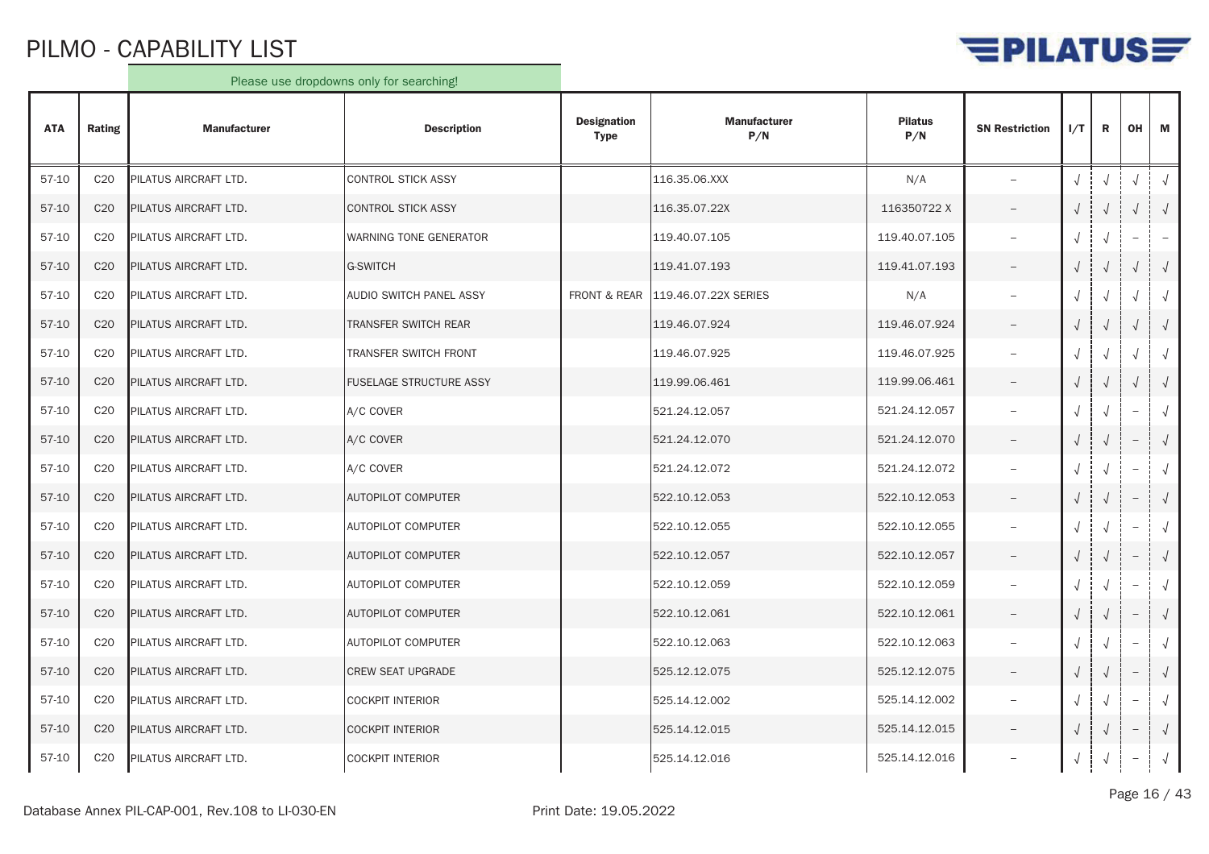# PILMO - CAPABILITY LIST

Please use dropdowns only for searching!

| ATA | Rating | Manufacturer | Description | Designation Type | Manufacturer P/N | Pilatus P/N | SN Restriction | I/T | R | OH | M |
|---|---|---|---|---|---|---|---|---|---|---|---|
| 57-10 | C20 | PILATUS AIRCRAFT LTD. | CONTROL STICK ASSY | | 116.35.06.XXX | N/A | – | √ | √ | √ | √ |
| 57-10 | C20 | PILATUS AIRCRAFT LTD. | CONTROL STICK ASSY | | 116.35.07.22X | 116350722 X | – | √ | √ | √ | √ |
| 57-10 | C20 | PILATUS AIRCRAFT LTD. | WARNING TONE GENERATOR | | 119.40.07.105 | 119.40.07.105 | – | √ | √ | – | – |
| 57-10 | C20 | PILATUS AIRCRAFT LTD. | G-SWITCH | | 119.41.07.193 | 119.41.07.193 | – | √ | √ | √ | √ |
| 57-10 | C20 | PILATUS AIRCRAFT LTD. | AUDIO SWITCH PANEL ASSY | FRONT & REAR | 119.46.07.22X SERIES | N/A | – | √ | √ | √ | √ |
| 57-10 | C20 | PILATUS AIRCRAFT LTD. | TRANSFER SWITCH REAR | | 119.46.07.924 | 119.46.07.924 | – | √ | √ | √ | √ |
| 57-10 | C20 | PILATUS AIRCRAFT LTD. | TRANSFER SWITCH FRONT | | 119.46.07.925 | 119.46.07.925 | – | √ | √ | √ | √ |
| 57-10 | C20 | PILATUS AIRCRAFT LTD. | FUSELAGE STRUCTURE ASSY | | 119.99.06.461 | 119.99.06.461 | – | √ | √ | √ | √ |
| 57-10 | C20 | PILATUS AIRCRAFT LTD. | A/C COVER | | 521.24.12.057 | 521.24.12.057 | – | √ | √ | – | √ |
| 57-10 | C20 | PILATUS AIRCRAFT LTD. | A/C COVER | | 521.24.12.070 | 521.24.12.070 | – | √ | √ | – | √ |
| 57-10 | C20 | PILATUS AIRCRAFT LTD. | A/C COVER | | 521.24.12.072 | 521.24.12.072 | – | √ | √ | – | √ |
| 57-10 | C20 | PILATUS AIRCRAFT LTD. | AUTOPILOT COMPUTER | | 522.10.12.053 | 522.10.12.053 | – | √ | √ | – | √ |
| 57-10 | C20 | PILATUS AIRCRAFT LTD. | AUTOPILOT COMPUTER | | 522.10.12.055 | 522.10.12.055 | – | √ | √ | – | √ |
| 57-10 | C20 | PILATUS AIRCRAFT LTD. | AUTOPILOT COMPUTER | | 522.10.12.057 | 522.10.12.057 | – | √ | √ | – | √ |
| 57-10 | C20 | PILATUS AIRCRAFT LTD. | AUTOPILOT COMPUTER | | 522.10.12.059 | 522.10.12.059 | – | √ | √ | – | √ |
| 57-10 | C20 | PILATUS AIRCRAFT LTD. | AUTOPILOT COMPUTER | | 522.10.12.061 | 522.10.12.061 | – | √ | √ | – | √ |
| 57-10 | C20 | PILATUS AIRCRAFT LTD. | AUTOPILOT COMPUTER | | 522.10.12.063 | 522.10.12.063 | – | √ | √ | – | √ |
| 57-10 | C20 | PILATUS AIRCRAFT LTD. | CREW SEAT UPGRADE | | 525.12.12.075 | 525.12.12.075 | – | √ | √ | – | √ |
| 57-10 | C20 | PILATUS AIRCRAFT LTD. | COCKPIT INTERIOR | | 525.14.12.002 | 525.14.12.002 | – | √ | √ | – | √ |
| 57-10 | C20 | PILATUS AIRCRAFT LTD. | COCKPIT INTERIOR | | 525.14.12.015 | 525.14.12.015 | – | √ | √ | – | √ |
| 57-10 | C20 | PILATUS AIRCRAFT LTD. | COCKPIT INTERIOR | | 525.14.12.016 | 525.14.12.016 | – | √ | √ | – | √ |

Database Annex PIL-CAP-001, Rev.108 to LI-030-EN    Print Date: 19.05.2022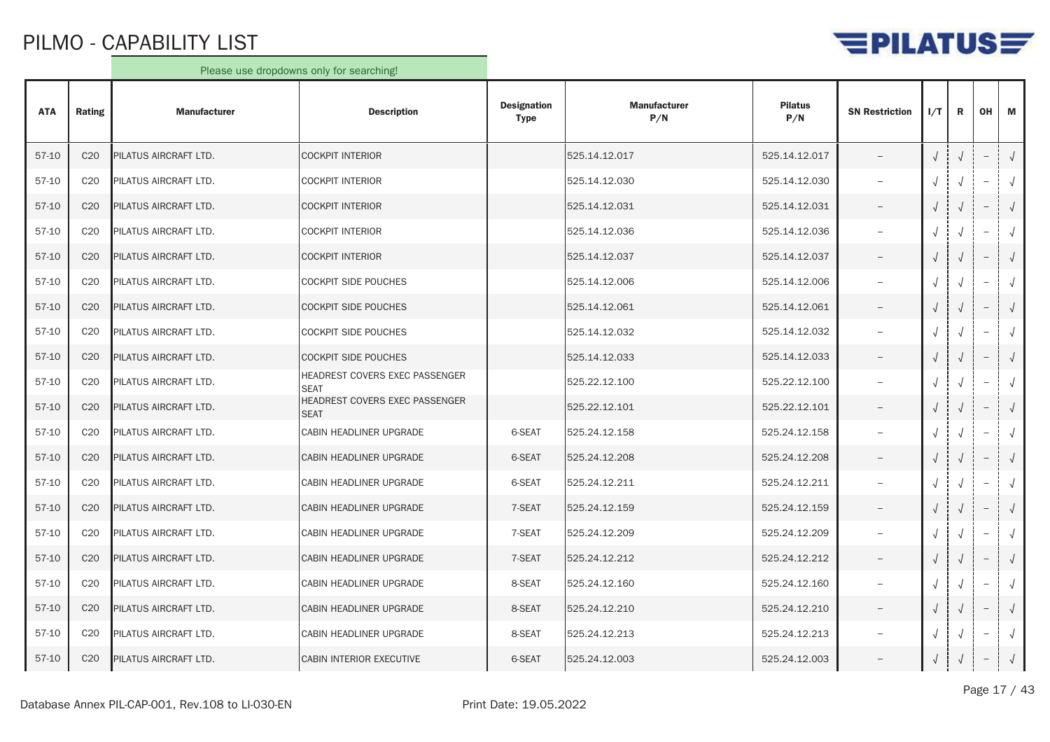# PILMO - CAPABILITY LIST

Please use dropdowns only for searching!

| ATA | Rating | Manufacturer | Description | Designation Type | Manufacturer P/N | Pilatus P/N | SN Restriction | I/T | R | OH | M |
|---|---|---|---|---|---|---|---|---|---|---|---|
| 57-10 | C20 | PILATUS AIRCRAFT LTD. | COCKPIT INTERIOR | | 525.14.12.017 | 525.14.12.017 | – | √ | √ | – | √ |
| 57-10 | C20 | PILATUS AIRCRAFT LTD. | COCKPIT INTERIOR | | 525.14.12.030 | 525.14.12.030 | – | √ | √ | – | √ |
| 57-10 | C20 | PILATUS AIRCRAFT LTD. | COCKPIT INTERIOR | | 525.14.12.031 | 525.14.12.031 | – | √ | √ | – | √ |
| 57-10 | C20 | PILATUS AIRCRAFT LTD. | COCKPIT INTERIOR | | 525.14.12.036 | 525.14.12.036 | – | √ | √ | – | √ |
| 57-10 | C20 | PILATUS AIRCRAFT LTD. | COCKPIT INTERIOR | | 525.14.12.037 | 525.14.12.037 | – | √ | √ | – | √ |
| 57-10 | C20 | PILATUS AIRCRAFT LTD. | COCKPIT SIDE POUCHES | | 525.14.12.006 | 525.14.12.006 | – | √ | √ | – | √ |
| 57-10 | C20 | PILATUS AIRCRAFT LTD. | COCKPIT SIDE POUCHES | | 525.14.12.061 | 525.14.12.061 | – | √ | √ | – | √ |
| 57-10 | C20 | PILATUS AIRCRAFT LTD. | COCKPIT SIDE POUCHES | | 525.14.12.032 | 525.14.12.032 | – | √ | √ | – | √ |
| 57-10 | C20 | PILATUS AIRCRAFT LTD. | COCKPIT SIDE POUCHES | | 525.14.12.033 | 525.14.12.033 | – | √ | √ | – | √ |
| 57-10 | C20 | PILATUS AIRCRAFT LTD. | HEADREST COVERS EXEC PASSENGER SEAT | | 525.22.12.100 | 525.22.12.100 | – | √ | √ | – | √ |
| 57-10 | C20 | PILATUS AIRCRAFT LTD. | HEADREST COVERS EXEC PASSENGER SEAT | | 525.22.12.101 | 525.22.12.101 | – | √ | √ | – | √ |
| 57-10 | C20 | PILATUS AIRCRAFT LTD. | CABIN HEADLINER UPGRADE | 6-SEAT | 525.24.12.158 | 525.24.12.158 | – | √ | √ | – | √ |
| 57-10 | C20 | PILATUS AIRCRAFT LTD. | CABIN HEADLINER UPGRADE | 6-SEAT | 525.24.12.208 | 525.24.12.208 | – | √ | √ | – | √ |
| 57-10 | C20 | PILATUS AIRCRAFT LTD. | CABIN HEADLINER UPGRADE | 6-SEAT | 525.24.12.211 | 525.24.12.211 | – | √ | √ | – | √ |
| 57-10 | C20 | PILATUS AIRCRAFT LTD. | CABIN HEADLINER UPGRADE | 7-SEAT | 525.24.12.159 | 525.24.12.159 | – | √ | √ | – | √ |
| 57-10 | C20 | PILATUS AIRCRAFT LTD. | CABIN HEADLINER UPGRADE | 7-SEAT | 525.24.12.209 | 525.24.12.209 | – | √ | √ | – | √ |
| 57-10 | C20 | PILATUS AIRCRAFT LTD. | CABIN HEADLINER UPGRADE | 7-SEAT | 525.24.12.212 | 525.24.12.212 | – | √ | √ | – | √ |
| 57-10 | C20 | PILATUS AIRCRAFT LTD. | CABIN HEADLINER UPGRADE | 8-SEAT | 525.24.12.160 | 525.24.12.160 | – | √ | √ | – | √ |
| 57-10 | C20 | PILATUS AIRCRAFT LTD. | CABIN HEADLINER UPGRADE | 8-SEAT | 525.24.12.210 | 525.24.12.210 | – | √ | √ | – | √ |
| 57-10 | C20 | PILATUS AIRCRAFT LTD. | CABIN HEADLINER UPGRADE | 8-SEAT | 525.24.12.213 | 525.24.12.213 | – | √ | √ | – | √ |
| 57-10 | C20 | PILATUS AIRCRAFT LTD. | CABIN INTERIOR EXECUTIVE | 6-SEAT | 525.24.12.003 | 525.24.12.003 | – | √ | √ | – | √ |

Database Annex PIL-CAP-001, Rev.108 to LI-030-EN Print Date: 19.05.2022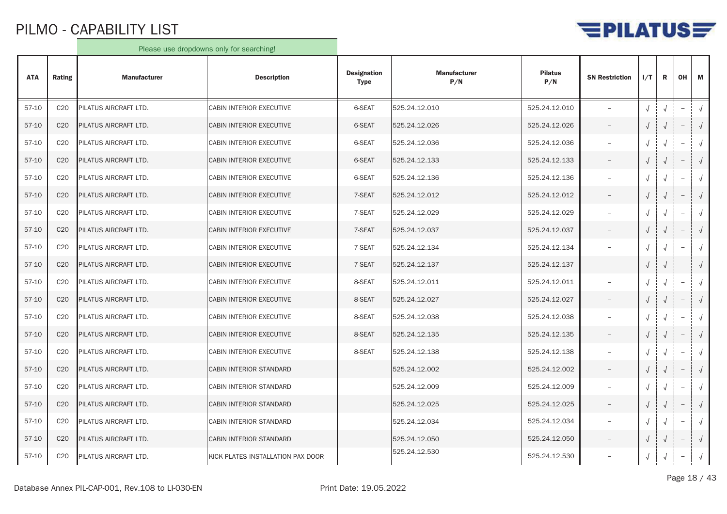# PILMO - CAPABILITY LIST

Please use dropdowns only for searching!

| ATA | Rating | Manufacturer | Description | Designation Type | Manufacturer P/N | Pilatus P/N | SN Restriction | I/T | R | OH | M |
|---|---|---|---|---|---|---|---|---|---|---|---|
| 57-10 | C20 | PILATUS AIRCRAFT LTD. | CABIN INTERIOR EXECUTIVE | 6-SEAT | 525.24.12.010 | 525.24.12.010 | – | √ | √ | – | √ |
| 57-10 | C20 | PILATUS AIRCRAFT LTD. | CABIN INTERIOR EXECUTIVE | 6-SEAT | 525.24.12.026 | 525.24.12.026 | – | √ | √ | – | √ |
| 57-10 | C20 | PILATUS AIRCRAFT LTD. | CABIN INTERIOR EXECUTIVE | 6-SEAT | 525.24.12.036 | 525.24.12.036 | – | √ | √ | – | √ |
| 57-10 | C20 | PILATUS AIRCRAFT LTD. | CABIN INTERIOR EXECUTIVE | 6-SEAT | 525.24.12.133 | 525.24.12.133 | – | √ | √ | – | √ |
| 57-10 | C20 | PILATUS AIRCRAFT LTD. | CABIN INTERIOR EXECUTIVE | 6-SEAT | 525.24.12.136 | 525.24.12.136 | – | √ | √ | – | √ |
| 57-10 | C20 | PILATUS AIRCRAFT LTD. | CABIN INTERIOR EXECUTIVE | 7-SEAT | 525.24.12.012 | 525.24.12.012 | – | √ | √ | – | √ |
| 57-10 | C20 | PILATUS AIRCRAFT LTD. | CABIN INTERIOR EXECUTIVE | 7-SEAT | 525.24.12.029 | 525.24.12.029 | – | √ | √ | – | √ |
| 57-10 | C20 | PILATUS AIRCRAFT LTD. | CABIN INTERIOR EXECUTIVE | 7-SEAT | 525.24.12.037 | 525.24.12.037 | – | √ | √ | – | √ |
| 57-10 | C20 | PILATUS AIRCRAFT LTD. | CABIN INTERIOR EXECUTIVE | 7-SEAT | 525.24.12.134 | 525.24.12.134 | – | √ | √ | – | √ |
| 57-10 | C20 | PILATUS AIRCRAFT LTD. | CABIN INTERIOR EXECUTIVE | 7-SEAT | 525.24.12.137 | 525.24.12.137 | – | √ | √ | – | √ |
| 57-10 | C20 | PILATUS AIRCRAFT LTD. | CABIN INTERIOR EXECUTIVE | 8-SEAT | 525.24.12.011 | 525.24.12.011 | – | √ | √ | – | √ |
| 57-10 | C20 | PILATUS AIRCRAFT LTD. | CABIN INTERIOR EXECUTIVE | 8-SEAT | 525.24.12.027 | 525.24.12.027 | – | √ | √ | – | √ |
| 57-10 | C20 | PILATUS AIRCRAFT LTD. | CABIN INTERIOR EXECUTIVE | 8-SEAT | 525.24.12.038 | 525.24.12.038 | – | √ | √ | – | √ |
| 57-10 | C20 | PILATUS AIRCRAFT LTD. | CABIN INTERIOR EXECUTIVE | 8-SEAT | 525.24.12.135 | 525.24.12.135 | – | √ | √ | – | √ |
| 57-10 | C20 | PILATUS AIRCRAFT LTD. | CABIN INTERIOR EXECUTIVE | 8-SEAT | 525.24.12.138 | 525.24.12.138 | – | √ | √ | – | √ |
| 57-10 | C20 | PILATUS AIRCRAFT LTD. | CABIN INTERIOR STANDARD | | 525.24.12.002 | 525.24.12.002 | – | √ | √ | – | √ |
| 57-10 | C20 | PILATUS AIRCRAFT LTD. | CABIN INTERIOR STANDARD | | 525.24.12.009 | 525.24.12.009 | – | √ | √ | – | √ |
| 57-10 | C20 | PILATUS AIRCRAFT LTD. | CABIN INTERIOR STANDARD | | 525.24.12.025 | 525.24.12.025 | – | √ | √ | – | √ |
| 57-10 | C20 | PILATUS AIRCRAFT LTD. | CABIN INTERIOR STANDARD | | 525.24.12.034 | 525.24.12.034 | – | √ | √ | – | √ |
| 57-10 | C20 | PILATUS AIRCRAFT LTD. | CABIN INTERIOR STANDARD | | 525.24.12.050 | 525.24.12.050 | – | √ | √ | – | √ |
| 57-10 | C20 | PILATUS AIRCRAFT LTD. | KICK PLATES INSTALLATION PAX DOOR | | 525.24.12.530 | 525.24.12.530 | – | √ | √ | – | √ |

Database Annex PIL-CAP-001, Rev.108 to LI-030-EN

Print Date: 19.05.2022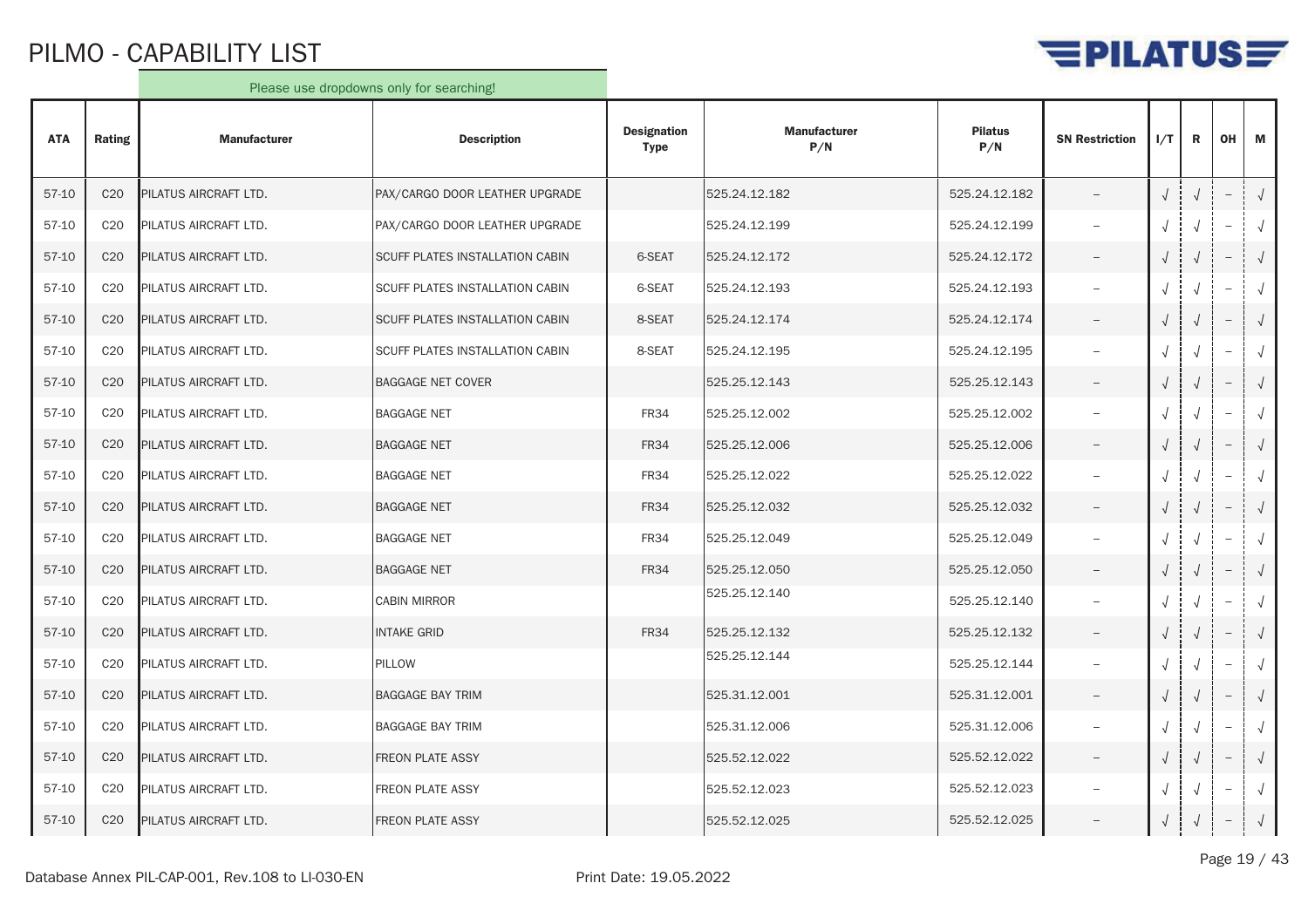# PILMO - CAPABILITY LIST

Please use dropdowns only for searching!

| ATA | Rating | Manufacturer | Description | Designation Type | Manufacturer P/N | Pilatus P/N | SN Restriction | I/T | R | OH | M |
|---|---|---|---|---|---|---|---|---|---|---|---|
| 57-10 | C20 | PILATUS AIRCRAFT LTD. | PAX/CARGO DOOR LEATHER UPGRADE | | 525.24.12.182 | 525.24.12.182 | – | √ | √ | – | √ |
| 57-10 | C20 | PILATUS AIRCRAFT LTD. | PAX/CARGO DOOR LEATHER UPGRADE | | 525.24.12.199 | 525.24.12.199 | – | √ | √ | – | √ |
| 57-10 | C20 | PILATUS AIRCRAFT LTD. | SCUFF PLATES INSTALLATION CABIN | 6-SEAT | 525.24.12.172 | 525.24.12.172 | – | √ | √ | – | √ |
| 57-10 | C20 | PILATUS AIRCRAFT LTD. | SCUFF PLATES INSTALLATION CABIN | 6-SEAT | 525.24.12.193 | 525.24.12.193 | – | √ | √ | – | √ |
| 57-10 | C20 | PILATUS AIRCRAFT LTD. | SCUFF PLATES INSTALLATION CABIN | 8-SEAT | 525.24.12.174 | 525.24.12.174 | – | √ | √ | – | √ |
| 57-10 | C20 | PILATUS AIRCRAFT LTD. | SCUFF PLATES INSTALLATION CABIN | 8-SEAT | 525.24.12.195 | 525.24.12.195 | – | √ | √ | – | √ |
| 57-10 | C20 | PILATUS AIRCRAFT LTD. | BAGGAGE NET COVER | | 525.25.12.143 | 525.25.12.143 | – | √ | √ | – | √ |
| 57-10 | C20 | PILATUS AIRCRAFT LTD. | BAGGAGE NET | FR34 | 525.25.12.002 | 525.25.12.002 | – | √ | √ | – | √ |
| 57-10 | C20 | PILATUS AIRCRAFT LTD. | BAGGAGE NET | FR34 | 525.25.12.006 | 525.25.12.006 | – | √ | √ | – | √ |
| 57-10 | C20 | PILATUS AIRCRAFT LTD. | BAGGAGE NET | FR34 | 525.25.12.022 | 525.25.12.022 | – | √ | √ | – | √ |
| 57-10 | C20 | PILATUS AIRCRAFT LTD. | BAGGAGE NET | FR34 | 525.25.12.032 | 525.25.12.032 | – | √ | √ | – | √ |
| 57-10 | C20 | PILATUS AIRCRAFT LTD. | BAGGAGE NET | FR34 | 525.25.12.049 | 525.25.12.049 | – | √ | √ | – | √ |
| 57-10 | C20 | PILATUS AIRCRAFT LTD. | BAGGAGE NET | FR34 | 525.25.12.050 | 525.25.12.050 | – | √ | √ | – | √ |
| 57-10 | C20 | PILATUS AIRCRAFT LTD. | CABIN MIRROR | | 525.25.12.140 | 525.25.12.140 | – | √ | √ | – | √ |
| 57-10 | C20 | PILATUS AIRCRAFT LTD. | INTAKE GRID | FR34 | 525.25.12.132 | 525.25.12.132 | – | √ | √ | – | √ |
| 57-10 | C20 | PILATUS AIRCRAFT LTD. | PILLOW | | 525.25.12.144 | 525.25.12.144 | – | √ | √ | – | √ |
| 57-10 | C20 | PILATUS AIRCRAFT LTD. | BAGGAGE BAY TRIM | | 525.31.12.001 | 525.31.12.001 | – | √ | √ | – | √ |
| 57-10 | C20 | PILATUS AIRCRAFT LTD. | BAGGAGE BAY TRIM | | 525.31.12.006 | 525.31.12.006 | – | √ | √ | – | √ |
| 57-10 | C20 | PILATUS AIRCRAFT LTD. | FREON PLATE ASSY | | 525.52.12.022 | 525.52.12.022 | – | √ | √ | – | √ |
| 57-10 | C20 | PILATUS AIRCRAFT LTD. | FREON PLATE ASSY | | 525.52.12.023 | 525.52.12.023 | – | √ | √ | – | √ |
| 57-10 | C20 | PILATUS AIRCRAFT LTD. | FREON PLATE ASSY | | 525.52.12.025 | 525.52.12.025 | – | √ | √ | – | √ |

Database Annex PIL-CAP-001, Rev.108 to LI-030-EN

Print Date: 19.05.2022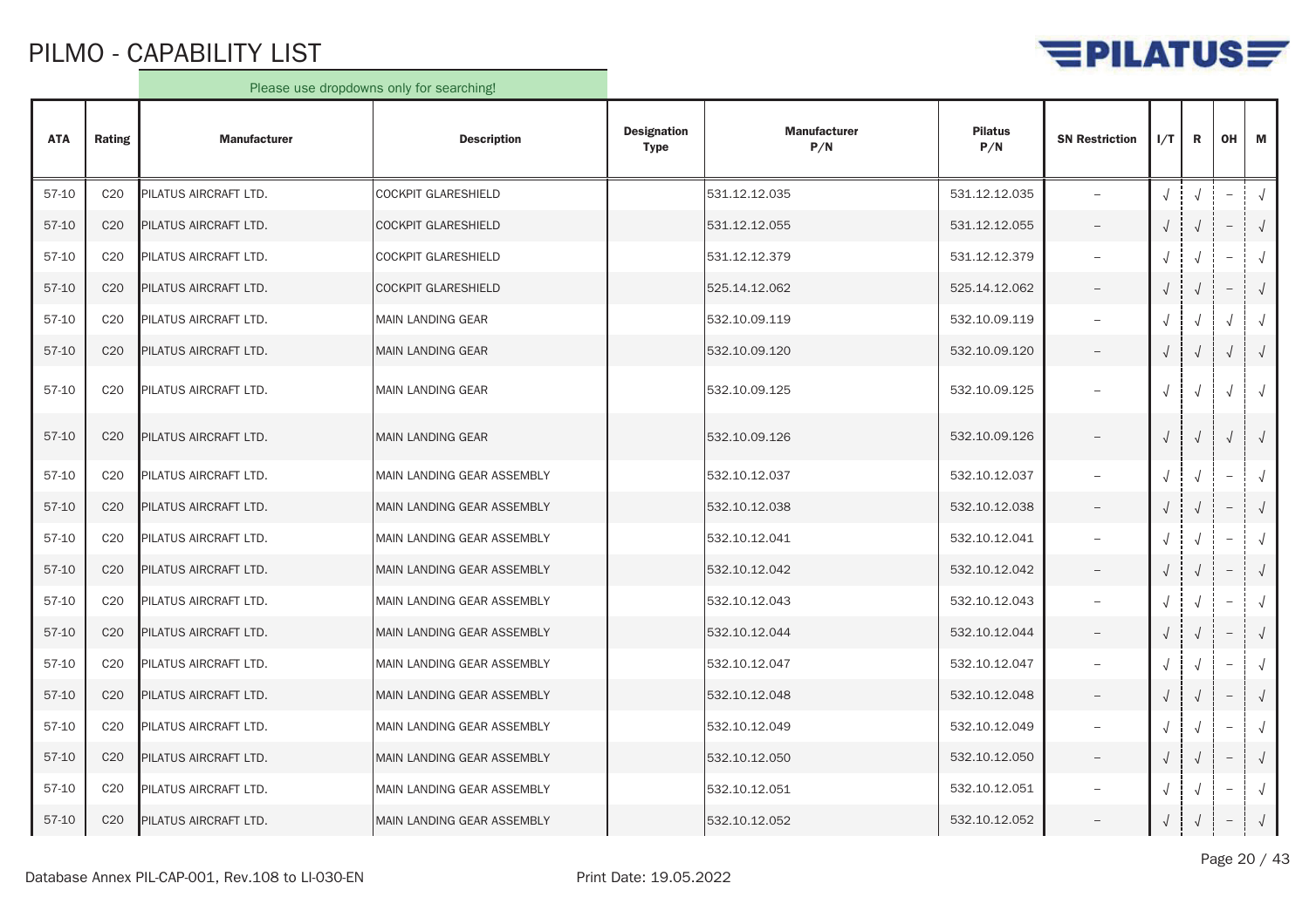# PILMO - CAPABILITY LIST

Please use dropdowns only for searching!

| ATA | Rating | Manufacturer | Description | Designation Type | Manufacturer P/N | Pilatus P/N | SN Restriction | I/T | R | OH | M |
|---|---|---|---|---|---|---|---|---|---|---|---|
| 57-10 | C20 | PILATUS AIRCRAFT LTD. | COCKPIT GLARESHIELD | | 531.12.12.035 | 531.12.12.035 | – | √ | √ | – | √ |
| 57-10 | C20 | PILATUS AIRCRAFT LTD. | COCKPIT GLARESHIELD | | 531.12.12.055 | 531.12.12.055 | – | √ | √ | – | √ |
| 57-10 | C20 | PILATUS AIRCRAFT LTD. | COCKPIT GLARESHIELD | | 531.12.12.379 | 531.12.12.379 | – | √ | √ | – | √ |
| 57-10 | C20 | PILATUS AIRCRAFT LTD. | COCKPIT GLARESHIELD | | 525.14.12.062 | 525.14.12.062 | – | √ | √ | – | √ |
| 57-10 | C20 | PILATUS AIRCRAFT LTD. | MAIN LANDING GEAR | | 532.10.09.119 | 532.10.09.119 | – | √ | √ | √ | √ |
| 57-10 | C20 | PILATUS AIRCRAFT LTD. | MAIN LANDING GEAR | | 532.10.09.120 | 532.10.09.120 | – | √ | √ | √ | √ |
| 57-10 | C20 | PILATUS AIRCRAFT LTD. | MAIN LANDING GEAR | | 532.10.09.125 | 532.10.09.125 | – | √ | √ | √ | √ |
| 57-10 | C20 | PILATUS AIRCRAFT LTD. | MAIN LANDING GEAR | | 532.10.09.126 | 532.10.09.126 | – | √ | √ | √ | √ |
| 57-10 | C20 | PILATUS AIRCRAFT LTD. | MAIN LANDING GEAR ASSEMBLY | | 532.10.12.037 | 532.10.12.037 | – | √ | √ | – | √ |
| 57-10 | C20 | PILATUS AIRCRAFT LTD. | MAIN LANDING GEAR ASSEMBLY | | 532.10.12.038 | 532.10.12.038 | – | √ | √ | – | √ |
| 57-10 | C20 | PILATUS AIRCRAFT LTD. | MAIN LANDING GEAR ASSEMBLY | | 532.10.12.041 | 532.10.12.041 | – | √ | √ | – | √ |
| 57-10 | C20 | PILATUS AIRCRAFT LTD. | MAIN LANDING GEAR ASSEMBLY | | 532.10.12.042 | 532.10.12.042 | – | √ | √ | – | √ |
| 57-10 | C20 | PILATUS AIRCRAFT LTD. | MAIN LANDING GEAR ASSEMBLY | | 532.10.12.043 | 532.10.12.043 | – | √ | √ | – | √ |
| 57-10 | C20 | PILATUS AIRCRAFT LTD. | MAIN LANDING GEAR ASSEMBLY | | 532.10.12.044 | 532.10.12.044 | – | √ | √ | – | √ |
| 57-10 | C20 | PILATUS AIRCRAFT LTD. | MAIN LANDING GEAR ASSEMBLY | | 532.10.12.047 | 532.10.12.047 | – | √ | √ | – | √ |
| 57-10 | C20 | PILATUS AIRCRAFT LTD. | MAIN LANDING GEAR ASSEMBLY | | 532.10.12.048 | 532.10.12.048 | – | √ | √ | – | √ |
| 57-10 | C20 | PILATUS AIRCRAFT LTD. | MAIN LANDING GEAR ASSEMBLY | | 532.10.12.049 | 532.10.12.049 | – | √ | √ | – | √ |
| 57-10 | C20 | PILATUS AIRCRAFT LTD. | MAIN LANDING GEAR ASSEMBLY | | 532.10.12.050 | 532.10.12.050 | – | √ | √ | – | √ |
| 57-10 | C20 | PILATUS AIRCRAFT LTD. | MAIN LANDING GEAR ASSEMBLY | | 532.10.12.051 | 532.10.12.051 | – | √ | √ | – | √ |
| 57-10 | C20 | PILATUS AIRCRAFT LTD. | MAIN LANDING GEAR ASSEMBLY | | 532.10.12.052 | 532.10.12.052 | – | √ | √ | – | √ |

Database Annex PIL-CAP-001, Rev.108 to LI-030-EN    Print Date: 19.05.2022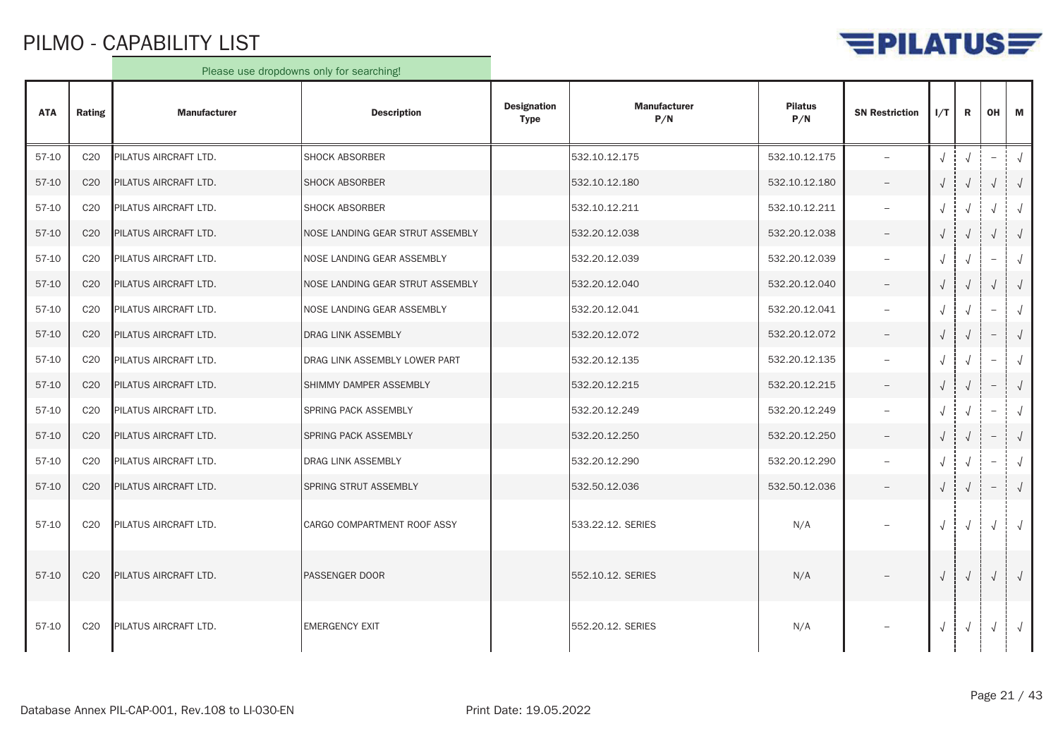# PILMO - CAPABILITY LIST

Please use dropdowns only for searching!

| ATA | Rating | Manufacturer | Description | Designation Type | Manufacturer P/N | Pilatus P/N | SN Restriction | I/T | R | OH | M |
|---|---|---|---|---|---|---|---|---|---|---|---|
| 57-10 | C20 | PILATUS AIRCRAFT LTD. | SHOCK ABSORBER | | 532.10.12.175 | 532.10.12.175 | – | √ | √ | – | √ |
| 57-10 | C20 | PILATUS AIRCRAFT LTD. | SHOCK ABSORBER | | 532.10.12.180 | 532.10.12.180 | – | √ | √ | √ | √ |
| 57-10 | C20 | PILATUS AIRCRAFT LTD. | SHOCK ABSORBER | | 532.10.12.211 | 532.10.12.211 | – | √ | √ | √ | √ |
| 57-10 | C20 | PILATUS AIRCRAFT LTD. | NOSE LANDING GEAR STRUT ASSEMBLY | | 532.20.12.038 | 532.20.12.038 | – | √ | √ | √ | √ |
| 57-10 | C20 | PILATUS AIRCRAFT LTD. | NOSE LANDING GEAR ASSEMBLY | | 532.20.12.039 | 532.20.12.039 | – | √ | √ | – | √ |
| 57-10 | C20 | PILATUS AIRCRAFT LTD. | NOSE LANDING GEAR STRUT ASSEMBLY | | 532.20.12.040 | 532.20.12.040 | – | √ | √ | √ | √ |
| 57-10 | C20 | PILATUS AIRCRAFT LTD. | NOSE LANDING GEAR ASSEMBLY | | 532.20.12.041 | 532.20.12.041 | – | √ | √ | – | √ |
| 57-10 | C20 | PILATUS AIRCRAFT LTD. | DRAG LINK ASSEMBLY | | 532.20.12.072 | 532.20.12.072 | – | √ | √ | – | √ |
| 57-10 | C20 | PILATUS AIRCRAFT LTD. | DRAG LINK ASSEMBLY LOWER PART | | 532.20.12.135 | 532.20.12.135 | – | √ | √ | – | √ |
| 57-10 | C20 | PILATUS AIRCRAFT LTD. | SHIMMY DAMPER ASSEMBLY | | 532.20.12.215 | 532.20.12.215 | – | √ | √ | – | √ |
| 57-10 | C20 | PILATUS AIRCRAFT LTD. | SPRING PACK ASSEMBLY | | 532.20.12.249 | 532.20.12.249 | – | √ | √ | – | √ |
| 57-10 | C20 | PILATUS AIRCRAFT LTD. | SPRING PACK ASSEMBLY | | 532.20.12.250 | 532.20.12.250 | – | √ | √ | – | √ |
| 57-10 | C20 | PILATUS AIRCRAFT LTD. | DRAG LINK ASSEMBLY | | 532.20.12.290 | 532.20.12.290 | – | √ | √ | – | √ |
| 57-10 | C20 | PILATUS AIRCRAFT LTD. | SPRING STRUT ASSEMBLY | | 532.50.12.036 | 532.50.12.036 | – | √ | √ | – | √ |
| 57-10 | C20 | PILATUS AIRCRAFT LTD. | CARGO COMPARTMENT ROOF ASSY | | 533.22.12. SERIES | N/A | – | √ | √ | √ | √ |
| 57-10 | C20 | PILATUS AIRCRAFT LTD. | PASSENGER DOOR | | 552.10.12. SERIES | N/A | – | √ | √ | √ | √ |
| 57-10 | C20 | PILATUS AIRCRAFT LTD. | EMERGENCY EXIT | | 552.20.12. SERIES | N/A | – | √ | √ | √ | √ |

Database Annex PIL-CAP-001, Rev.108 to LI-030-EN

Print Date: 19.05.2022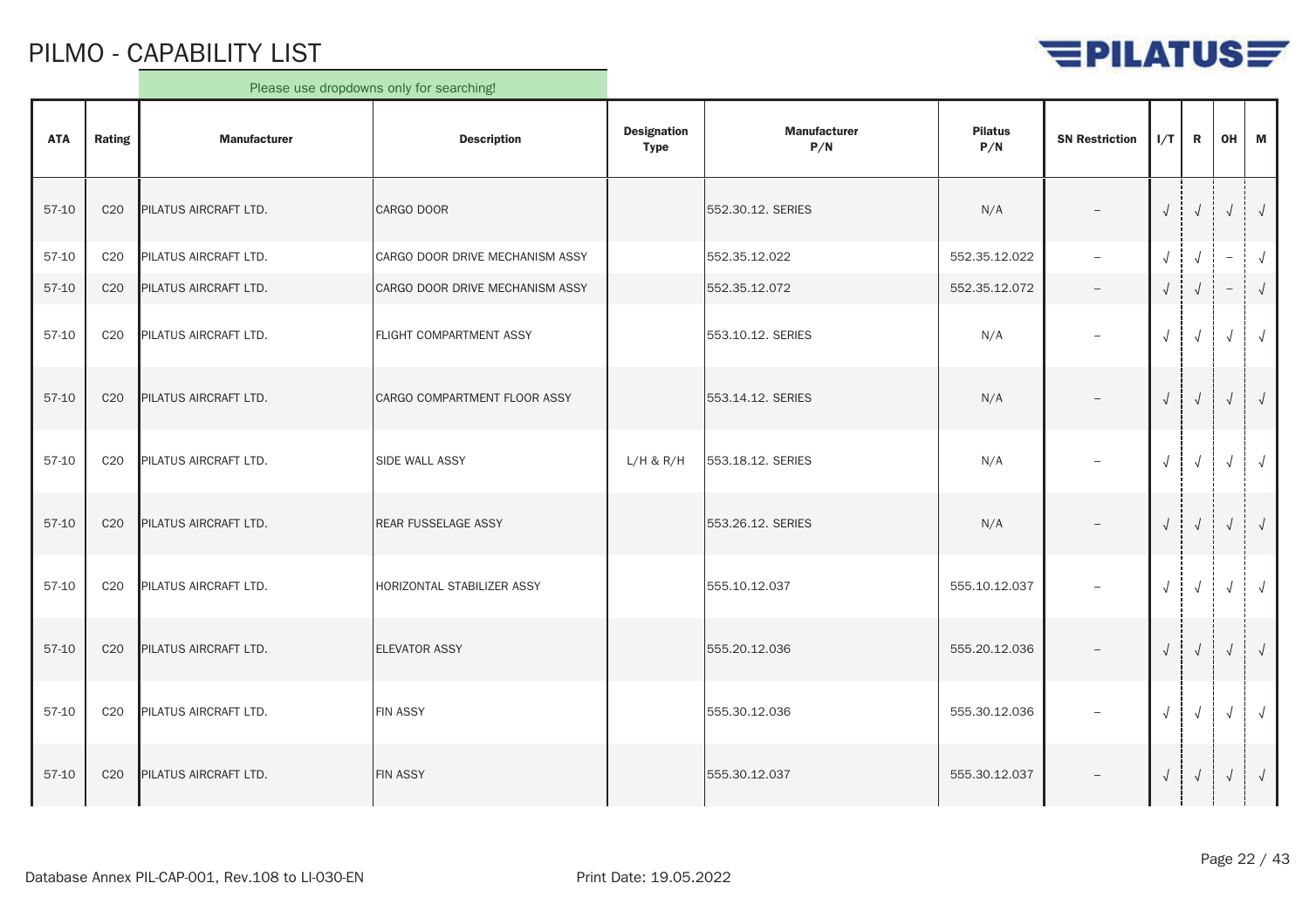# PILMO - CAPABILITY LIST

Please use dropdowns only for searching!

| ATA | Rating | Manufacturer | Description | Designation Type | Manufacturer P/N | Pilatus P/N | SN Restriction | I/T | R | OH | M |
|---|---|---|---|---|---|---|---|---|---|---|---|
| 57-10 | C20 | PILATUS AIRCRAFT LTD. | CARGO DOOR | | 552.30.12. SERIES | N/A | – | √ | √ | √ | √ |
| 57-10 | C20 | PILATUS AIRCRAFT LTD. | CARGO DOOR DRIVE MECHANISM ASSY | | 552.35.12.022 | 552.35.12.022 | – | √ | √ | – | √ |
| 57-10 | C20 | PILATUS AIRCRAFT LTD. | CARGO DOOR DRIVE MECHANISM ASSY | | 552.35.12.072 | 552.35.12.072 | – | √ | √ | – | √ |
| 57-10 | C20 | PILATUS AIRCRAFT LTD. | FLIGHT COMPARTMENT ASSY | | 553.10.12. SERIES | N/A | – | √ | √ | √ | √ |
| 57-10 | C20 | PILATUS AIRCRAFT LTD. | CARGO COMPARTMENT FLOOR ASSY | | 553.14.12. SERIES | N/A | – | √ | √ | √ | √ |
| 57-10 | C20 | PILATUS AIRCRAFT LTD. | SIDE WALL ASSY | L/H & R/H | 553.18.12. SERIES | N/A | – | √ | √ | √ | √ |
| 57-10 | C20 | PILATUS AIRCRAFT LTD. | REAR FUSSELAGE ASSY | | 553.26.12. SERIES | N/A | – | √ | √ | √ | √ |
| 57-10 | C20 | PILATUS AIRCRAFT LTD. | HORIZONTAL STABILIZER ASSY | | 555.10.12.037 | 555.10.12.037 | – | √ | √ | √ | √ |
| 57-10 | C20 | PILATUS AIRCRAFT LTD. | ELEVATOR ASSY | | 555.20.12.036 | 555.20.12.036 | – | √ | √ | √ | √ |
| 57-10 | C20 | PILATUS AIRCRAFT LTD. | FIN ASSY | | 555.30.12.036 | 555.30.12.036 | – | √ | √ | √ | √ |
| 57-10 | C20 | PILATUS AIRCRAFT LTD. | FIN ASSY | | 555.30.12.037 | 555.30.12.037 | – | √ | √ | √ | √ |

Database Annex PIL-CAP-001, Rev.108 to LI-030-EN

Print Date: 19.05.2022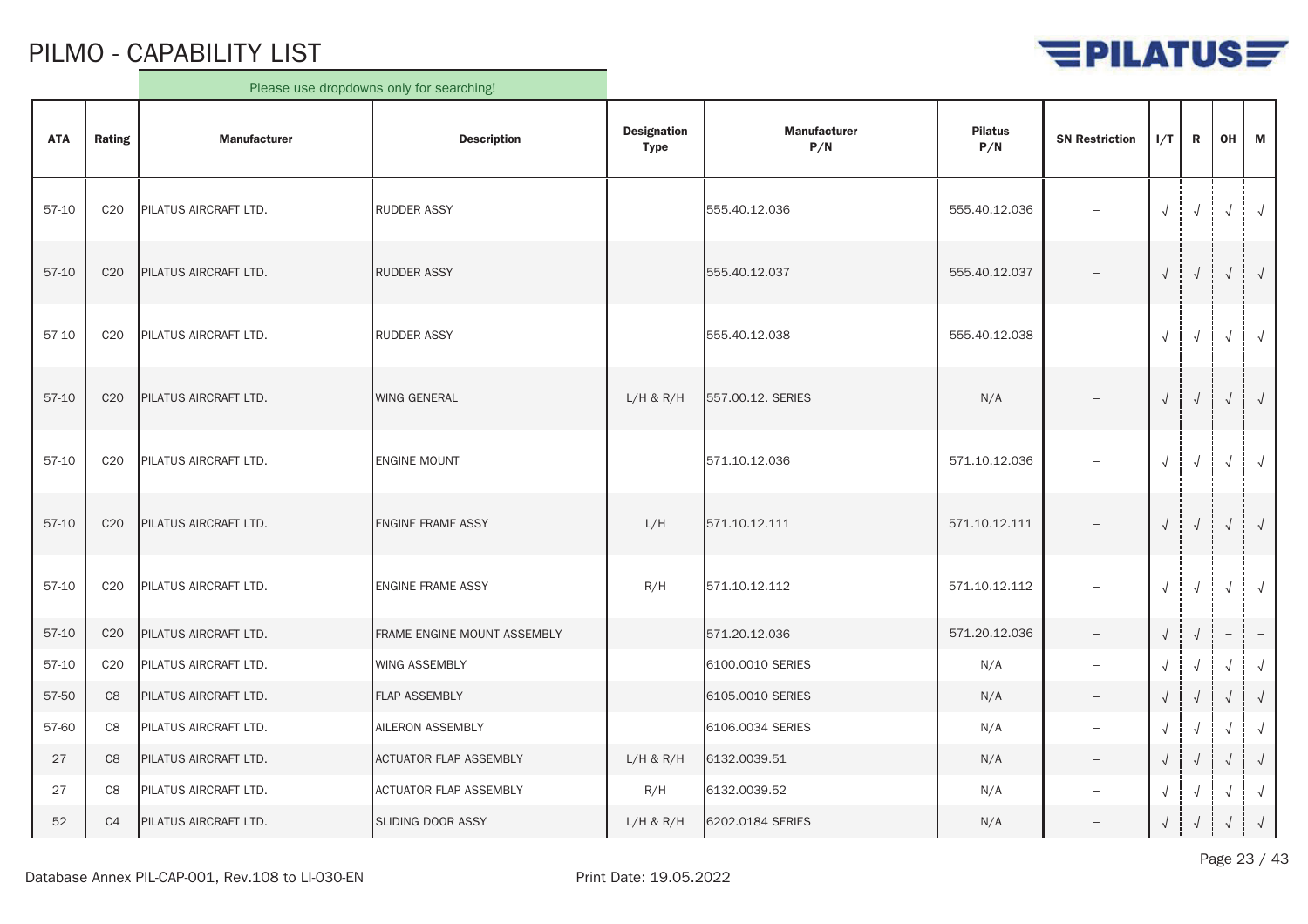# PILMO - CAPABILITY LIST

Please use dropdowns only for searching!

| ATA | Rating | Manufacturer | Description | Designation Type | Manufacturer P/N | Pilatus P/N | SN Restriction | I/T | R | OH | M |
|---|---|---|---|---|---|---|---|---|---|---|---|
| 57-10 | C20 | PILATUS AIRCRAFT LTD. | RUDDER ASSY | | 555.40.12.036 | 555.40.12.036 | – | √ | √ | √ | √ |
| 57-10 | C20 | PILATUS AIRCRAFT LTD. | RUDDER ASSY | | 555.40.12.037 | 555.40.12.037 | – | √ | √ | √ | √ |
| 57-10 | C20 | PILATUS AIRCRAFT LTD. | RUDDER ASSY | | 555.40.12.038 | 555.40.12.038 | – | √ | √ | √ | √ |
| 57-10 | C20 | PILATUS AIRCRAFT LTD. | WING GENERAL | L/H & R/H | 557.00.12. SERIES | N/A | – | √ | √ | √ | √ |
| 57-10 | C20 | PILATUS AIRCRAFT LTD. | ENGINE MOUNT | | 571.10.12.036 | 571.10.12.036 | – | √ | √ | √ | √ |
| 57-10 | C20 | PILATUS AIRCRAFT LTD. | ENGINE FRAME ASSY | L/H | 571.10.12.111 | 571.10.12.111 | – | √ | √ | √ | √ |
| 57-10 | C20 | PILATUS AIRCRAFT LTD. | ENGINE FRAME ASSY | R/H | 571.10.12.112 | 571.10.12.112 | – | √ | √ | √ | √ |
| 57-10 | C20 | PILATUS AIRCRAFT LTD. | FRAME ENGINE MOUNT ASSEMBLY | | 571.20.12.036 | 571.20.12.036 | – | √ | √ | – | – |
| 57-10 | C20 | PILATUS AIRCRAFT LTD. | WING ASSEMBLY | | 6100.0010 SERIES | N/A | – | √ | √ | √ | √ |
| 57-50 | C8 | PILATUS AIRCRAFT LTD. | FLAP ASSEMBLY | | 6105.0010 SERIES | N/A | – | √ | √ | √ | √ |
| 57-60 | C8 | PILATUS AIRCRAFT LTD. | AILERON ASSEMBLY | | 6106.0034 SERIES | N/A | – | √ | √ | √ | √ |
| 27 | C8 | PILATUS AIRCRAFT LTD. | ACTUATOR FLAP ASSEMBLY | L/H & R/H | 6132.0039.51 | N/A | – | √ | √ | √ | √ |
| 27 | C8 | PILATUS AIRCRAFT LTD. | ACTUATOR FLAP ASSEMBLY | R/H | 6132.0039.52 | N/A | – | √ | √ | √ | √ |
| 52 | C4 | PILATUS AIRCRAFT LTD. | SLIDING DOOR ASSY | L/H & R/H | 6202.0184 SERIES | N/A | – | √ | √ | √ | √ |

Database Annex PIL-CAP-001, Rev.108 to LI-030-EN

Print Date: 19.05.2022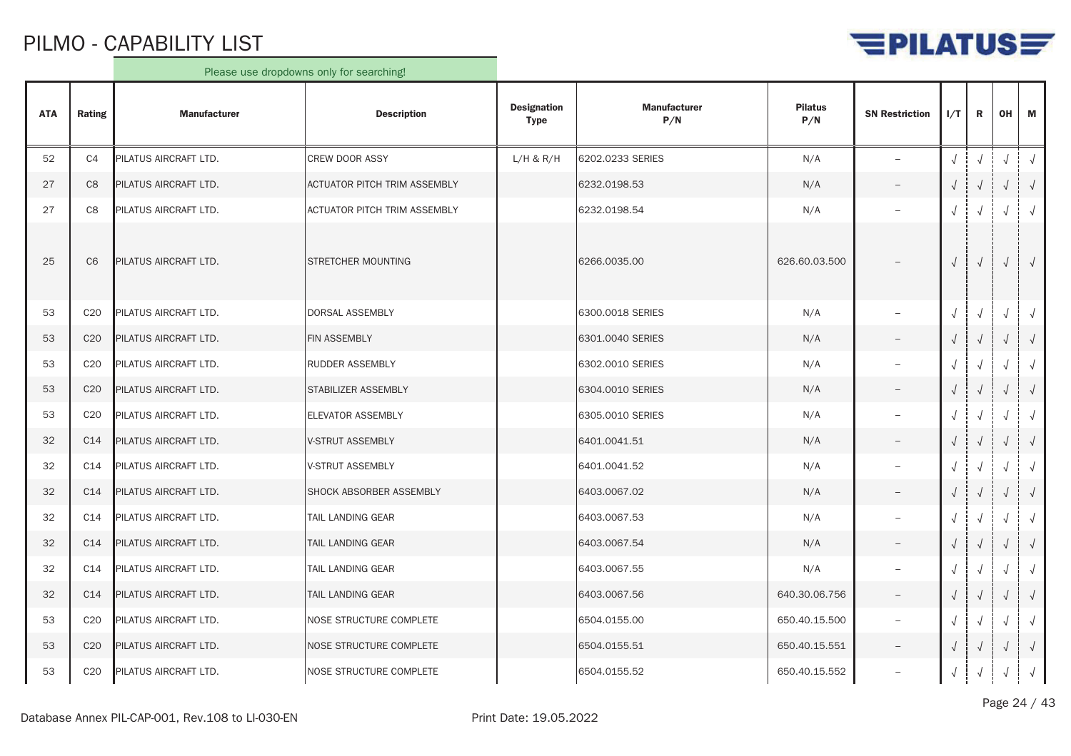# PILMO - CAPABILITY LIST

Please use dropdowns only for searching!

| ATA | Rating | Manufacturer | Description | Designation Type | Manufacturer P/N | Pilatus P/N | SN Restriction | I/T | R | OH | M |
|---|---|---|---|---|---|---|---|---|---|---|---|
| 52 | C4 | PILATUS AIRCRAFT LTD. | CREW DOOR ASSY | L/H & R/H | 6202.0233 SERIES | N/A | – | √ | √ | √ | √ |
| 27 | C8 | PILATUS AIRCRAFT LTD. | ACTUATOR PITCH TRIM ASSEMBLY | | 6232.0198.53 | N/A | – | √ | √ | √ | √ |
| 27 | C8 | PILATUS AIRCRAFT LTD. | ACTUATOR PITCH TRIM ASSEMBLY | | 6232.0198.54 | N/A | – | √ | √ | √ | √ |
| 25 | C6 | PILATUS AIRCRAFT LTD. | STRETCHER MOUNTING | | 6266.0035.00 | 626.60.03.500 | – | √ | √ | √ | √ |
| 53 | C20 | PILATUS AIRCRAFT LTD. | DORSAL ASSEMBLY | | 6300.0018 SERIES | N/A | – | √ | √ | √ | √ |
| 53 | C20 | PILATUS AIRCRAFT LTD. | FIN ASSEMBLY | | 6301.0040 SERIES | N/A | – | √ | √ | √ | √ |
| 53 | C20 | PILATUS AIRCRAFT LTD. | RUDDER ASSEMBLY | | 6302.0010 SERIES | N/A | – | √ | √ | √ | √ |
| 53 | C20 | PILATUS AIRCRAFT LTD. | STABILIZER ASSEMBLY | | 6304.0010 SERIES | N/A | – | √ | √ | √ | √ |
| 53 | C20 | PILATUS AIRCRAFT LTD. | ELEVATOR ASSEMBLY | | 6305.0010 SERIES | N/A | – | √ | √ | √ | √ |
| 32 | C14 | PILATUS AIRCRAFT LTD. | V-STRUT ASSEMBLY | | 6401.0041.51 | N/A | – | √ | √ | √ | √ |
| 32 | C14 | PILATUS AIRCRAFT LTD. | V-STRUT ASSEMBLY | | 6401.0041.52 | N/A | – | √ | √ | √ | √ |
| 32 | C14 | PILATUS AIRCRAFT LTD. | SHOCK ABSORBER ASSEMBLY | | 6403.0067.02 | N/A | – | √ | √ | √ | √ |
| 32 | C14 | PILATUS AIRCRAFT LTD. | TAIL LANDING GEAR | | 6403.0067.53 | N/A | – | √ | √ | √ | √ |
| 32 | C14 | PILATUS AIRCRAFT LTD. | TAIL LANDING GEAR | | 6403.0067.54 | N/A | – | √ | √ | √ | √ |
| 32 | C14 | PILATUS AIRCRAFT LTD. | TAIL LANDING GEAR | | 6403.0067.55 | N/A | – | √ | √ | √ | √ |
| 32 | C14 | PILATUS AIRCRAFT LTD. | TAIL LANDING GEAR | | 6403.0067.56 | 640.30.06.756 | – | √ | √ | √ | √ |
| 53 | C20 | PILATUS AIRCRAFT LTD. | NOSE STRUCTURE COMPLETE | | 6504.0155.00 | 650.40.15.500 | – | √ | √ | √ | √ |
| 53 | C20 | PILATUS AIRCRAFT LTD. | NOSE STRUCTURE COMPLETE | | 6504.0155.51 | 650.40.15.551 | – | √ | √ | √ | √ |
| 53 | C20 | PILATUS AIRCRAFT LTD. | NOSE STRUCTURE COMPLETE | | 6504.0155.52 | 650.40.15.552 | – | √ | √ | √ | √ |

Database Annex PIL-CAP-001, Rev.108 to LI-030-EN | Print Date: 19.05.2022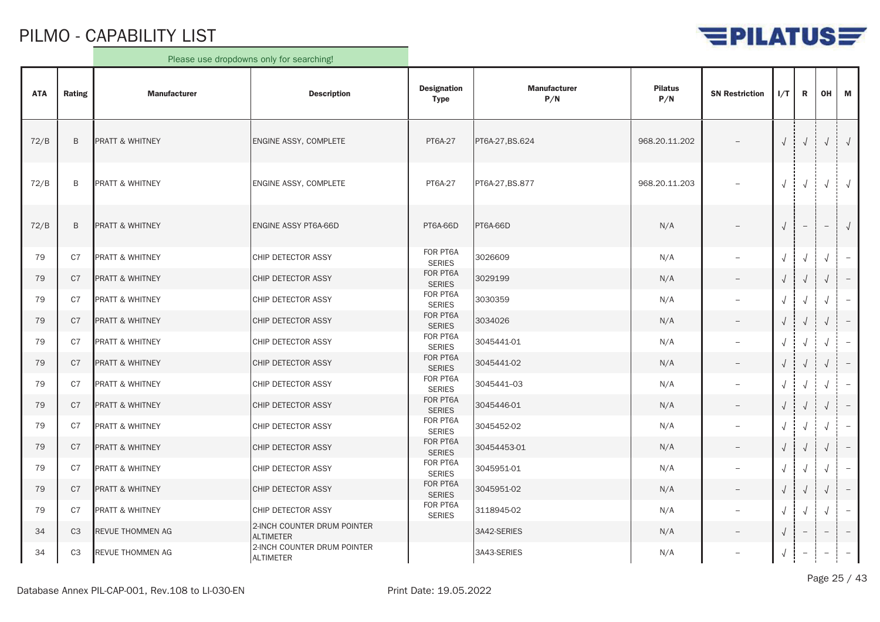# PILMO - CAPABILITY LIST

Please use dropdowns only for searching!

| ATA | Rating | Manufacturer | Description | Designation Type | Manufacturer P/N | Pilatus P/N | SN Restriction | I/T | R | OH | M |
|---|---|---|---|---|---|---|---|---|---|---|---|
| 72/B | B | PRATT & WHITNEY | ENGINE ASSY, COMPLETE | PT6A-27 | PT6A-27,BS.624 | 968.20.11.202 | – | √ | √ | √ | √ |
| 72/B | B | PRATT & WHITNEY | ENGINE ASSY, COMPLETE | PT6A-27 | PT6A-27,BS.877 | 968.20.11.203 | – | √ | √ | √ | √ |
| 72/B | B | PRATT & WHITNEY | ENGINE ASSY PT6A-66D | PT6A-66D | PT6A-66D | N/A | – | √ | – | – | √ |
| 79 | C7 | PRATT & WHITNEY | CHIP DETECTOR ASSY | FOR PT6A SERIES | 3026609 | N/A | – | √ | √ | √ | – |
| 79 | C7 | PRATT & WHITNEY | CHIP DETECTOR ASSY | FOR PT6A SERIES | 3029199 | N/A | – | √ | √ | √ | – |
| 79 | C7 | PRATT & WHITNEY | CHIP DETECTOR ASSY | FOR PT6A SERIES | 3030359 | N/A | – | √ | √ | √ | – |
| 79 | C7 | PRATT & WHITNEY | CHIP DETECTOR ASSY | FOR PT6A SERIES | 3034026 | N/A | – | √ | √ | √ | – |
| 79 | C7 | PRATT & WHITNEY | CHIP DETECTOR ASSY | FOR PT6A SERIES | 3045441-01 | N/A | – | √ | √ | √ | – |
| 79 | C7 | PRATT & WHITNEY | CHIP DETECTOR ASSY | FOR PT6A SERIES | 3045441-02 | N/A | – | √ | √ | √ | – |
| 79 | C7 | PRATT & WHITNEY | CHIP DETECTOR ASSY | FOR PT6A SERIES | 3045441–03 | N/A | – | √ | √ | √ | – |
| 79 | C7 | PRATT & WHITNEY | CHIP DETECTOR ASSY | FOR PT6A SERIES | 3045446-01 | N/A | – | √ | √ | √ | – |
| 79 | C7 | PRATT & WHITNEY | CHIP DETECTOR ASSY | FOR PT6A SERIES | 3045452-02 | N/A | – | √ | √ | √ | – |
| 79 | C7 | PRATT & WHITNEY | CHIP DETECTOR ASSY | FOR PT6A SERIES | 30454453-01 | N/A | – | √ | √ | √ | – |
| 79 | C7 | PRATT & WHITNEY | CHIP DETECTOR ASSY | FOR PT6A SERIES | 3045951-01 | N/A | – | √ | √ | √ | – |
| 79 | C7 | PRATT & WHITNEY | CHIP DETECTOR ASSY | FOR PT6A SERIES | 3045951-02 | N/A | – | √ | √ | √ | – |
| 79 | C7 | PRATT & WHITNEY | CHIP DETECTOR ASSY | FOR PT6A SERIES | 3118945-02 | N/A | – | √ | √ | √ | – |
| 34 | C3 | REVUE THOMMEN AG | 2-INCH COUNTER DRUM POINTER ALTIMETER | | 3A42-SERIES | N/A | – | √ | – | – | – |
| 34 | C3 | REVUE THOMMEN AG | 2-INCH COUNTER DRUM POINTER ALTIMETER | | 3A43-SERIES | N/A | – | √ | – | – | – |

Database Annex PIL-CAP-001, Rev.108 to LI-030-EN

Print Date: 19.05.2022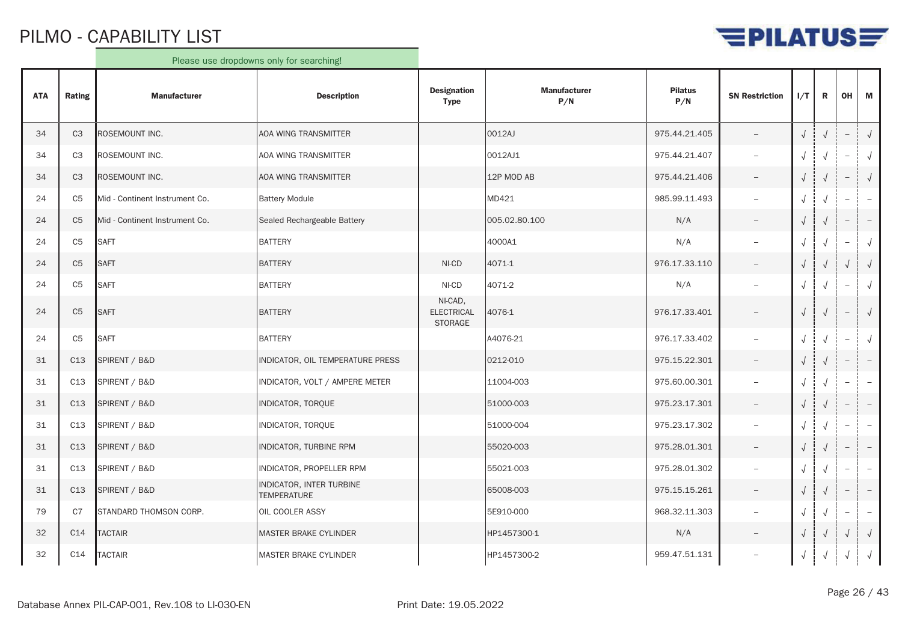# PILMO - CAPABILITY LIST

Please use dropdowns only for searching!

| ATA | Rating | Manufacturer | Description | Designation Type | Manufacturer P/N | Pilatus P/N | SN Restriction | I/T | R | OH | M |
|---|---|---|---|---|---|---|---|---|---|---|---|
| 34 | C3 | ROSEMOUNT INC. | AOA WING TRANSMITTER | | 0012AJ | 975.44.21.405 | – | √ | √ | – | √ |
| 34 | C3 | ROSEMOUNT INC. | AOA WING TRANSMITTER | | 0012AJ1 | 975.44.21.407 | – | √ | √ | – | √ |
| 34 | C3 | ROSEMOUNT INC. | AOA WING TRANSMITTER | | 12P MOD AB | 975.44.21.406 | – | √ | √ | – | √ |
| 24 | C5 | Mid - Continent Instrument Co. | Battery Module | | MD421 | 985.99.11.493 | – | √ | √ | – | – |
| 24 | C5 | Mid - Continent Instrument Co. | Sealed Rechargeable Battery | | 005.02.80.100 | N/A | – | √ | √ | – | – |
| 24 | C5 | SAFT | BATTERY | | 4000A1 | N/A | – | √ | √ | – | √ |
| 24 | C5 | SAFT | BATTERY | NI-CD | 4071-1 | 976.17.33.110 | – | √ | √ | √ | √ |
| 24 | C5 | SAFT | BATTERY | NI-CD | 4071-2 | N/A | – | √ | √ | – | √ |
| 24 | C5 | SAFT | BATTERY | NI-CAD, ELECTRICAL STORAGE | 4076-1 | 976.17.33.401 | – | √ | √ | – | √ |
| 24 | C5 | SAFT | BATTERY | | A4076-21 | 976.17.33.402 | – | √ | √ | – | √ |
| 31 | C13 | SPIRENT / B&D | INDICATOR, OIL TEMPERATURE PRESS | | 0212-010 | 975.15.22.301 | – | √ | √ | – | – |
| 31 | C13 | SPIRENT / B&D | INDICATOR, VOLT / AMPERE METER | | 11004-003 | 975.60.00.301 | – | √ | √ | – | – |
| 31 | C13 | SPIRENT / B&D | INDICATOR, TORQUE | | 51000-003 | 975.23.17.301 | – | √ | √ | – | – |
| 31 | C13 | SPIRENT / B&D | INDICATOR, TORQUE | | 51000-004 | 975.23.17.302 | – | √ | √ | – | – |
| 31 | C13 | SPIRENT / B&D | INDICATOR, TURBINE RPM | | 55020-003 | 975.28.01.301 | – | √ | √ | – | – |
| 31 | C13 | SPIRENT / B&D | INDICATOR, PROPELLER RPM | | 55021-003 | 975.28.01.302 | – | √ | √ | – | – |
| 31 | C13 | SPIRENT / B&D | INDICATOR, INTER TURBINE TEMPERATURE | | 65008-003 | 975.15.15.261 | – | √ | √ | – | – |
| 79 | C7 | STANDARD THOMSON CORP. | OIL COOLER ASSY | | 5E910-000 | 968.32.11.303 | – | √ | √ | – | – |
| 32 | C14 | TACTAIR | MASTER BRAKE CYLINDER | | HP1457300-1 | N/A | – | √ | √ | √ | √ |
| 32 | C14 | TACTAIR | MASTER BRAKE CYLINDER | | HP1457300-2 | 959.47.51.131 | – | √ | √ | √ | √ |

Database Annex PIL-CAP-001, Rev.108 to LI-030-EN    Print Date: 19.05.2022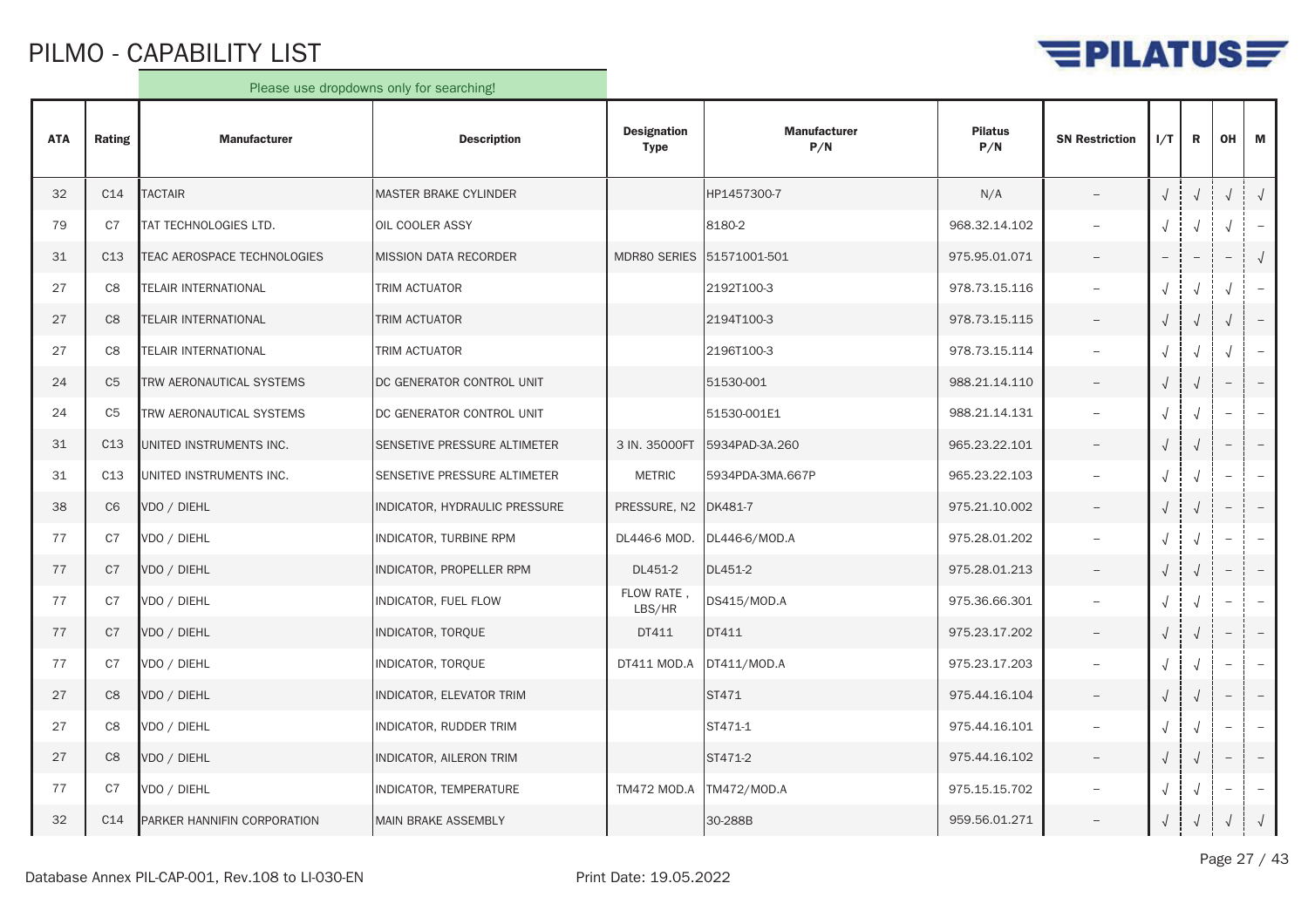# PILMO - CAPABILITY LIST

Please use dropdowns only for searching!

| ATA | Rating | Manufacturer | Description | Designation Type | Manufacturer P/N | Pilatus P/N | SN Restriction | I/T | R | OH | M |
|---|---|---|---|---|---|---|---|---|---|---|---|
| 32 | C14 | TACTAIR | MASTER BRAKE CYLINDER | | HP1457300-7 | N/A | – | √ | √ | √ | √ |
| 79 | C7 | TAT TECHNOLOGIES LTD. | OIL COOLER ASSY | | 8180-2 | 968.32.14.102 | – | √ | √ | √ | – |
| 31 | C13 | TEAC AEROSPACE TECHNOLOGIES | MISSION DATA RECORDER | MDR80 SERIES | 51571001-501 | 975.95.01.071 | – | – | – | – | √ |
| 27 | C8 | TELAIR INTERNATIONAL | TRIM ACTUATOR | | 2192T100-3 | 978.73.15.116 | – | √ | √ | √ | – |
| 27 | C8 | TELAIR INTERNATIONAL | TRIM ACTUATOR | | 2194T100-3 | 978.73.15.115 | – | √ | √ | √ | – |
| 27 | C8 | TELAIR INTERNATIONAL | TRIM ACTUATOR | | 2196T100-3 | 978.73.15.114 | – | √ | √ | √ | – |
| 24 | C5 | TRW AERONAUTICAL SYSTEMS | DC GENERATOR CONTROL UNIT | | 51530-001 | 988.21.14.110 | – | √ | √ | – | – |
| 24 | C5 | TRW AERONAUTICAL SYSTEMS | DC GENERATOR CONTROL UNIT | | 51530-001E1 | 988.21.14.131 | – | √ | √ | – | – |
| 31 | C13 | UNITED INSTRUMENTS INC. | SENSETIVE PRESSURE ALTIMETER | 3 IN. 35000FT | 5934PAD-3A.260 | 965.23.22.101 | – | √ | √ | – | – |
| 31 | C13 | UNITED INSTRUMENTS INC. | SENSETIVE PRESSURE ALTIMETER | METRIC | 5934PDA-3MA.667P | 965.23.22.103 | – | √ | √ | – | – |
| 38 | C6 | VDO / DIEHL | INDICATOR, HYDRAULIC PRESSURE | PRESSURE, N2 | DK481-7 | 975.21.10.002 | – | √ | √ | – | – |
| 77 | C7 | VDO / DIEHL | INDICATOR, TURBINE RPM | DL446-6 MOD. | DL446-6/MOD.A | 975.28.01.202 | – | √ | √ | – | – |
| 77 | C7 | VDO / DIEHL | INDICATOR, PROPELLER RPM | DL451-2 | DL451-2 | 975.28.01.213 | – | √ | √ | – | – |
| 77 | C7 | VDO / DIEHL | INDICATOR, FUEL FLOW | FLOW RATE , LBS/HR | DS415/MOD.A | 975.36.66.301 | – | √ | √ | – | – |
| 77 | C7 | VDO / DIEHL | INDICATOR, TORQUE | DT411 | DT411 | 975.23.17.202 | – | √ | √ | – | – |
| 77 | C7 | VDO / DIEHL | INDICATOR, TORQUE | DT411 MOD.A | DT411/MOD.A | 975.23.17.203 | – | √ | √ | – | – |
| 27 | C8 | VDO / DIEHL | INDICATOR, ELEVATOR TRIM | | ST471 | 975.44.16.104 | – | √ | √ | – | – |
| 27 | C8 | VDO / DIEHL | INDICATOR, RUDDER TRIM | | ST471-1 | 975.44.16.101 | – | √ | √ | – | – |
| 27 | C8 | VDO / DIEHL | INDICATOR, AILERON TRIM | | ST471-2 | 975.44.16.102 | – | √ | √ | – | – |
| 77 | C7 | VDO / DIEHL | INDICATOR, TEMPERATURE | TM472 MOD.A | TM472/MOD.A | 975.15.15.702 | – | √ | √ | – | – |
| 32 | C14 | PARKER HANNIFIN CORPORATION | MAIN BRAKE ASSEMBLY | | 30-288B | 959.56.01.271 | – | √ | √ | √ | √ |

Database Annex PIL-CAP-001, Rev.108 to LI-030-EN

Print Date: 19.05.2022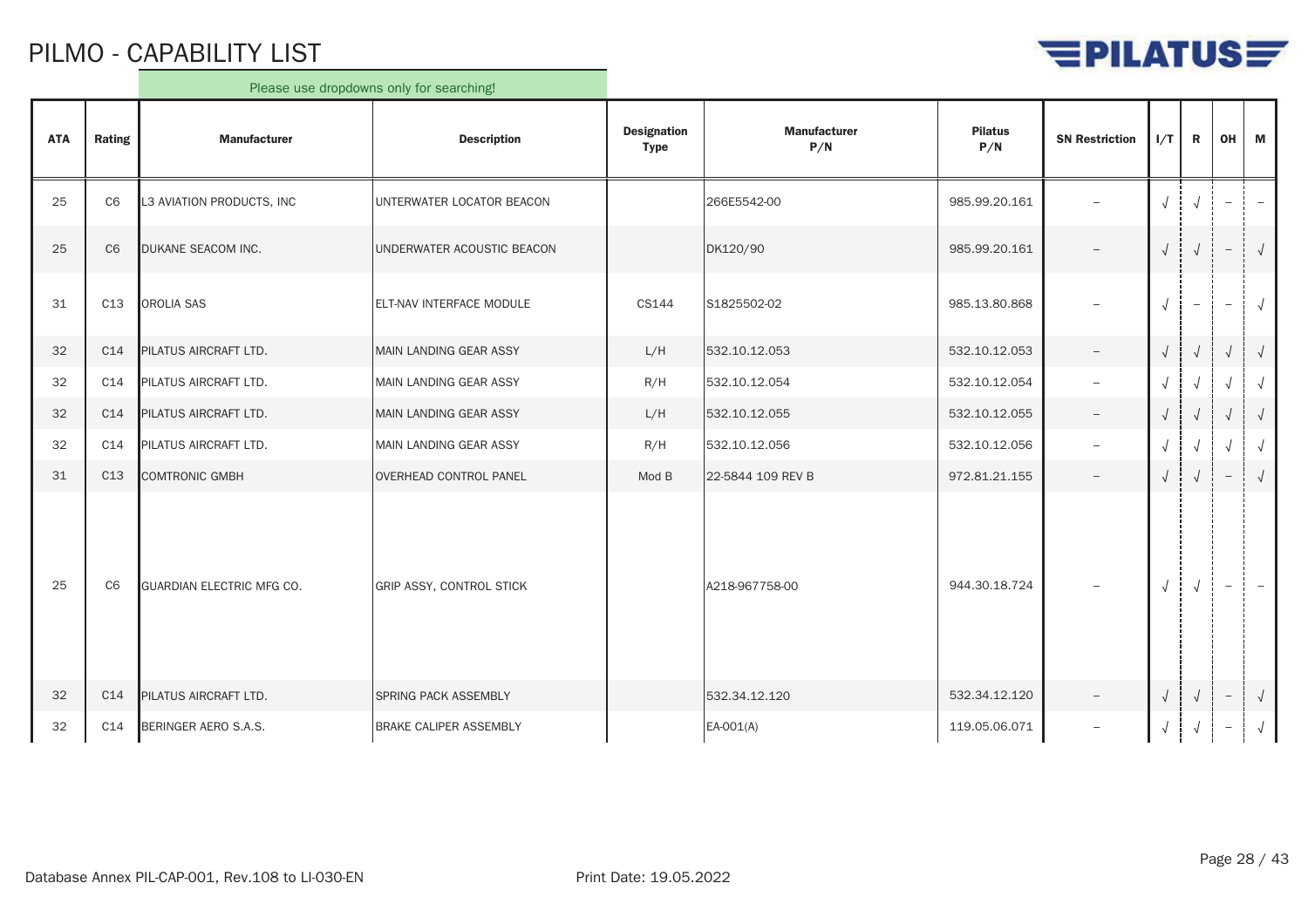# PILMO - CAPABILITY LIST

Please use dropdowns only for searching!

| ATA | Rating | Manufacturer | Description | Designation Type | Manufacturer P/N | Pilatus P/N | SN Restriction | I/T | R | OH | M |
|---|---|---|---|---|---|---|---|---|---|---|---|
| 25 | C6 | L3 AVIATION PRODUCTS, INC | UNTERWATER LOCATOR BEACON | | 266E5542-00 | 985.99.20.161 | – | √ | √ | – | – |
| 25 | C6 | DUKANE SEACOM INC. | UNDERWATER ACOUSTIC BEACON | | DK120/90 | 985.99.20.161 | – | √ | √ | – | √ |
| 31 | C13 | OROLIA SAS | ELT-NAV INTERFACE MODULE | CS144 | S1825502-02 | 985.13.80.868 | – | √ | – | – | √ |
| 32 | C14 | PILATUS AIRCRAFT LTD. | MAIN LANDING GEAR ASSY | L/H | 532.10.12.053 | 532.10.12.053 | – | √ | √ | √ | √ |
| 32 | C14 | PILATUS AIRCRAFT LTD. | MAIN LANDING GEAR ASSY | R/H | 532.10.12.054 | 532.10.12.054 | – | √ | √ | √ | √ |
| 32 | C14 | PILATUS AIRCRAFT LTD. | MAIN LANDING GEAR ASSY | L/H | 532.10.12.055 | 532.10.12.055 | – | √ | √ | √ | √ |
| 32 | C14 | PILATUS AIRCRAFT LTD. | MAIN LANDING GEAR ASSY | R/H | 532.10.12.056 | 532.10.12.056 | – | √ | √ | √ | √ |
| 31 | C13 | COMTRONIC GMBH | OVERHEAD CONTROL PANEL | Mod B | 22-5844 109 REV B | 972.81.21.155 | – | √ | √ | – | √ |
| 25 | C6 | GUARDIAN ELECTRIC MFG CO. | GRIP ASSY, CONTROL STICK | | A218-967758-00 | 944.30.18.724 | – | √ | √ | – | – |
| 32 | C14 | PILATUS AIRCRAFT LTD. | SPRING PACK ASSEMBLY | | 532.34.12.120 | 532.34.12.120 | – | √ | √ | – | √ |
| 32 | C14 | BERINGER AERO S.A.S. | BRAKE CALIPER ASSEMBLY | | EA-001(A) | 119.05.06.071 | – | √ | √ | – | √ |

Database Annex PIL-CAP-001, Rev.108 to LI-030-EN    Print Date: 19.05.2022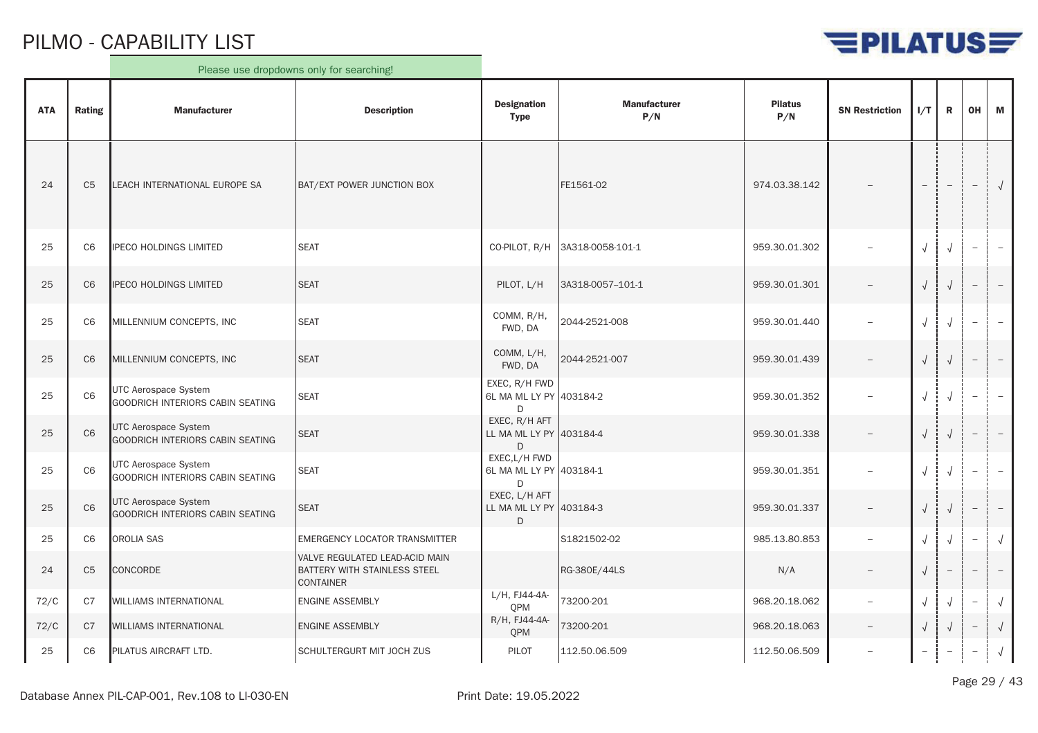# PILMO - CAPABILITY LIST

Please use dropdowns only for searching!

| ATA | Rating | Manufacturer | Description | Designation Type | Manufacturer P/N | Pilatus P/N | SN Restriction | I/T | R | OH | M |
|---|---|---|---|---|---|---|---|---|---|---|---|
| 24 | C5 | LEACH INTERNATIONAL EUROPE SA | BAT/EXT POWER JUNCTION BOX | | FE1561-02 | 974.03.38.142 | – | – | – | – | √ |
| 25 | C6 | IPECO HOLDINGS LIMITED | SEAT | CO-PILOT, R/H | 3A318-0058-101-1 | 959.30.01.302 | – | √ | √ | – | – |
| 25 | C6 | IPECO HOLDINGS LIMITED | SEAT | PILOT, L/H | 3A318-0057-101-1 | 959.30.01.301 | – | √ | √ | – | – |
| 25 | C6 | MILLENNIUM CONCEPTS, INC | SEAT | COMM, R/H, FWD, DA | 2044-2521-008 | 959.30.01.440 | – | √ | √ | – | – |
| 25 | C6 | MILLENNIUM CONCEPTS, INC | SEAT | COMM, L/H, FWD, DA | 2044-2521-007 | 959.30.01.439 | – | √ | √ | – | – |
| 25 | C6 | UTC Aerospace System GOODRICH INTERIORS CABIN SEATING | SEAT | EXEC, R/H FWD 6L MA ML LY PY D | 403184-2 | 959.30.01.352 | – | √ | √ | – | – |
| 25 | C6 | UTC Aerospace System GOODRICH INTERIORS CABIN SEATING | SEAT | EXEC, R/H AFT LL MA ML LY PY D | 403184-4 | 959.30.01.338 | – | √ | √ | – | – |
| 25 | C6 | UTC Aerospace System GOODRICH INTERIORS CABIN SEATING | SEAT | EXEC,L/H FWD 6L MA ML LY PY D | 403184-1 | 959.30.01.351 | – | √ | √ | – | – |
| 25 | C6 | UTC Aerospace System GOODRICH INTERIORS CABIN SEATING | SEAT | EXEC, L/H AFT LL MA ML LY PY D | 403184-3 | 959.30.01.337 | – | √ | √ | – | – |
| 25 | C6 | OROLIA SAS | EMERGENCY LOCATOR TRANSMITTER | | S1821502-02 | 985.13.80.853 | – | √ | √ | – | √ |
| 24 | C5 | CONCORDE | VALVE REGULATED LEAD-ACID MAIN BATTERY WITH STAINLESS STEEL CONTAINER | | RG-380E/44LS | N/A | – | √ | – | – | – |
| 72/C | C7 | WILLIAMS INTERNATIONAL | ENGINE ASSEMBLY | L/H, FJ44-4A-QPM | 73200-201 | 968.20.18.062 | – | √ | √ | – | √ |
| 72/C | C7 | WILLIAMS INTERNATIONAL | ENGINE ASSEMBLY | R/H, FJ44-4A-QPM | 73200-201 | 968.20.18.063 | – | √ | √ | – | √ |
| 25 | C6 | PILATUS AIRCRAFT LTD. | SCHULTERGURT MIT JOCH ZUS | PILOT | 112.50.06.509 | 112.50.06.509 | – | – | – | – | √ |

Database Annex PIL-CAP-001, Rev.108 to LI-030-EN

Print Date: 19.05.2022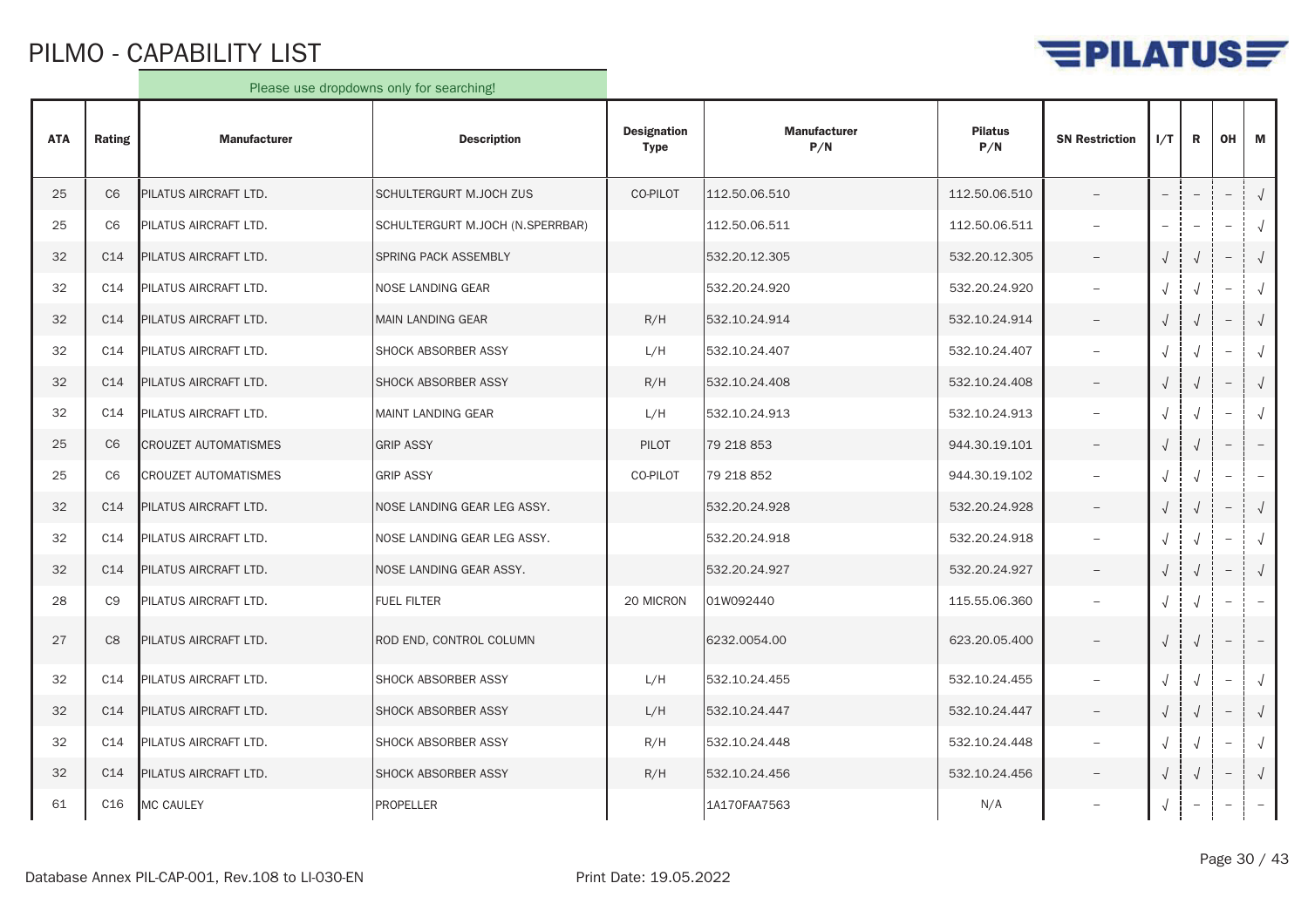# PILMO - CAPABILITY LIST

Please use dropdowns only for searching!

| ATA | Rating | Manufacturer | Description | Designation Type | Manufacturer P/N | Pilatus P/N | SN Restriction | I/T | R | OH | M |
|---|---|---|---|---|---|---|---|---|---|---|---|
| 25 | C6 | PILATUS AIRCRAFT LTD. | SCHULTERGURT M.JOCH ZUS | CO-PILOT | 112.50.06.510 | 112.50.06.510 | – | – | – | – | √ |
| 25 | C6 | PILATUS AIRCRAFT LTD. | SCHULTERGURT M.JOCH (N.SPERRBAR) | | 112.50.06.511 | 112.50.06.511 | – | – | – | – | √ |
| 32 | C14 | PILATUS AIRCRAFT LTD. | SPRING PACK ASSEMBLY | | 532.20.12.305 | 532.20.12.305 | – | √ | √ | – | √ |
| 32 | C14 | PILATUS AIRCRAFT LTD. | NOSE LANDING GEAR | | 532.20.24.920 | 532.20.24.920 | – | √ | √ | – | √ |
| 32 | C14 | PILATUS AIRCRAFT LTD. | MAIN LANDING GEAR | R/H | 532.10.24.914 | 532.10.24.914 | – | √ | √ | – | √ |
| 32 | C14 | PILATUS AIRCRAFT LTD. | SHOCK ABSORBER ASSY | L/H | 532.10.24.407 | 532.10.24.407 | – | √ | √ | – | √ |
| 32 | C14 | PILATUS AIRCRAFT LTD. | SHOCK ABSORBER ASSY | R/H | 532.10.24.408 | 532.10.24.408 | – | √ | √ | – | √ |
| 32 | C14 | PILATUS AIRCRAFT LTD. | MAINT LANDING GEAR | L/H | 532.10.24.913 | 532.10.24.913 | – | √ | √ | – | √ |
| 25 | C6 | CROUZET AUTOMATISMES | GRIP ASSY | PILOT | 79 218 853 | 944.30.19.101 | – | √ | √ | – | – |
| 25 | C6 | CROUZET AUTOMATISMES | GRIP ASSY | CO-PILOT | 79 218 852 | 944.30.19.102 | – | √ | √ | – | – |
| 32 | C14 | PILATUS AIRCRAFT LTD. | NOSE LANDING GEAR LEG ASSY. | | 532.20.24.928 | 532.20.24.928 | – | √ | √ | – | √ |
| 32 | C14 | PILATUS AIRCRAFT LTD. | NOSE LANDING GEAR LEG ASSY. | | 532.20.24.918 | 532.20.24.918 | – | √ | √ | – | √ |
| 32 | C14 | PILATUS AIRCRAFT LTD. | NOSE LANDING GEAR ASSY. | | 532.20.24.927 | 532.20.24.927 | – | √ | √ | – | √ |
| 28 | C9 | PILATUS AIRCRAFT LTD. | FUEL FILTER | 20 MICRON | 01W092440 | 115.55.06.360 | – | √ | √ | – | – |
| 27 | C8 | PILATUS AIRCRAFT LTD. | ROD END, CONTROL COLUMN | | 6232.0054.00 | 623.20.05.400 | – | √ | √ | – | – |
| 32 | C14 | PILATUS AIRCRAFT LTD. | SHOCK ABSORBER ASSY | L/H | 532.10.24.455 | 532.10.24.455 | – | √ | √ | – | √ |
| 32 | C14 | PILATUS AIRCRAFT LTD. | SHOCK ABSORBER ASSY | L/H | 532.10.24.447 | 532.10.24.447 | – | √ | √ | – | √ |
| 32 | C14 | PILATUS AIRCRAFT LTD. | SHOCK ABSORBER ASSY | R/H | 532.10.24.448 | 532.10.24.448 | – | √ | √ | – | √ |
| 32 | C14 | PILATUS AIRCRAFT LTD. | SHOCK ABSORBER ASSY | R/H | 532.10.24.456 | 532.10.24.456 | – | √ | √ | – | √ |
| 61 | C16 | MC CAULEY | PROPELLER | | 1A170FAA7563 | N/A | – | √ | – | – | – |

Database Annex PIL-CAP-001, Rev.108 to LI-030-EN

Print Date: 19.05.2022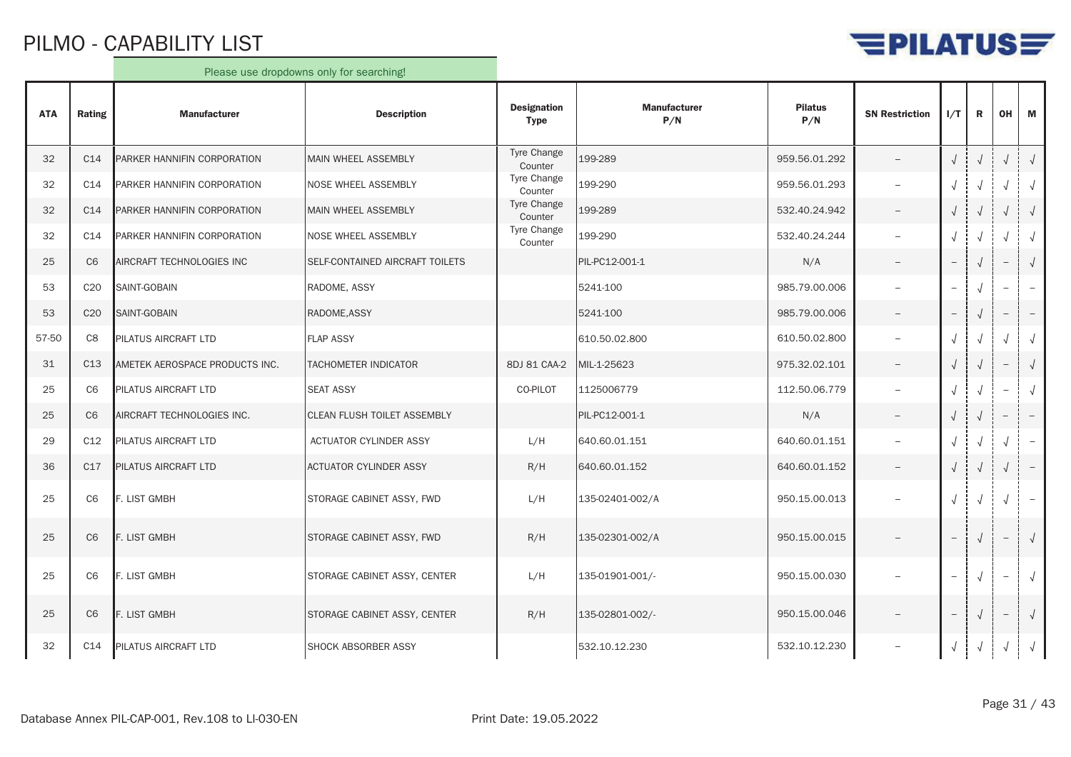# PILMO - CAPABILITY LIST

Please use dropdowns only for searching!

| ATA | Rating | Manufacturer | Description | Designation Type | Manufacturer P/N | Pilatus P/N | SN Restriction | I/T | R | OH | M |
|---|---|---|---|---|---|---|---|---|---|---|---|
| 32 | C14 | PARKER HANNIFIN CORPORATION | MAIN WHEEL ASSEMBLY | Tyre Change Counter | 199-289 | 959.56.01.292 | – | √ | √ | √ | √ |
| 32 | C14 | PARKER HANNIFIN CORPORATION | NOSE WHEEL ASSEMBLY | Tyre Change Counter | 199-290 | 959.56.01.293 | – | √ | √ | √ | √ |
| 32 | C14 | PARKER HANNIFIN CORPORATION | MAIN WHEEL ASSEMBLY | Tyre Change Counter | 199-289 | 532.40.24.942 | – | √ | √ | √ | √ |
| 32 | C14 | PARKER HANNIFIN CORPORATION | NOSE WHEEL ASSEMBLY | Tyre Change Counter | 199-290 | 532.40.24.244 | – | √ | √ | √ | √ |
| 25 | C6 | AIRCRAFT TECHNOLOGIES INC | SELF-CONTAINED AIRCRAFT TOILETS | | PIL-PC12-001-1 | N/A | – | – | √ | – | √ |
| 53 | C20 | SAINT-GOBAIN | RADOME, ASSY | | 5241-100 | 985.79.00.006 | – | – | √ | – | – |
| 53 | C20 | SAINT-GOBAIN | RADOME,ASSY | | 5241-100 | 985.79.00.006 | – | – | √ | – | – |
| 57-50 | C8 | PILATUS AIRCRAFT LTD | FLAP ASSY | | 610.50.02.800 | 610.50.02.800 | – | √ | √ | √ | √ |
| 31 | C13 | AMETEK AEROSPACE PRODUCTS INC. | TACHOMETER INDICATOR | 8DJ 81 CAA-2 | MIL-1-25623 | 975.32.02.101 | – | √ | √ | – | √ |
| 25 | C6 | PILATUS AIRCRAFT LTD | SEAT ASSY | CO-PILOT | 1125006779 | 112.50.06.779 | – | √ | √ | – | √ |
| 25 | C6 | AIRCRAFT TECHNOLOGIES INC. | CLEAN FLUSH TOILET ASSEMBLY | | PIL-PC12-001-1 | N/A | – | √ | √ | – | – |
| 29 | C12 | PILATUS AIRCRAFT LTD | ACTUATOR CYLINDER ASSY | L/H | 640.60.01.151 | 640.60.01.151 | – | √ | √ | √ | – |
| 36 | C17 | PILATUS AIRCRAFT LTD | ACTUATOR CYLINDER ASSY | R/H | 640.60.01.152 | 640.60.01.152 | – | √ | √ | √ | – |
| 25 | C6 | F. LIST GMBH | STORAGE CABINET ASSY, FWD | L/H | 135-02401-002/A | 950.15.00.013 | – | √ | √ | √ | – |
| 25 | C6 | F. LIST GMBH | STORAGE CABINET ASSY, FWD | R/H | 135-02301-002/A | 950.15.00.015 | – | – | √ | – | √ |
| 25 | C6 | F. LIST GMBH | STORAGE CABINET ASSY, CENTER | L/H | 135-01901-001/- | 950.15.00.030 | – | – | √ | – | √ |
| 25 | C6 | F. LIST GMBH | STORAGE CABINET ASSY, CENTER | R/H | 135-02801-002/- | 950.15.00.046 | – | – | √ | – | √ |
| 32 | C14 | PILATUS AIRCRAFT LTD | SHOCK ABSORBER ASSY | | 532.10.12.230 | 532.10.12.230 | – | √ | √ | √ | √ |

Database Annex PIL-CAP-001, Rev.108 to LI-030-EN    Print Date: 19.05.2022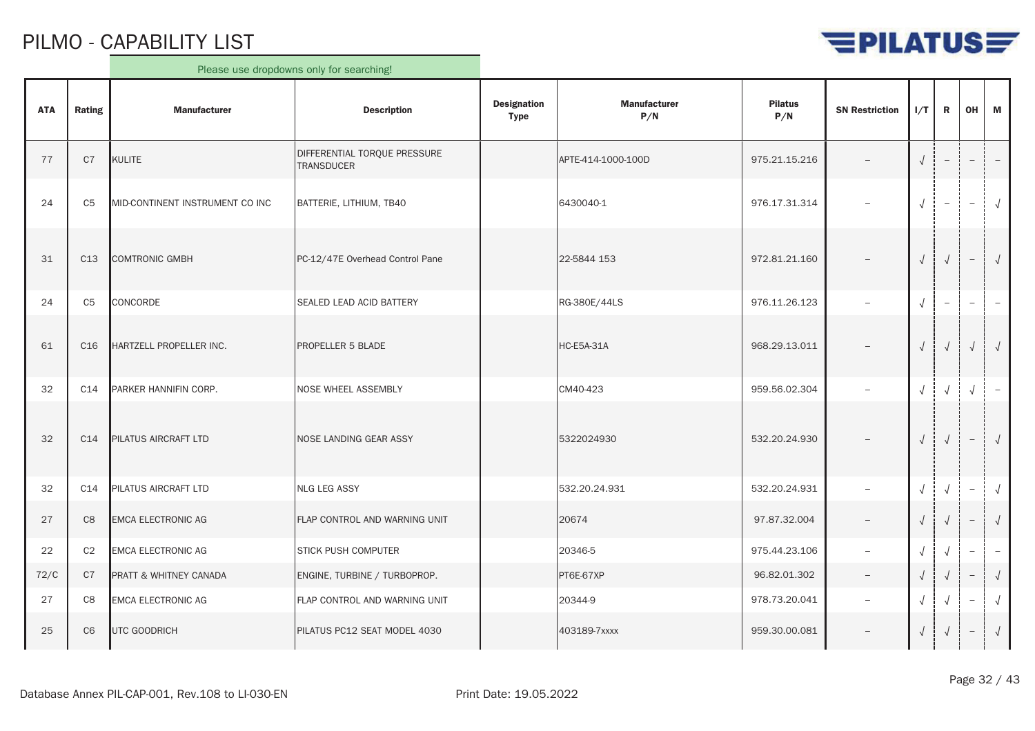# PILMO - CAPABILITY LIST

Please use dropdowns only for searching!

| ATA | Rating | Manufacturer | Description | Designation Type | Manufacturer P/N | Pilatus P/N | SN Restriction | I/T | R | OH | M |
|---|---|---|---|---|---|---|---|---|---|---|---|
| 77 | C7 | KULITE | DIFFERENTIAL TORQUE PRESSURE TRANSDUCER | | APTE-414-1000-100D | 975.21.15.216 | – | √ | – | – | – |
| 24 | C5 | MID-CONTINENT INSTRUMENT CO INC | BATTERIE, LITHIUM, TB40 | | 6430040-1 | 976.17.31.314 | – | √ | – | – | √ |
| 31 | C13 | COMTRONIC GMBH | PC-12/47E Overhead Control Pane | | 22-5844 153 | 972.81.21.160 | – | √ | √ | – | √ |
| 24 | C5 | CONCORDE | SEALED LEAD ACID BATTERY | | RG-380E/44LS | 976.11.26.123 | – | √ | – | – | – |
| 61 | C16 | HARTZELL PROPELLER INC. | PROPELLER 5 BLADE | | HC-E5A-31A | 968.29.13.011 | – | √ | √ | √ | √ |
| 32 | C14 | PARKER HANNIFIN CORP. | NOSE WHEEL ASSEMBLY | | CM40-423 | 959.56.02.304 | – | √ | √ | √ | – |
| 32 | C14 | PILATUS AIRCRAFT LTD | NOSE LANDING GEAR ASSY | | 5322024930 | 532.20.24.930 | – | √ | √ | – | √ |
| 32 | C14 | PILATUS AIRCRAFT LTD | NLG LEG ASSY | | 532.20.24.931 | 532.20.24.931 | – | √ | √ | – | √ |
| 27 | C8 | EMCA ELECTRONIC AG | FLAP CONTROL AND WARNING UNIT | | 20674 | 97.87.32.004 | – | √ | √ | – | √ |
| 22 | C2 | EMCA ELECTRONIC AG | STICK PUSH COMPUTER | | 20346-5 | 975.44.23.106 | – | √ | √ | – | – |
| 72/C | C7 | PRATT & WHITNEY CANADA | ENGINE, TURBINE / TURBOPROP. | | PT6E-67XP | 96.82.01.302 | – | √ | √ | – | √ |
| 27 | C8 | EMCA ELECTRONIC AG | FLAP CONTROL AND WARNING UNIT | | 20344-9 | 978.73.20.041 | – | √ | √ | – | √ |
| 25 | C6 | UTC GOODRICH | PILATUS PC12 SEAT MODEL 4030 | | 403189-7xxxx | 959.30.00.081 | – | √ | √ | – | √ |

Database Annex PIL-CAP-001, Rev.108 to LI-030-EN — Print Date: 19.05.2022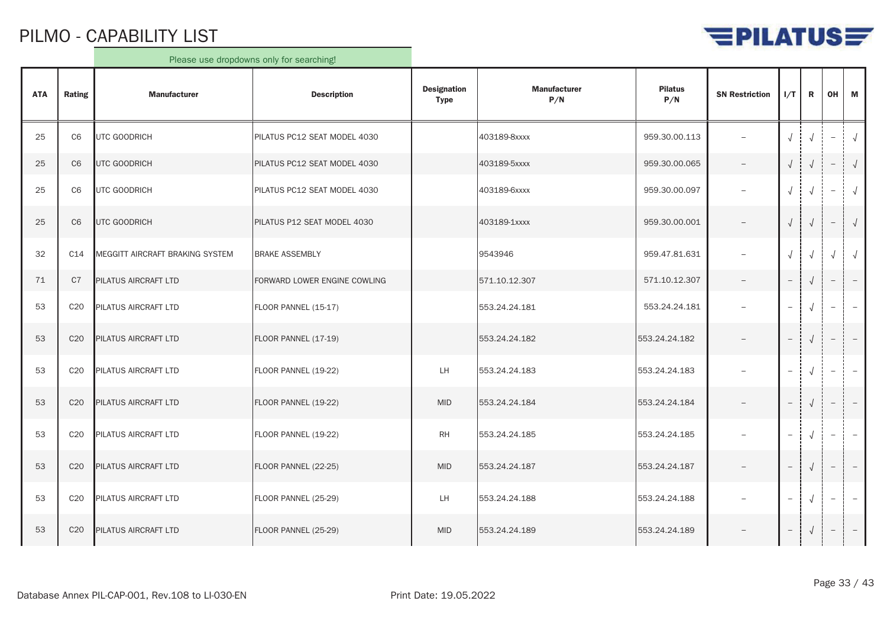# PILMO - CAPABILITY LIST

Please use dropdowns only for searching!

| ATA | Rating | Manufacturer | Description | Designation Type | Manufacturer P/N | Pilatus P/N | SN Restriction | I/T | R | OH | M |
|---|---|---|---|---|---|---|---|---|---|---|---|
| 25 | C6 | UTC GOODRICH | PILATUS PC12 SEAT MODEL 4030 | | 403189-8xxxx | 959.30.00.113 | – | √ | √ | – | √ |
| 25 | C6 | UTC GOODRICH | PILATUS PC12 SEAT MODEL 4030 | | 403189-5xxxx | 959.30.00.065 | – | √ | √ | – | √ |
| 25 | C6 | UTC GOODRICH | PILATUS PC12 SEAT MODEL 4030 | | 403189-6xxxx | 959.30.00.097 | – | √ | √ | – | √ |
| 25 | C6 | UTC GOODRICH | PILATUS P12 SEAT MODEL 4030 | | 403189-1xxxx | 959.30.00.001 | – | √ | √ | – | √ |
| 32 | C14 | MEGGITT AIRCRAFT BRAKING SYSTEM | BRAKE ASSEMBLY | | 9543946 | 959.47.81.631 | – | √ | √ | √ | √ |
| 71 | C7 | PILATUS AIRCRAFT LTD | FORWARD LOWER ENGINE COWLING | | 571.10.12.307 | 571.10.12.307 | – | – | √ | – | – |
| 53 | C20 | PILATUS AIRCRAFT LTD | FLOOR PANNEL (15-17) | | 553.24.24.181 | 553.24.24.181 | – | – | √ | – | – |
| 53 | C20 | PILATUS AIRCRAFT LTD | FLOOR PANNEL (17-19) | | 553.24.24.182 | 553.24.24.182 | – | – | √ | – | – |
| 53 | C20 | PILATUS AIRCRAFT LTD | FLOOR PANNEL (19-22) | LH | 553.24.24.183 | 553.24.24.183 | – | – | √ | – | – |
| 53 | C20 | PILATUS AIRCRAFT LTD | FLOOR PANNEL (19-22) | MID | 553.24.24.184 | 553.24.24.184 | – | – | √ | – | – |
| 53 | C20 | PILATUS AIRCRAFT LTD | FLOOR PANNEL (19-22) | RH | 553.24.24.185 | 553.24.24.185 | – | – | √ | – | – |
| 53 | C20 | PILATUS AIRCRAFT LTD | FLOOR PANNEL (22-25) | MID | 553.24.24.187 | 553.24.24.187 | – | – | √ | – | – |
| 53 | C20 | PILATUS AIRCRAFT LTD | FLOOR PANNEL (25-29) | LH | 553.24.24.188 | 553.24.24.188 | – | – | √ | – | – |
| 53 | C20 | PILATUS AIRCRAFT LTD | FLOOR PANNEL (25-29) | MID | 553.24.24.189 | 553.24.24.189 | – | – | √ | – | – |

Database Annex PIL-CAP-001, Rev.108 to LI-030-EN

Print Date: 19.05.2022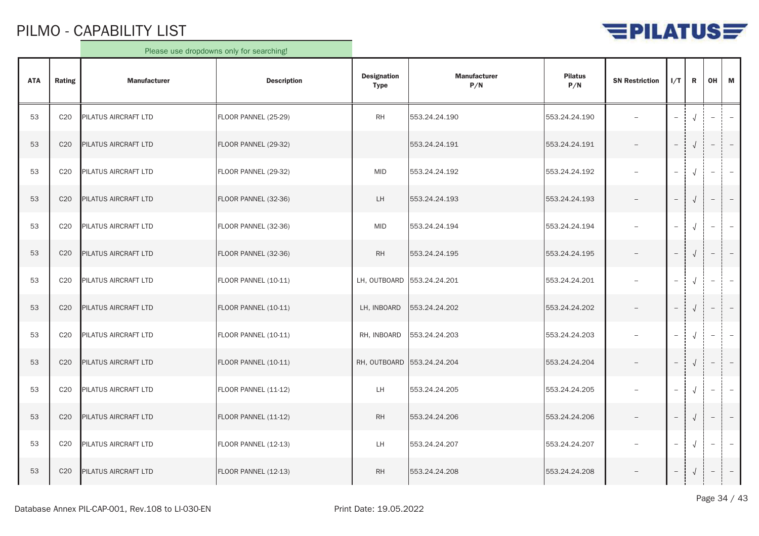# PILMO - CAPABILITY LIST

Please use dropdowns only for searching!

| ATA | Rating | Manufacturer | Description | Designation Type | Manufacturer P/N | Pilatus P/N | SN Restriction | I/T | R | OH | M |
|---|---|---|---|---|---|---|---|---|---|---|---|
| 53 | C20 | PILATUS AIRCRAFT LTD | FLOOR PANNEL (25-29) | RH | 553.24.24.190 | 553.24.24.190 | – | – | √ | – | – |
| 53 | C20 | PILATUS AIRCRAFT LTD | FLOOR PANNEL (29-32) | | 553.24.24.191 | 553.24.24.191 | – | – | √ | – | – |
| 53 | C20 | PILATUS AIRCRAFT LTD | FLOOR PANNEL (29-32) | MID | 553.24.24.192 | 553.24.24.192 | – | – | √ | – | – |
| 53 | C20 | PILATUS AIRCRAFT LTD | FLOOR PANNEL (32-36) | LH | 553.24.24.193 | 553.24.24.193 | – | – | √ | – | – |
| 53 | C20 | PILATUS AIRCRAFT LTD | FLOOR PANNEL (32-36) | MID | 553.24.24.194 | 553.24.24.194 | – | – | √ | – | – |
| 53 | C20 | PILATUS AIRCRAFT LTD | FLOOR PANNEL (32-36) | RH | 553.24.24.195 | 553.24.24.195 | – | – | √ | – | – |
| 53 | C20 | PILATUS AIRCRAFT LTD | FLOOR PANNEL (10-11) | LH, OUTBOARD | 553.24.24.201 | 553.24.24.201 | – | – | √ | – | – |
| 53 | C20 | PILATUS AIRCRAFT LTD | FLOOR PANNEL (10-11) | LH, INBOARD | 553.24.24.202 | 553.24.24.202 | – | – | √ | – | – |
| 53 | C20 | PILATUS AIRCRAFT LTD | FLOOR PANNEL (10-11) | RH, INBOARD | 553.24.24.203 | 553.24.24.203 | – | – | √ | – | – |
| 53 | C20 | PILATUS AIRCRAFT LTD | FLOOR PANNEL (10-11) | RH, OUTBOARD | 553.24.24.204 | 553.24.24.204 | – | – | √ | – | – |
| 53 | C20 | PILATUS AIRCRAFT LTD | FLOOR PANNEL (11-12) | LH | 553.24.24.205 | 553.24.24.205 | – | – | √ | – | – |
| 53 | C20 | PILATUS AIRCRAFT LTD | FLOOR PANNEL (11-12) | RH | 553.24.24.206 | 553.24.24.206 | – | – | √ | – | – |
| 53 | C20 | PILATUS AIRCRAFT LTD | FLOOR PANNEL (12-13) | LH | 553.24.24.207 | 553.24.24.207 | – | – | √ | – | – |
| 53 | C20 | PILATUS AIRCRAFT LTD | FLOOR PANNEL (12-13) | RH | 553.24.24.208 | 553.24.24.208 | – | – | √ | – | – |

Database Annex PIL-CAP-001, Rev.108 to LI-030-EN

Print Date: 19.05.2022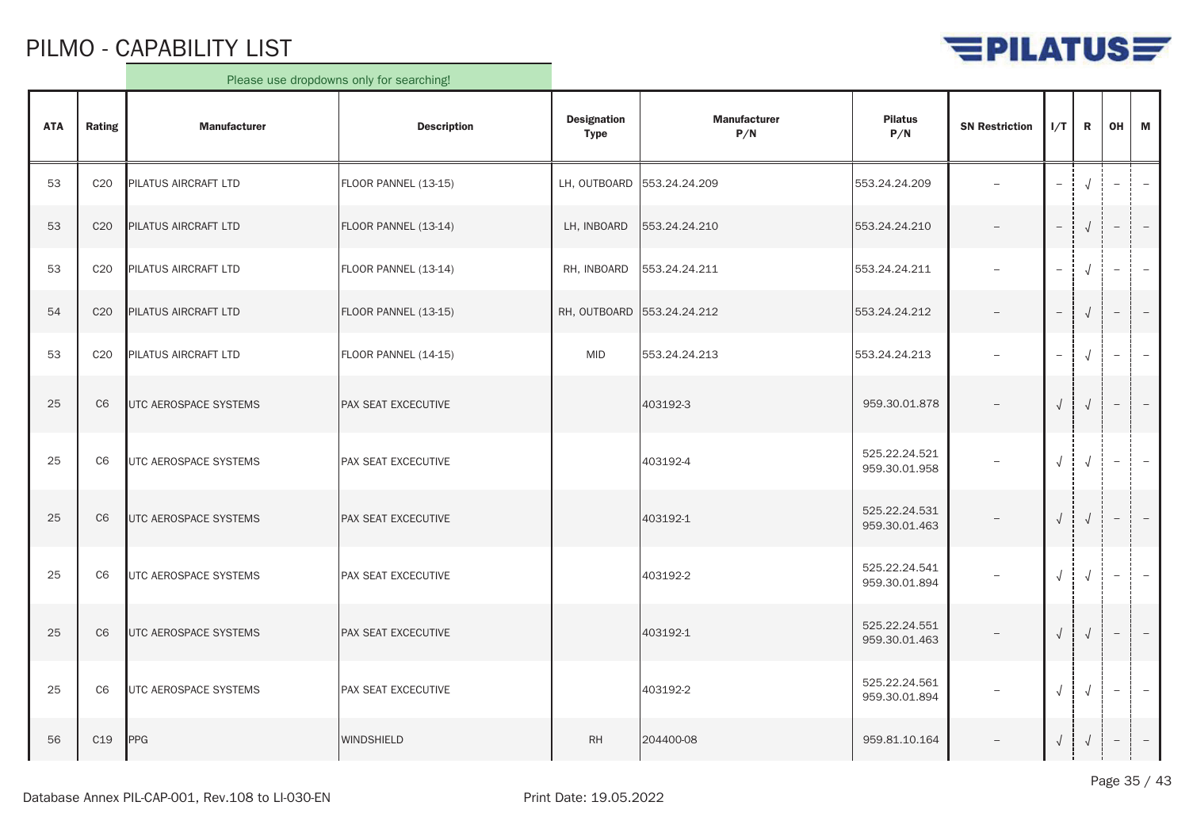# PILMO - CAPABILITY LIST

Please use dropdowns only for searching!

| ATA | Rating | Manufacturer | Description | Designation Type | Manufacturer P/N | Pilatus P/N | SN Restriction | I/T | R | OH | M |
|---|---|---|---|---|---|---|---|---|---|---|---|
| 53 | C20 | PILATUS AIRCRAFT LTD | FLOOR PANNEL (13-15) | LH, OUTBOARD | 553.24.24.209 | 553.24.24.209 | – | – | √ | – | – |
| 53 | C20 | PILATUS AIRCRAFT LTD | FLOOR PANNEL (13-14) | LH, INBOARD | 553.24.24.210 | 553.24.24.210 | – | – | √ | – | – |
| 53 | C20 | PILATUS AIRCRAFT LTD | FLOOR PANNEL (13-14) | RH, INBOARD | 553.24.24.211 | 553.24.24.211 | – | – | √ | – | – |
| 54 | C20 | PILATUS AIRCRAFT LTD | FLOOR PANNEL (13-15) | RH, OUTBOARD | 553.24.24.212 | 553.24.24.212 | – | – | √ | – | – |
| 53 | C20 | PILATUS AIRCRAFT LTD | FLOOR PANNEL (14-15) | MID | 553.24.24.213 | 553.24.24.213 | – | – | √ | – | – |
| 25 | C6 | UTC AEROSPACE SYSTEMS | PAX SEAT EXCECUTIVE | | 403192-3 | 959.30.01.878 | – | √ | √ | – | – |
| 25 | C6 | UTC AEROSPACE SYSTEMS | PAX SEAT EXCECUTIVE | | 403192-4 | 525.22.24.521<br>959.30.01.958 | – | √ | √ | – | – |
| 25 | C6 | UTC AEROSPACE SYSTEMS | PAX SEAT EXCECUTIVE | | 403192-1 | 525.22.24.531<br>959.30.01.463 | – | √ | √ | – | – |
| 25 | C6 | UTC AEROSPACE SYSTEMS | PAX SEAT EXCECUTIVE | | 403192-2 | 525.22.24.541<br>959.30.01.894 | – | √ | √ | – | – |
| 25 | C6 | UTC AEROSPACE SYSTEMS | PAX SEAT EXCECUTIVE | | 403192-1 | 525.22.24.551<br>959.30.01.463 | – | √ | √ | – | – |
| 25 | C6 | UTC AEROSPACE SYSTEMS | PAX SEAT EXCECUTIVE | | 403192-2 | 525.22.24.561<br>959.30.01.894 | – | √ | √ | – | – |
| 56 | C19 | PPG | WINDSHIELD | RH | 204400-08 | 959.81.10.164 | – | √ | √ | – | – |

Database Annex PIL-CAP-001, Rev.108 to LI-030-EN

Print Date: 19.05.2022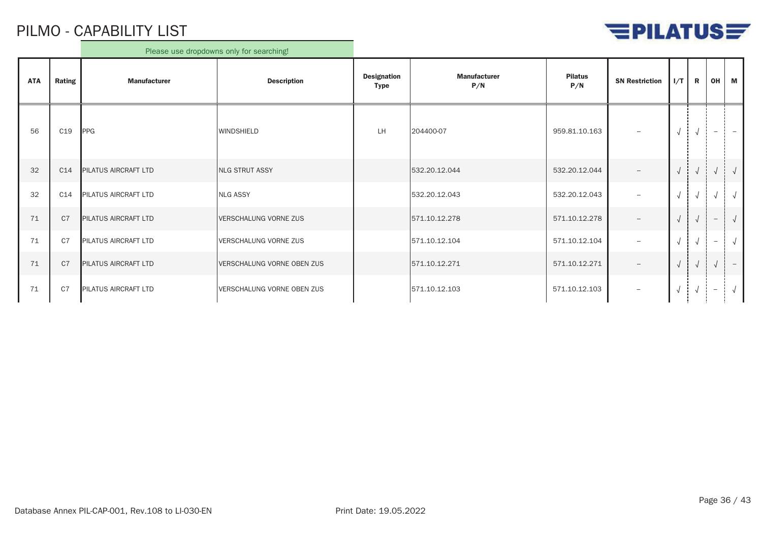# PILMO - CAPABILITY LIST

Please use dropdowns only for searching!

| ATA | Rating | Manufacturer | Description | Designation Type | Manufacturer P/N | Pilatus P/N | SN Restriction | I/T | R | OH | M |
|---|---|---|---|---|---|---|---|---|---|---|---|
| 56 | C19 | PPG | WINDSHIELD | LH | 204400-07 | 959.81.10.163 | – | √ | √ | – | – |
| 32 | C14 | PILATUS AIRCRAFT LTD | NLG STRUT ASSY | | 532.20.12.044 | 532.20.12.044 | – | √ | √ | √ | √ |
| 32 | C14 | PILATUS AIRCRAFT LTD | NLG ASSY | | 532.20.12.043 | 532.20.12.043 | – | √ | √ | √ | √ |
| 71 | C7 | PILATUS AIRCRAFT LTD | VERSCHALUNG VORNE ZUS | | 571.10.12.278 | 571.10.12.278 | – | √ | √ | – | √ |
| 71 | C7 | PILATUS AIRCRAFT LTD | VERSCHALUNG VORNE ZUS | | 571.10.12.104 | 571.10.12.104 | – | √ | √ | – | √ |
| 71 | C7 | PILATUS AIRCRAFT LTD | VERSCHALUNG VORNE OBEN ZUS | | 571.10.12.271 | 571.10.12.271 | – | √ | √ | √ | – |
| 71 | C7 | PILATUS AIRCRAFT LTD | VERSCHALUNG VORNE OBEN ZUS | | 571.10.12.103 | 571.10.12.103 | – | √ | √ | – | √ |

Database Annex PIL-CAP-001, Rev.108 to LI-030-EN

Print Date: 19.05.2022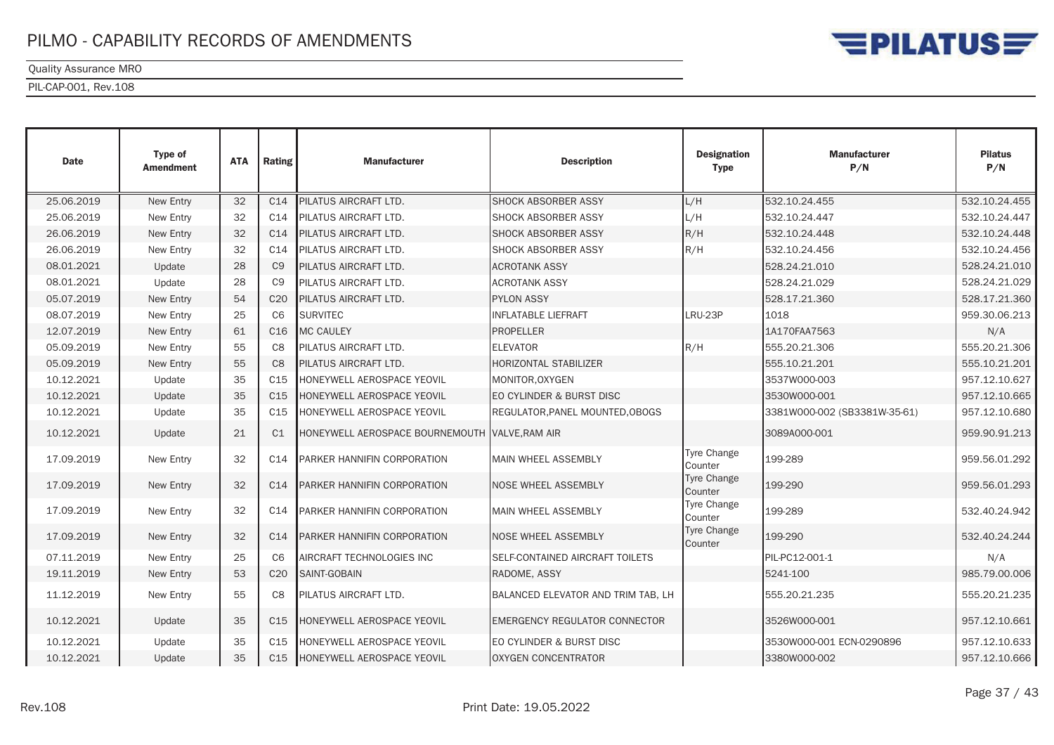| Date | Type of Amendment | ATA | Rating | Manufacturer | Description | Designation Type | Manufacturer P/N | Pilatus P/N |
|---|---|---|---|---|---|---|---|---|
| 25.06.2019 | New Entry | 32 | C14 | PILATUS AIRCRAFT LTD. | SHOCK ABSORBER ASSY | L/H | 532.10.24.455 | 532.10.24.455 |
| 25.06.2019 | New Entry | 32 | C14 | PILATUS AIRCRAFT LTD. | SHOCK ABSORBER ASSY | L/H | 532.10.24.447 | 532.10.24.447 |
| 26.06.2019 | New Entry | 32 | C14 | PILATUS AIRCRAFT LTD. | SHOCK ABSORBER ASSY | R/H | 532.10.24.448 | 532.10.24.448 |
| 26.06.2019 | New Entry | 32 | C14 | PILATUS AIRCRAFT LTD. | SHOCK ABSORBER ASSY | R/H | 532.10.24.456 | 532.10.24.456 |
| 08.01.2021 | Update | 28 | C9 | PILATUS AIRCRAFT LTD. | ACROTANK ASSY | | 528.24.21.010 | 528.24.21.010 |
| 08.01.2021 | Update | 28 | C9 | PILATUS AIRCRAFT LTD. | ACROTANK ASSY | | 528.24.21.029 | 528.24.21.029 |
| 05.07.2019 | New Entry | 54 | C20 | PILATUS AIRCRAFT LTD. | PYLON ASSY | | 528.17.21.360 | 528.17.21.360 |
| 08.07.2019 | New Entry | 25 | C6 | SURVITEC | INFLATABLE LIEFRAFT | LRU-23P | 1018 | 959.30.06.213 |
| 12.07.2019 | New Entry | 61 | C16 | MC CAULEY | PROPELLER | | 1A170FAA7563 | N/A |
| 05.09.2019 | New Entry | 55 | C8 | PILATUS AIRCRAFT LTD. | ELEVATOR | R/H | 555.20.21.306 | 555.20.21.306 |
| 05.09.2019 | New Entry | 55 | C8 | PILATUS AIRCRAFT LTD. | HORIZONTAL STABILIZER | | 555.10.21.201 | 555.10.21.201 |
| 10.12.2021 | Update | 35 | C15 | HONEYWELL AEROSPACE YEOVIL | MONITOR,OXYGEN | | 3537W000-003 | 957.12.10.627 |
| 10.12.2021 | Update | 35 | C15 | HONEYWELL AEROSPACE YEOVIL | EO CYLINDER & BURST DISC | | 3530W000-001 | 957.12.10.665 |
| 10.12.2021 | Update | 35 | C15 | HONEYWELL AEROSPACE YEOVIL | REGULATOR,PANEL MOUNTED,OBOGS | | 3381W000-002 (SB3381W-35-61) | 957.12.10.680 |
| 10.12.2021 | Update | 21 | C1 | HONEYWELL AEROSPACE BOURNEMOUTH | VALVE,RAM AIR | | 3089A000-001 | 959.90.91.213 |
| 17.09.2019 | New Entry | 32 | C14 | PARKER HANNIFIN CORPORATION | MAIN WHEEL ASSEMBLY | Tyre Change Counter | 199-289 | 959.56.01.292 |
| 17.09.2019 | New Entry | 32 | C14 | PARKER HANNIFIN CORPORATION | NOSE WHEEL ASSEMBLY | Tyre Change Counter | 199-290 | 959.56.01.293 |
| 17.09.2019 | New Entry | 32 | C14 | PARKER HANNIFIN CORPORATION | MAIN WHEEL ASSEMBLY | Tyre Change Counter | 199-289 | 532.40.24.942 |
| 17.09.2019 | New Entry | 32 | C14 | PARKER HANNIFIN CORPORATION | NOSE WHEEL ASSEMBLY | Tyre Change Counter | 199-290 | 532.40.24.244 |
| 07.11.2019 | New Entry | 25 | C6 | AIRCRAFT TECHNOLOGIES INC | SELF-CONTAINED AIRCRAFT TOILETS | | PIL-PC12-001-1 | N/A |
| 19.11.2019 | New Entry | 53 | C20 | SAINT-GOBAIN | RADOME, ASSY | | 5241-100 | 985.79.00.006 |
| 11.12.2019 | New Entry | 55 | C8 | PILATUS AIRCRAFT LTD. | BALANCED ELEVATOR AND TRIM TAB, LH | | 555.20.21.235 | 555.20.21.235 |
| 10.12.2021 | Update | 35 | C15 | HONEYWELL AEROSPACE YEOVIL | EMERGENCY REGULATOR CONNECTOR | | 3526W000-001 | 957.12.10.661 |
| 10.12.2021 | Update | 35 | C15 | HONEYWELL AEROSPACE YEOVIL | EO CYLINDER & BURST DISC | | 3530W000-001 ECN-0290896 | 957.12.10.633 |
| 10.12.2021 | Update | 35 | C15 | HONEYWELL AEROSPACE YEOVIL | OXYGEN CONCENTRATOR | | 3380W000-002 | 957.12.10.666 |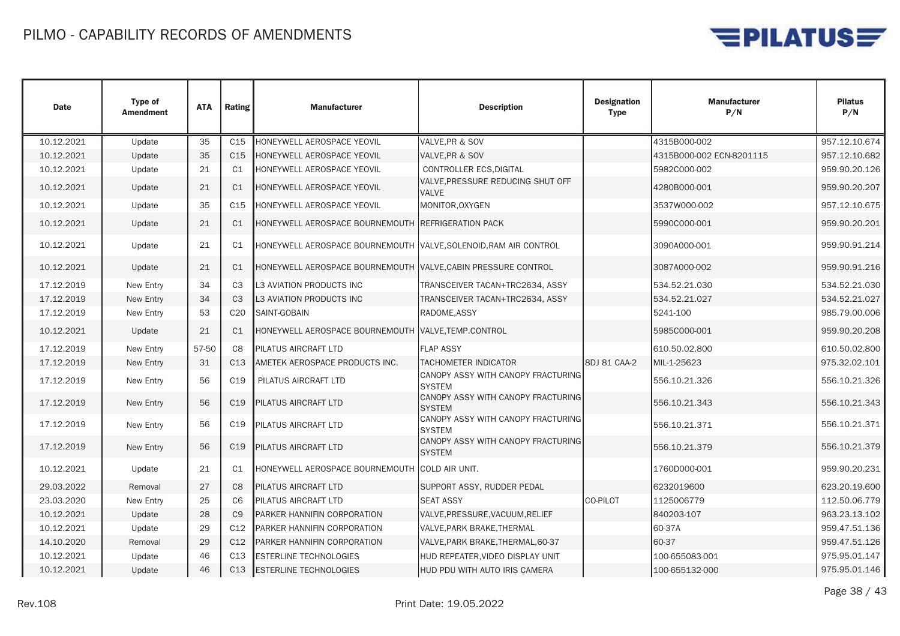# PILMO - CAPABILITY RECORDS OF AMENDMENTS

| Date | Type of Amendment | ATA | Rating | Manufacturer | Description | Designation Type | Manufacturer P/N | Pilatus P/N |
|---|---|---|---|---|---|---|---|---|
| 10.12.2021 | Update | 35 | C15 | HONEYWELL AEROSPACE YEOVIL | VALVE,PR & SOV | | 4315B000-002 | 957.12.10.674 |
| 10.12.2021 | Update | 35 | C15 | HONEYWELL AEROSPACE YEOVIL | VALVE,PR & SOV | | 4315B000-002 ECN-8201115 | 957.12.10.682 |
| 10.12.2021 | Update | 21 | C1 | HONEYWELL AEROSPACE YEOVIL | CONTROLLER ECS,DIGITAL | | 5982C000-002 | 959.90.20.126 |
| 10.12.2021 | Update | 21 | C1 | HONEYWELL AEROSPACE YEOVIL | VALVE,PRESSURE REDUCING SHUT OFF VALVE | | 4280B000-001 | 959.90.20.207 |
| 10.12.2021 | Update | 35 | C15 | HONEYWELL AEROSPACE YEOVIL | MONITOR,OXYGEN | | 3537W000-002 | 957.12.10.675 |
| 10.12.2021 | Update | 21 | C1 | HONEYWELL AEROSPACE BOURNEMOUTH | REFRIGERATION PACK | | 5990C000-001 | 959.90.20.201 |
| 10.12.2021 | Update | 21 | C1 | HONEYWELL AEROSPACE BOURNEMOUTH | VALVE,SOLENOID,RAM AIR CONTROL | | 3090A000-001 | 959.90.91.214 |
| 10.12.2021 | Update | 21 | C1 | HONEYWELL AEROSPACE BOURNEMOUTH | VALVE,CABIN PRESSURE CONTROL | | 3087A000-002 | 959.90.91.216 |
| 17.12.2019 | New Entry | 34 | C3 | L3 AVIATION PRODUCTS INC | TRANSCEIVER TACAN+TRC2634, ASSY | | 534.52.21.030 | 534.52.21.030 |
| 17.12.2019 | New Entry | 34 | C3 | L3 AVIATION PRODUCTS INC | TRANSCEIVER TACAN+TRC2634, ASSY | | 534.52.21.027 | 534.52.21.027 |
| 17.12.2019 | New Entry | 53 | C20 | SAINT-GOBAIN | RADOME,ASSY | | 5241-100 | 985.79.00.006 |
| 10.12.2021 | Update | 21 | C1 | HONEYWELL AEROSPACE BOURNEMOUTH | VALVE,TEMP.CONTROL | | 5985C000-001 | 959.90.20.208 |
| 17.12.2019 | New Entry | 57-50 | C8 | PILATUS AIRCRAFT LTD | FLAP ASSY | | 610.50.02.800 | 610.50.02.800 |
| 17.12.2019 | New Entry | 31 | C13 | AMETEK AEROSPACE PRODUCTS INC. | TACHOMETER INDICATOR | 8DJ 81 CAA-2 | MIL-1-25623 | 975.32.02.101 |
| 17.12.2019 | New Entry | 56 | C19 | PILATUS AIRCRAFT LTD | CANOPY ASSY WITH CANOPY FRACTURING SYSTEM | | 556.10.21.326 | 556.10.21.326 |
| 17.12.2019 | New Entry | 56 | C19 | PILATUS AIRCRAFT LTD | CANOPY ASSY WITH CANOPY FRACTURING SYSTEM | | 556.10.21.343 | 556.10.21.343 |
| 17.12.2019 | New Entry | 56 | C19 | PILATUS AIRCRAFT LTD | CANOPY ASSY WITH CANOPY FRACTURING SYSTEM | | 556.10.21.371 | 556.10.21.371 |
| 17.12.2019 | New Entry | 56 | C19 | PILATUS AIRCRAFT LTD | CANOPY ASSY WITH CANOPY FRACTURING SYSTEM | | 556.10.21.379 | 556.10.21.379 |
| 10.12.2021 | Update | 21 | C1 | HONEYWELL AEROSPACE BOURNEMOUTH | COLD AIR UNIT. | | 1760D000-001 | 959.90.20.231 |
| 29.03.2022 | Removal | 27 | C8 | PILATUS AIRCRAFT LTD | SUPPORT ASSY, RUDDER PEDAL | | 6232019600 | 623.20.19.600 |
| 23.03.2020 | New Entry | 25 | C6 | PILATUS AIRCRAFT LTD | SEAT ASSY | CO-PILOT | 1125006779 | 112.50.06.779 |
| 10.12.2021 | Update | 28 | C9 | PARKER HANNIFIN CORPORATION | VALVE,PRESSURE,VACUUM,RELIEF | | 840203-107 | 963.23.13.102 |
| 10.12.2021 | Update | 29 | C12 | PARKER HANNIFIN CORPORATION | VALVE,PARK BRAKE,THERMAL | | 60-37A | 959.47.51.136 |
| 14.10.2020 | Removal | 29 | C12 | PARKER HANNIFIN CORPORATION | VALVE,PARK BRAKE,THERMAL,60-37 | | 60-37 | 959.47.51.126 |
| 10.12.2021 | Update | 46 | C13 | ESTERLINE TECHNOLOGIES | HUD REPEATER,VIDEO DISPLAY UNIT | | 100-655083-001 | 975.95.01.147 |
| 10.12.2021 | Update | 46 | C13 | ESTERLINE TECHNOLOGIES | HUD PDU WITH AUTO IRIS CAMERA | | 100-655132-000 | 975.95.01.146 |

Rev.108 Print Date: 19.05.2022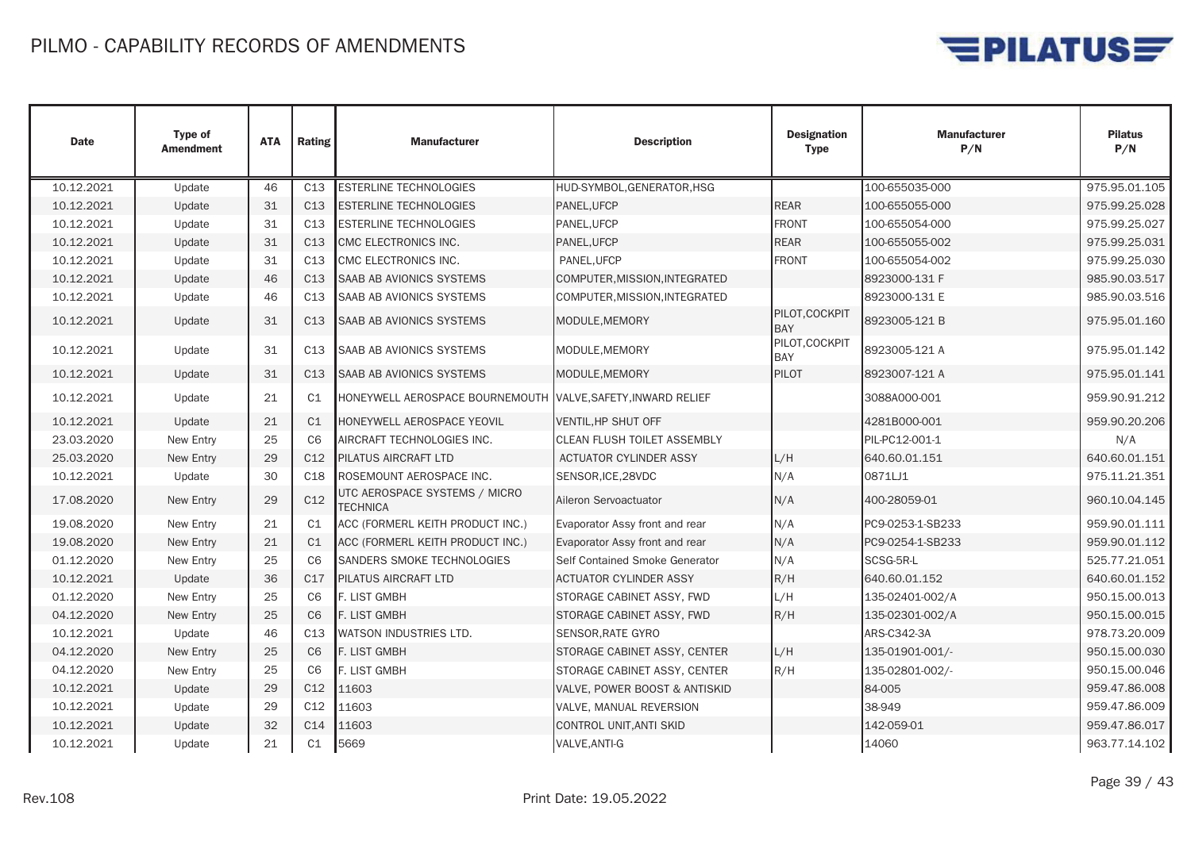# PILMO - CAPABILITY RECORDS OF AMENDMENTS

| Date | Type of Amendment | ATA | Rating | Manufacturer | Description | Designation Type | Manufacturer P/N | Pilatus P/N |
|---|---|---|---|---|---|---|---|---|
| 10.12.2021 | Update | 46 | C13 | ESTERLINE TECHNOLOGIES | HUD-SYMBOL,GENERATOR,HSG | | 100-655035-000 | 975.95.01.105 |
| 10.12.2021 | Update | 31 | C13 | ESTERLINE TECHNOLOGIES | PANEL,UFCP | REAR | 100-655055-000 | 975.99.25.028 |
| 10.12.2021 | Update | 31 | C13 | ESTERLINE TECHNOLOGIES | PANEL,UFCP | FRONT | 100-655054-000 | 975.99.25.027 |
| 10.12.2021 | Update | 31 | C13 | CMC ELECTRONICS INC. | PANEL,UFCP | REAR | 100-655055-002 | 975.99.25.031 |
| 10.12.2021 | Update | 31 | C13 | CMC ELECTRONICS INC. | PANEL,UFCP | FRONT | 100-655054-002 | 975.99.25.030 |
| 10.12.2021 | Update | 46 | C13 | SAAB AB AVIONICS SYSTEMS | COMPUTER,MISSION,INTEGRATED | | 8923000-131 F | 985.90.03.517 |
| 10.12.2021 | Update | 46 | C13 | SAAB AB AVIONICS SYSTEMS | COMPUTER,MISSION,INTEGRATED | | 8923000-131 E | 985.90.03.516 |
| 10.12.2021 | Update | 31 | C13 | SAAB AB AVIONICS SYSTEMS | MODULE,MEMORY | PILOT,COCKPIT BAY | 8923005-121 B | 975.95.01.160 |
| 10.12.2021 | Update | 31 | C13 | SAAB AB AVIONICS SYSTEMS | MODULE,MEMORY | PILOT,COCKPIT BAY | 8923005-121 A | 975.95.01.142 |
| 10.12.2021 | Update | 31 | C13 | SAAB AB AVIONICS SYSTEMS | MODULE,MEMORY | PILOT | 8923007-121 A | 975.95.01.141 |
| 10.12.2021 | Update | 21 | C1 | HONEYWELL AEROSPACE BOURNEMOUTH | VALVE,SAFETY,INWARD RELIEF | | 3088A000-001 | 959.90.91.212 |
| 10.12.2021 | Update | 21 | C1 | HONEYWELL AEROSPACE YEOVIL | VENTIL,HP SHUT OFF | | 4281B000-001 | 959.90.20.206 |
| 23.03.2020 | New Entry | 25 | C6 | AIRCRAFT TECHNOLOGIES INC. | CLEAN FLUSH TOILET ASSEMBLY | | PIL-PC12-001-1 | N/A |
| 25.03.2020 | New Entry | 29 | C12 | PILATUS AIRCRAFT LTD | ACTUATOR CYLINDER ASSY | L/H | 640.60.01.151 | 640.60.01.151 |
| 10.12.2021 | Update | 30 | C18 | ROSEMOUNT AEROSPACE INC. | SENSOR,ICE,28VDC | N/A | 0871LJ1 | 975.11.21.351 |
| 17.08.2020 | New Entry | 29 | C12 | UTC AEROSPACE SYSTEMS / MICRO TECHNICA | Aileron Servoactuator | N/A | 400-28059-01 | 960.10.04.145 |
| 19.08.2020 | New Entry | 21 | C1 | ACC (FORMERL KEITH PRODUCT INC.) | Evaporator Assy front and rear | N/A | PC9-0253-1-SB233 | 959.90.01.111 |
| 19.08.2020 | New Entry | 21 | C1 | ACC (FORMERL KEITH PRODUCT INC.) | Evaporator Assy front and rear | N/A | PC9-0254-1-SB233 | 959.90.01.112 |
| 01.12.2020 | New Entry | 25 | C6 | SANDERS SMOKE TECHNOLOGIES | Self Contained Smoke Generator | N/A | SCSG-5R-L | 525.77.21.051 |
| 10.12.2021 | Update | 36 | C17 | PILATUS AIRCRAFT LTD | ACTUATOR CYLINDER ASSY | R/H | 640.60.01.152 | 640.60.01.152 |
| 01.12.2020 | New Entry | 25 | C6 | F. LIST GMBH | STORAGE CABINET ASSY, FWD | L/H | 135-02401-002/A | 950.15.00.013 |
| 04.12.2020 | New Entry | 25 | C6 | F. LIST GMBH | STORAGE CABINET ASSY, FWD | R/H | 135-02301-002/A | 950.15.00.015 |
| 10.12.2021 | Update | 46 | C13 | WATSON INDUSTRIES LTD. | SENSOR,RATE GYRO | | ARS-C342-3A | 978.73.20.009 |
| 04.12.2020 | New Entry | 25 | C6 | F. LIST GMBH | STORAGE CABINET ASSY, CENTER | L/H | 135-01901-001/- | 950.15.00.030 |
| 04.12.2020 | New Entry | 25 | C6 | F. LIST GMBH | STORAGE CABINET ASSY, CENTER | R/H | 135-02801-002/- | 950.15.00.046 |
| 10.12.2021 | Update | 29 | C12 | 11603 | VALVE, POWER BOOST & ANTISKID | | 84-005 | 959.47.86.008 |
| 10.12.2021 | Update | 29 | C12 | 11603 | VALVE, MANUAL REVERSION | | 38-949 | 959.47.86.009 |
| 10.12.2021 | Update | 32 | C14 | 11603 | CONTROL UNIT,ANTI SKID | | 142-059-01 | 959.47.86.017 |
| 10.12.2021 | Update | 21 | C1 | 5669 | VALVE,ANTI-G | | 14060 | 963.77.14.102 |

Rev.108 — Print Date: 19.05.2022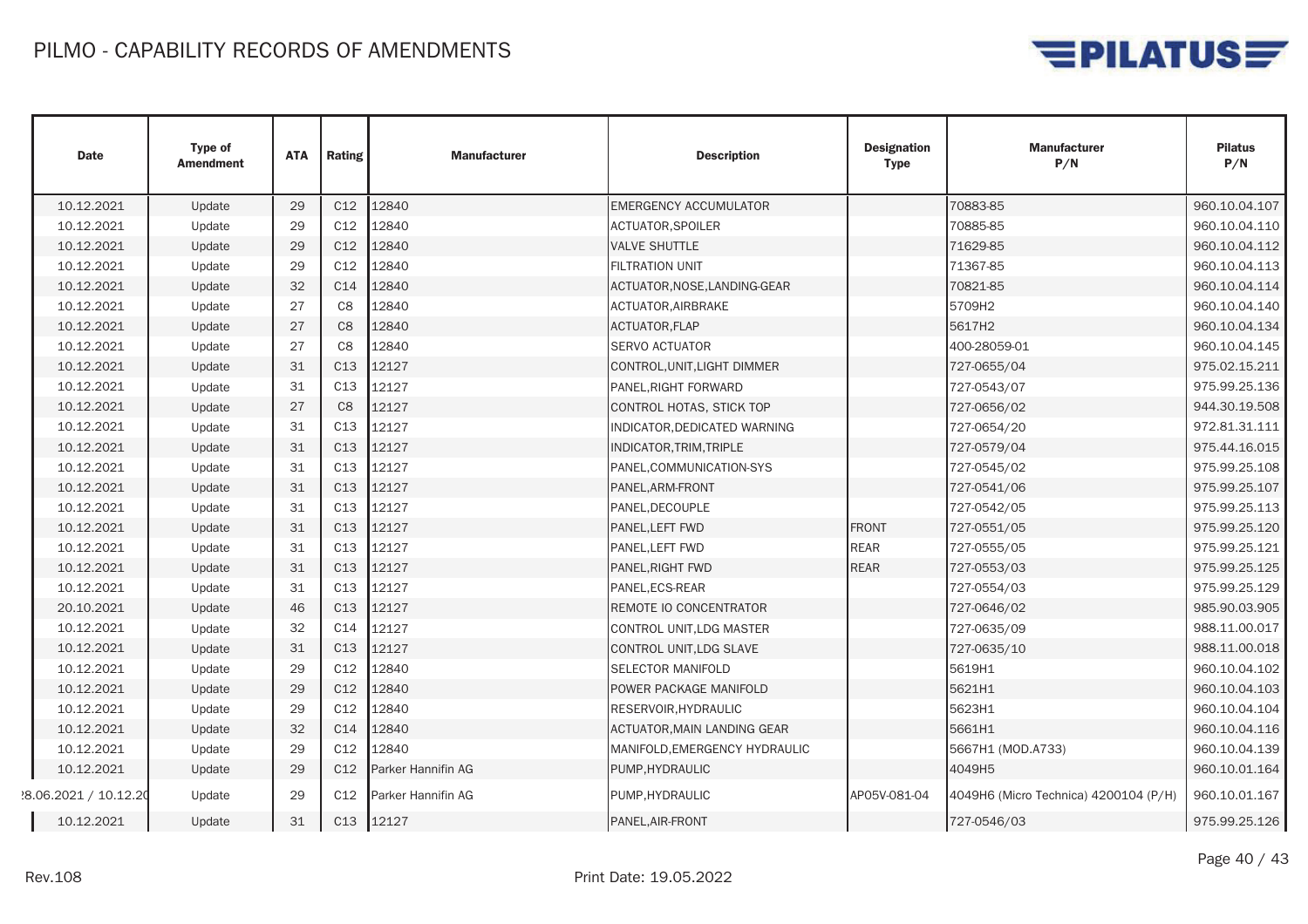# PILMO - CAPABILITY RECORDS OF AMENDMENTS

| Date | Type of Amendment | ATA | Rating | Manufacturer | Description | Designation Type | Manufacturer P/N | Pilatus P/N |
|---|---|---|---|---|---|---|---|---|
| 10.12.2021 | Update | 29 | C12 | 12840 | EMERGENCY ACCUMULATOR | | 70883-85 | 960.10.04.107 |
| 10.12.2021 | Update | 29 | C12 | 12840 | ACTUATOR,SPOILER | | 70885-85 | 960.10.04.110 |
| 10.12.2021 | Update | 29 | C12 | 12840 | VALVE SHUTTLE | | 71629-85 | 960.10.04.112 |
| 10.12.2021 | Update | 29 | C12 | 12840 | FILTRATION UNIT | | 71367-85 | 960.10.04.113 |
| 10.12.2021 | Update | 32 | C14 | 12840 | ACTUATOR,NOSE,LANDING-GEAR | | 70821-85 | 960.10.04.114 |
| 10.12.2021 | Update | 27 | C8 | 12840 | ACTUATOR,AIRBRAKE | | 5709H2 | 960.10.04.140 |
| 10.12.2021 | Update | 27 | C8 | 12840 | ACTUATOR,FLAP | | 5617H2 | 960.10.04.134 |
| 10.12.2021 | Update | 27 | C8 | 12840 | SERVO ACTUATOR | | 400-28059-01 | 960.10.04.145 |
| 10.12.2021 | Update | 31 | C13 | 12127 | CONTROL,UNIT,LIGHT DIMMER | | 727-0655/04 | 975.02.15.211 |
| 10.12.2021 | Update | 31 | C13 | 12127 | PANEL,RIGHT FORWARD | | 727-0543/07 | 975.99.25.136 |
| 10.12.2021 | Update | 27 | C8 | 12127 | CONTROL HOTAS, STICK TOP | | 727-0656/02 | 944.30.19.508 |
| 10.12.2021 | Update | 31 | C13 | 12127 | INDICATOR,DEDICATED WARNING | | 727-0654/20 | 972.81.31.111 |
| 10.12.2021 | Update | 31 | C13 | 12127 | INDICATOR,TRIM,TRIPLE | | 727-0579/04 | 975.44.16.015 |
| 10.12.2021 | Update | 31 | C13 | 12127 | PANEL,COMMUNICATION-SYS | | 727-0545/02 | 975.99.25.108 |
| 10.12.2021 | Update | 31 | C13 | 12127 | PANEL,ARM-FRONT | | 727-0541/06 | 975.99.25.107 |
| 10.12.2021 | Update | 31 | C13 | 12127 | PANEL,DECOUPLE | | 727-0542/05 | 975.99.25.113 |
| 10.12.2021 | Update | 31 | C13 | 12127 | PANEL,LEFT FWD | FRONT | 727-0551/05 | 975.99.25.120 |
| 10.12.2021 | Update | 31 | C13 | 12127 | PANEL,LEFT FWD | REAR | 727-0555/05 | 975.99.25.121 |
| 10.12.2021 | Update | 31 | C13 | 12127 | PANEL,RIGHT FWD | REAR | 727-0553/03 | 975.99.25.125 |
| 10.12.2021 | Update | 31 | C13 | 12127 | PANEL,ECS-REAR | | 727-0554/03 | 975.99.25.129 |
| 20.10.2021 | Update | 46 | C13 | 12127 | REMOTE IO CONCENTRATOR | | 727-0646/02 | 985.90.03.905 |
| 10.12.2021 | Update | 32 | C14 | 12127 | CONTROL UNIT,LDG MASTER | | 727-0635/09 | 988.11.00.017 |
| 10.12.2021 | Update | 31 | C13 | 12127 | CONTROL UNIT,LDG SLAVE | | 727-0635/10 | 988.11.00.018 |
| 10.12.2021 | Update | 29 | C12 | 12840 | SELECTOR MANIFOLD | | 5619H1 | 960.10.04.102 |
| 10.12.2021 | Update | 29 | C12 | 12840 | POWER PACKAGE MANIFOLD | | 5621H1 | 960.10.04.103 |
| 10.12.2021 | Update | 29 | C12 | 12840 | RESERVOIR,HYDRAULIC | | 5623H1 | 960.10.04.104 |
| 10.12.2021 | Update | 32 | C14 | 12840 | ACTUATOR,MAIN LANDING GEAR | | 5661H1 | 960.10.04.116 |
| 10.12.2021 | Update | 29 | C12 | 12840 | MANIFOLD,EMERGENCY HYDRAULIC | | 5667H1 (MOD.A733) | 960.10.04.139 |
| 10.12.2021 | Update | 29 | C12 | Parker Hannifin AG | PUMP,HYDRAULIC | | 4049H5 | 960.10.01.164 |
| 28.06.2021 / 10.12.20 | Update | 29 | C12 | Parker Hannifin AG | PUMP,HYDRAULIC | AP05V-081-04 | 4049H6 (Micro Technica) 4200104 (P/H) | 960.10.01.167 |
| 10.12.2021 | Update | 31 | C13 | 12127 | PANEL,AIR-FRONT | | 727-0546/03 | 975.99.25.126 |

Rev.108 Print Date: 19.05.2022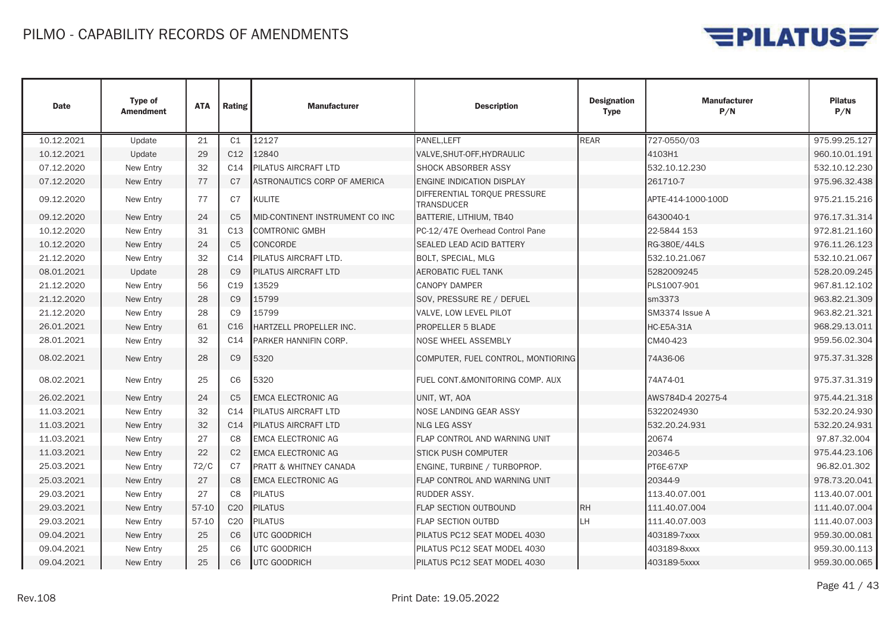# PILMO - CAPABILITY RECORDS OF AMENDMENTS

| Date | Type of Amendment | ATA | Rating | Manufacturer | Description | Designation Type | Manufacturer P/N | Pilatus P/N |
|---|---|---|---|---|---|---|---|---|
| 10.12.2021 | Update | 21 | C1 | 12127 | PANEL,LEFT | REAR | 727-0550/03 | 975.99.25.127 |
| 10.12.2021 | Update | 29 | C12 | 12840 | VALVE,SHUT-OFF,HYDRAULIC | | 4103H1 | 960.10.01.191 |
| 07.12.2020 | New Entry | 32 | C14 | PILATUS AIRCRAFT LTD | SHOCK ABSORBER ASSY | | 532.10.12.230 | 532.10.12.230 |
| 07.12.2020 | New Entry | 77 | C7 | ASTRONAUTICS CORP OF AMERICA | ENGINE INDICATION DISPLAY | | 261710-7 | 975.96.32.438 |
| 09.12.2020 | New Entry | 77 | C7 | KULITE | DIFFERENTIAL TORQUE PRESSURE TRANSDUCER | | APTE-414-1000-100D | 975.21.15.216 |
| 09.12.2020 | New Entry | 24 | C5 | MID-CONTINENT INSTRUMENT CO INC | BATTERIE, LITHIUM, TB40 | | 6430040-1 | 976.17.31.314 |
| 10.12.2020 | New Entry | 31 | C13 | COMTRONIC GMBH | PC-12/47E Overhead Control Pane | | 22-5844 153 | 972.81.21.160 |
| 10.12.2020 | New Entry | 24 | C5 | CONCORDE | SEALED LEAD ACID BATTERY | | RG-380E/44LS | 976.11.26.123 |
| 21.12.2020 | New Entry | 32 | C14 | PILATUS AIRCRAFT LTD. | BOLT, SPECIAL, MLG | | 532.10.21.067 | 532.10.21.067 |
| 08.01.2021 | Update | 28 | C9 | PILATUS AIRCRAFT LTD | AEROBATIC FUEL TANK | | 5282009245 | 528.20.09.245 |
| 21.12.2020 | New Entry | 56 | C19 | 13529 | CANOPY DAMPER | | PLS1007-901 | 967.81.12.102 |
| 21.12.2020 | New Entry | 28 | C9 | 15799 | SOV, PRESSURE RE / DEFUEL | | sm3373 | 963.82.21.309 |
| 21.12.2020 | New Entry | 28 | C9 | 15799 | VALVE, LOW LEVEL PILOT | | SM3374 Issue A | 963.82.21.321 |
| 26.01.2021 | New Entry | 61 | C16 | HARTZELL PROPELLER INC. | PROPELLER 5 BLADE | | HC-E5A-31A | 968.29.13.011 |
| 28.01.2021 | New Entry | 32 | C14 | PARKER HANNIFIN CORP. | NOSE WHEEL ASSEMBLY | | CM40-423 | 959.56.02.304 |
| 08.02.2021 | New Entry | 28 | C9 | 5320 | COMPUTER, FUEL CONTROL, MONTIORING | | 74A36-06 | 975.37.31.328 |
| 08.02.2021 | New Entry | 25 | C6 | 5320 | FUEL CONT.&MONITORING COMP. AUX | | 74A74-01 | 975.37.31.319 |
| 26.02.2021 | New Entry | 24 | C5 | EMCA ELECTRONIC AG | UNIT, WT, AOA | | AWS784D-4 20275-4 | 975.44.21.318 |
| 11.03.2021 | New Entry | 32 | C14 | PILATUS AIRCRAFT LTD | NOSE LANDING GEAR ASSY | | 5322024930 | 532.20.24.930 |
| 11.03.2021 | New Entry | 32 | C14 | PILATUS AIRCRAFT LTD | NLG LEG ASSY | | 532.20.24.931 | 532.20.24.931 |
| 11.03.2021 | New Entry | 27 | C8 | EMCA ELECTRONIC AG | FLAP CONTROL AND WARNING UNIT | | 20674 | 97.87.32.004 |
| 11.03.2021 | New Entry | 22 | C2 | EMCA ELECTRONIC AG | STICK PUSH COMPUTER | | 20346-5 | 975.44.23.106 |
| 25.03.2021 | New Entry | 72/C | C7 | PRATT & WHITNEY CANADA | ENGINE, TURBINE / TURBOPROP. | | PT6E-67XP | 96.82.01.302 |
| 25.03.2021 | New Entry | 27 | C8 | EMCA ELECTRONIC AG | FLAP CONTROL AND WARNING UNIT | | 20344-9 | 978.73.20.041 |
| 29.03.2021 | New Entry | 27 | C8 | PILATUS | RUDDER ASSY. | | 113.40.07.001 | 113.40.07.001 |
| 29.03.2021 | New Entry | 57-10 | C20 | PILATUS | FLAP SECTION OUTBOUND | RH | 111.40.07.004 | 111.40.07.004 |
| 29.03.2021 | New Entry | 57-10 | C20 | PILATUS | FLAP SECTION OUTBD | LH | 111.40.07.003 | 111.40.07.003 |
| 09.04.2021 | New Entry | 25 | C6 | UTC GOODRICH | PILATUS PC12 SEAT MODEL 4030 | | 403189-7xxxx | 959.30.00.081 |
| 09.04.2021 | New Entry | 25 | C6 | UTC GOODRICH | PILATUS PC12 SEAT MODEL 4030 | | 403189-8xxxx | 959.30.00.113 |
| 09.04.2021 | New Entry | 25 | C6 | UTC GOODRICH | PILATUS PC12 SEAT MODEL 4030 | | 403189-5xxxx | 959.30.00.065 |

Rev.108 Print Date: 19.05.2022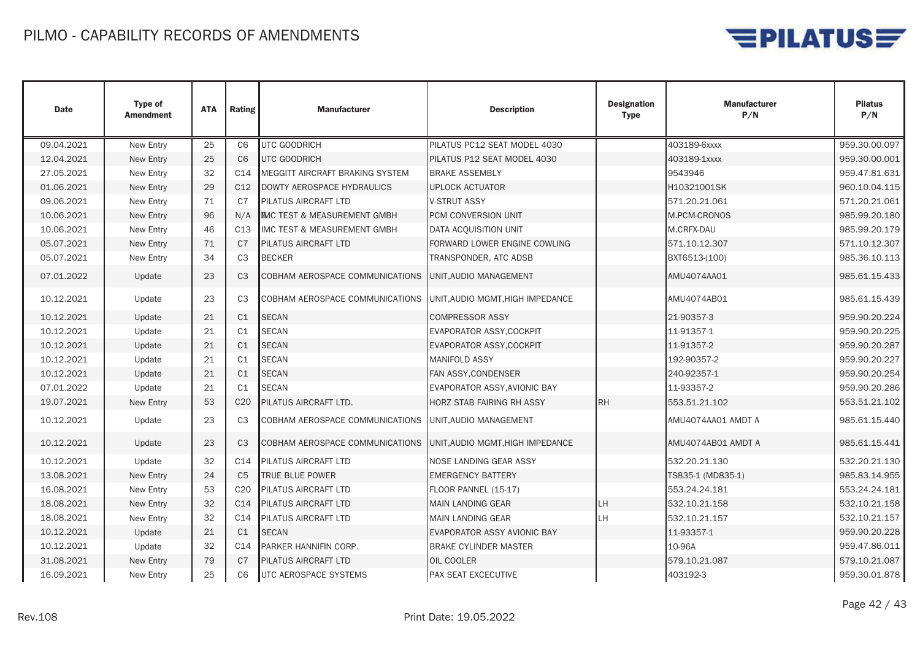# PILMO - CAPABILITY RECORDS OF AMENDMENTS

| Date | Type of Amendment | ATA | Rating | Manufacturer | Description | Designation Type | Manufacturer P/N | Pilatus P/N |
|---|---|---|---|---|---|---|---|---|
| 09.04.2021 | New Entry | 25 | C6 | UTC GOODRICH | PILATUS PC12 SEAT MODEL 4030 | | 403189-6xxxx | 959.30.00.097 |
| 12.04.2021 | New Entry | 25 | C6 | UTC GOODRICH | PILATUS P12 SEAT MODEL 4030 | | 403189-1xxxx | 959.30.00.001 |
| 27.05.2021 | New Entry | 32 | C14 | MEGGITT AIRCRAFT BRAKING SYSTEM | BRAKE ASSEMBLY | | 9543946 | 959.47.81.631 |
| 01.06.2021 | New Entry | 29 | C12 | DOWTY AEROSPACE HYDRAULICS | UPLOCK ACTUATOR | | H10321001SK | 960.10.04.115 |
| 09.06.2021 | New Entry | 71 | C7 | PILATUS AIRCRAFT LTD | V-STRUT ASSY | | 571.20.21.061 | 571.20.21.061 |
| 10.06.2021 | New Entry | 96 | N/A | IMC TEST & MEASUREMENT GMBH | PCM CONVERSION UNIT | | M.PCM-CRONOS | 985.99.20.180 |
| 10.06.2021 | New Entry | 46 | C13 | IMC TEST & MEASUREMENT GMBH | DATA ACQUISITION UNIT | | M.CRFX-DAU | 985.99.20.179 |
| 05.07.2021 | New Entry | 71 | C7 | PILATUS AIRCRAFT LTD | FORWARD LOWER ENGINE COWLING | | 571.10.12.307 | 571.10.12.307 |
| 05.07.2021 | New Entry | 34 | C3 | BECKER | TRANSPONDER, ATC ADSB | | BXT6513-(100) | 985.36.10.113 |
| 07.01.2022 | Update | 23 | C3 | COBHAM AEROSPACE COMMUNICATIONS | UNIT,AUDIO MANAGEMENT | | AMU4074AA01 | 985.61.15.433 |
| 10.12.2021 | Update | 23 | C3 | COBHAM AEROSPACE COMMUNICATIONS | UNIT,AUDIO MGMT,HIGH IMPEDANCE | | AMU4074AB01 | 985.61.15.439 |
| 10.12.2021 | Update | 21 | C1 | SECAN | COMPRESSOR ASSY | | 21-90357-3 | 959.90.20.224 |
| 10.12.2021 | Update | 21 | C1 | SECAN | EVAPORATOR ASSY,COCKPIT | | 11-91357-1 | 959.90.20.225 |
| 10.12.2021 | Update | 21 | C1 | SECAN | EVAPORATOR ASSY,COCKPIT | | 11-91357-2 | 959.90.20.287 |
| 10.12.2021 | Update | 21 | C1 | SECAN | MANIFOLD ASSY | | 192-90357-2 | 959.90.20.227 |
| 10.12.2021 | Update | 21 | C1 | SECAN | FAN ASSY,CONDENSER | | 240-92357-1 | 959.90.20.254 |
| 07.01.2022 | Update | 21 | C1 | SECAN | EVAPORATOR ASSY,AVIONIC BAY | | 11-93357-2 | 959.90.20.286 |
| 19.07.2021 | New Entry | 53 | C20 | PILATUS AIRCRAFT LTD. | HORZ STAB FAIRING RH ASSY | RH | 553.51.21.102 | 553.51.21.102 |
| 10.12.2021 | Update | 23 | C3 | COBHAM AEROSPACE COMMUNICATIONS | UNIT,AUDIO MANAGEMENT | | AMU4074AA01 AMDT A | 985.61.15.440 |
| 10.12.2021 | Update | 23 | C3 | COBHAM AEROSPACE COMMUNICATIONS | UNIT,AUDIO MGMT,HIGH IMPEDANCE | | AMU4074AB01 AMDT A | 985.61.15.441 |
| 10.12.2021 | Update | 32 | C14 | PILATUS AIRCRAFT LTD | NOSE LANDING GEAR ASSY | | 532.20.21.130 | 532.20.21.130 |
| 13.08.2021 | New Entry | 24 | C5 | TRUE BLUE POWER | EMERGENCY BATTERY | | TS835-1 (MD835-1) | 985.83.14.955 |
| 16.08.2021 | New Entry | 53 | C20 | PILATUS AIRCRAFT LTD | FLOOR PANNEL (15-17) | | 553.24.24.181 | 553.24.24.181 |
| 18.08.2021 | New Entry | 32 | C14 | PILATUS AIRCRAFT LTD | MAIN LANDING GEAR | LH | 532.10.21.158 | 532.10.21.158 |
| 18.08.2021 | New Entry | 32 | C14 | PILATUS AIRCRAFT LTD | MAIN LANDING GEAR | LH | 532.10.21.157 | 532.10.21.157 |
| 10.12.2021 | Update | 21 | C1 | SECAN | EVAPORATOR ASSY AVIONIC BAY | | 11-93357-1 | 959.90.20.228 |
| 10.12.2021 | Update | 32 | C14 | PARKER HANNIFIN CORP. | BRAKE CYLINDER MASTER | | 10-96A | 959.47.86.011 |
| 31.08.2021 | New Entry | 79 | C7 | PILATUS AIRCRAFT LTD | OIL COOLER | | 579.10.21.087 | 579.10.21.087 |
| 16.09.2021 | New Entry | 25 | C6 | UTC AEROSPACE SYSTEMS | PAX SEAT EXCECUTIVE | | 403192-3 | 959.30.01.878 |

Rev.108 Print Date: 19.05.2022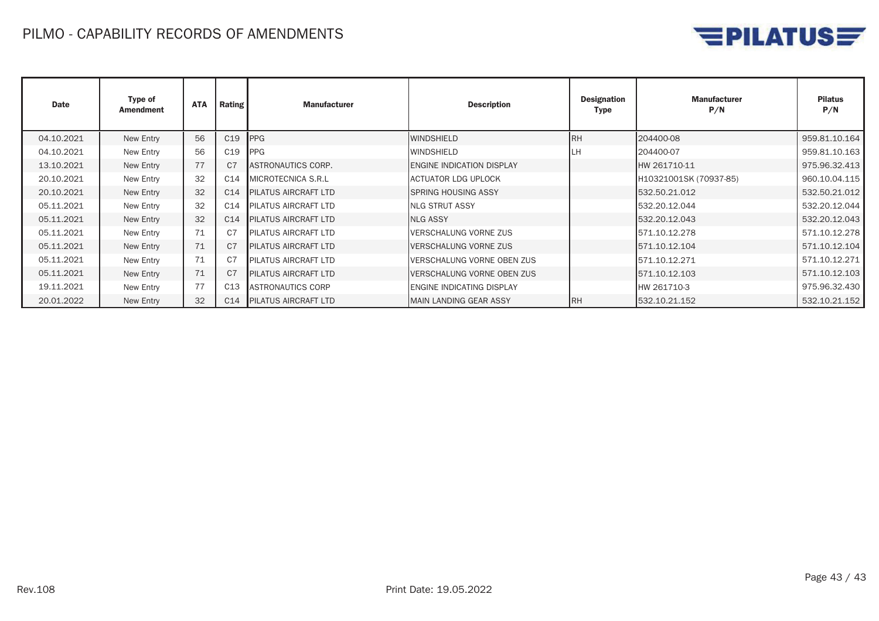| Date | Type of Amendment | ATA | Rating | Manufacturer | Description | Designation Type | Manufacturer P/N | Pilatus P/N |
|---|---|---|---|---|---|---|---|---|
| 04.10.2021 | New Entry | 56 | C19 | PPG | WINDSHIELD | RH | 204400-08 | 959.81.10.164 |
| 04.10.2021 | New Entry | 56 | C19 | PPG | WINDSHIELD | LH | 204400-07 | 959.81.10.163 |
| 13.10.2021 | New Entry | 77 | C7 | ASTRONAUTICS CORP. | ENGINE INDICATION DISPLAY | | HW 261710-11 | 975.96.32.413 |
| 20.10.2021 | New Entry | 32 | C14 | MICROTECNICA S.R.L | ACTUATOR LDG UPLOCK | | H10321001SK (70937-85) | 960.10.04.115 |
| 20.10.2021 | New Entry | 32 | C14 | PILATUS AIRCRAFT LTD | SPRING HOUSING ASSY | | 532.50.21.012 | 532.50.21.012 |
| 05.11.2021 | New Entry | 32 | C14 | PILATUS AIRCRAFT LTD | NLG STRUT ASSY | | 532.20.12.044 | 532.20.12.044 |
| 05.11.2021 | New Entry | 32 | C14 | PILATUS AIRCRAFT LTD | NLG ASSY | | 532.20.12.043 | 532.20.12.043 |
| 05.11.2021 | New Entry | 71 | C7 | PILATUS AIRCRAFT LTD | VERSCHALUNG VORNE ZUS | | 571.10.12.278 | 571.10.12.278 |
| 05.11.2021 | New Entry | 71 | C7 | PILATUS AIRCRAFT LTD | VERSCHALUNG VORNE ZUS | | 571.10.12.104 | 571.10.12.104 |
| 05.11.2021 | New Entry | 71 | C7 | PILATUS AIRCRAFT LTD | VERSCHALUNG VORNE OBEN ZUS | | 571.10.12.271 | 571.10.12.271 |
| 05.11.2021 | New Entry | 71 | C7 | PILATUS AIRCRAFT LTD | VERSCHALUNG VORNE OBEN ZUS | | 571.10.12.103 | 571.10.12.103 |
| 19.11.2021 | New Entry | 77 | C13 | ASTRONAUTICS CORP | ENGINE INDICATING DISPLAY | | HW 261710-3 | 975.96.32.430 |
| 20.01.2022 | New Entry | 32 | C14 | PILATUS AIRCRAFT LTD | MAIN LANDING GEAR ASSY | RH | 532.10.21.152 | 532.10.21.152 |